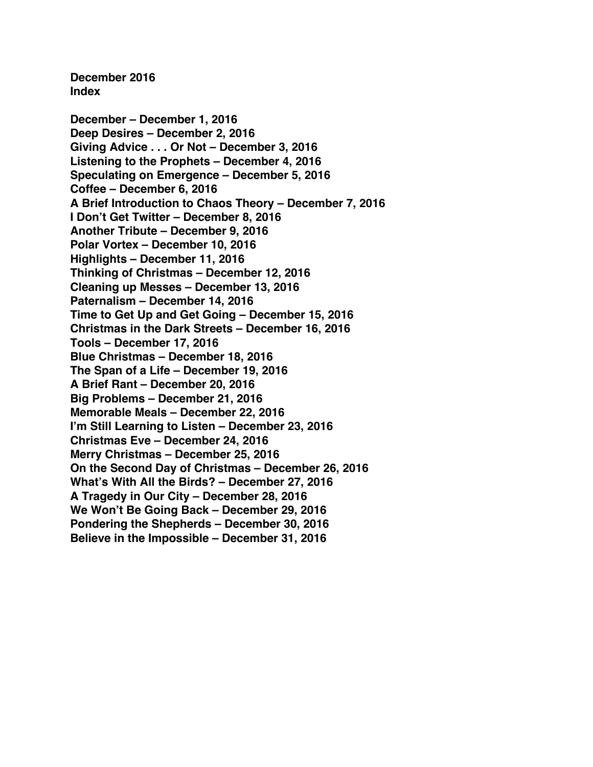**December 2016**
**Index**

**December – December 1, 2016**
**Deep Desires – December 2, 2016**
**Giving Advice . . . Or Not – December 3, 2016**
**Listening to the Prophets – December 4, 2016**
**Speculating on Emergence – December 5, 2016**
**Coffee – December 6, 2016**
**A Brief Introduction to Chaos Theory – December 7, 2016**
**I Don't Get Twitter – December 8, 2016**
**Another Tribute – December 9, 2016**
**Polar Vortex – December 10, 2016**
**Highlights – December 11, 2016**
**Thinking of Christmas – December 12, 2016**
**Cleaning up Messes – December 13, 2016**
**Paternalism – December 14, 2016**
**Time to Get Up and Get Going – December 15, 2016**
**Christmas in the Dark Streets – December 16, 2016**
**Tools – December 17, 2016**
**Blue Christmas – December 18, 2016**
**The Span of a Life – December 19, 2016**
**A Brief Rant – December 20, 2016**
**Big Problems – December 21, 2016**
**Memorable Meals – December 22, 2016**
**I'm Still Learning to Listen – December 23, 2016**
**Christmas Eve – December 24, 2016**
**Merry Christmas – December 25, 2016**
**On the Second Day of Christmas – December 26, 2016**
**What's With All the Birds? – December 27, 2016**
**A Tragedy in Our City – December 28, 2016**
**We Won't Be Going Back – December 29, 2016**
**Pondering the Shepherds – December 30, 2016**
**Believe in the Impossible – December 31, 2016**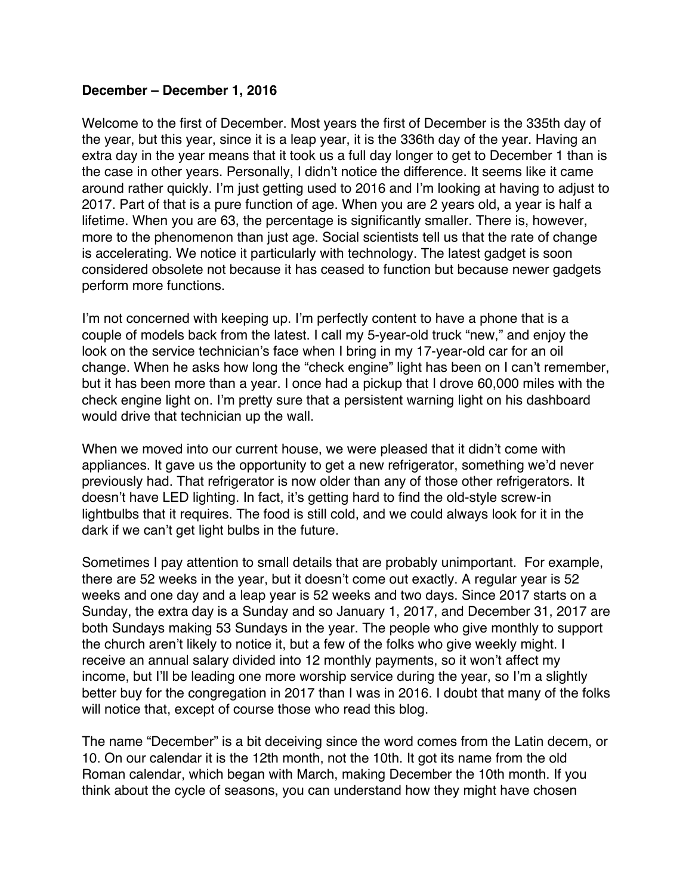**December – December 1, 2016**

Welcome to the first of December. Most years the first of December is the 335th day of the year, but this year, since it is a leap year, it is the 336th day of the year. Having an extra day in the year means that it took us a full day longer to get to December 1 than is the case in other years. Personally, I didn't notice the difference. It seems like it came around rather quickly. I'm just getting used to 2016 and I'm looking at having to adjust to 2017. Part of that is a pure function of age. When you are 2 years old, a year is half a lifetime. When you are 63, the percentage is significantly smaller. There is, however, more to the phenomenon than just age. Social scientists tell us that the rate of change is accelerating. We notice it particularly with technology. The latest gadget is soon considered obsolete not because it has ceased to function but because newer gadgets perform more functions.

I'm not concerned with keeping up. I'm perfectly content to have a phone that is a couple of models back from the latest. I call my 5-year-old truck "new," and enjoy the look on the service technician's face when I bring in my 17-year-old car for an oil change. When he asks how long the "check engine" light has been on I can't remember, but it has been more than a year. I once had a pickup that I drove 60,000 miles with the check engine light on. I'm pretty sure that a persistent warning light on his dashboard would drive that technician up the wall.

When we moved into our current house, we were pleased that it didn't come with appliances. It gave us the opportunity to get a new refrigerator, something we'd never previously had. That refrigerator is now older than any of those other refrigerators. It doesn't have LED lighting. In fact, it's getting hard to find the old-style screw-in lightbulbs that it requires. The food is still cold, and we could always look for it in the dark if we can't get light bulbs in the future.

Sometimes I pay attention to small details that are probably unimportant. For example, there are 52 weeks in the year, but it doesn't come out exactly. A regular year is 52 weeks and one day and a leap year is 52 weeks and two days. Since 2017 starts on a Sunday, the extra day is a Sunday and so January 1, 2017, and December 31, 2017 are both Sundays making 53 Sundays in the year. The people who give monthly to support the church aren't likely to notice it, but a few of the folks who give weekly might. I receive an annual salary divided into 12 monthly payments, so it won't affect my income, but I'll be leading one more worship service during the year, so I'm a slightly better buy for the congregation in 2017 than I was in 2016. I doubt that many of the folks will notice that, except of course those who read this blog.

The name "December" is a bit deceiving since the word comes from the Latin decem, or 10. On our calendar it is the 12th month, not the 10th. It got its name from the old Roman calendar, which began with March, making December the 10th month. If you think about the cycle of seasons, you can understand how they might have chosen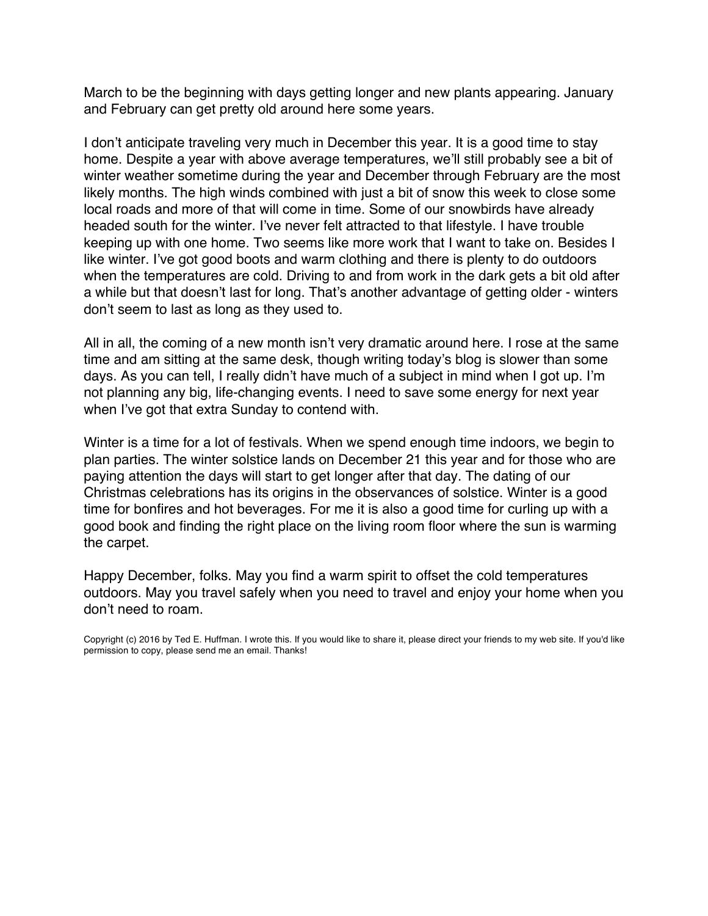March to be the beginning with days getting longer and new plants appearing. January and February can get pretty old around here some years.

I don't anticipate traveling very much in December this year. It is a good time to stay home. Despite a year with above average temperatures, we'll still probably see a bit of winter weather sometime during the year and December through February are the most likely months. The high winds combined with just a bit of snow this week to close some local roads and more of that will come in time. Some of our snowbirds have already headed south for the winter. I've never felt attracted to that lifestyle. I have trouble keeping up with one home. Two seems like more work that I want to take on. Besides I like winter. I've got good boots and warm clothing and there is plenty to do outdoors when the temperatures are cold. Driving to and from work in the dark gets a bit old after a while but that doesn't last for long. That's another advantage of getting older - winters don't seem to last as long as they used to.

All in all, the coming of a new month isn't very dramatic around here. I rose at the same time and am sitting at the same desk, though writing today's blog is slower than some days. As you can tell, I really didn't have much of a subject in mind when I got up. I'm not planning any big, life-changing events. I need to save some energy for next year when I've got that extra Sunday to contend with.

Winter is a time for a lot of festivals. When we spend enough time indoors, we begin to plan parties. The winter solstice lands on December 21 this year and for those who are paying attention the days will start to get longer after that day. The dating of our Christmas celebrations has its origins in the observances of solstice. Winter is a good time for bonfires and hot beverages. For me it is also a good time for curling up with a good book and finding the right place on the living room floor where the sun is warming the carpet.

Happy December, folks. May you find a warm spirit to offset the cold temperatures outdoors. May you travel safely when you need to travel and enjoy your home when you don't need to roam.

Copyright (c) 2016 by Ted E. Huffman. I wrote this. If you would like to share it, please direct your friends to my web site. If you'd like permission to copy, please send me an email. Thanks!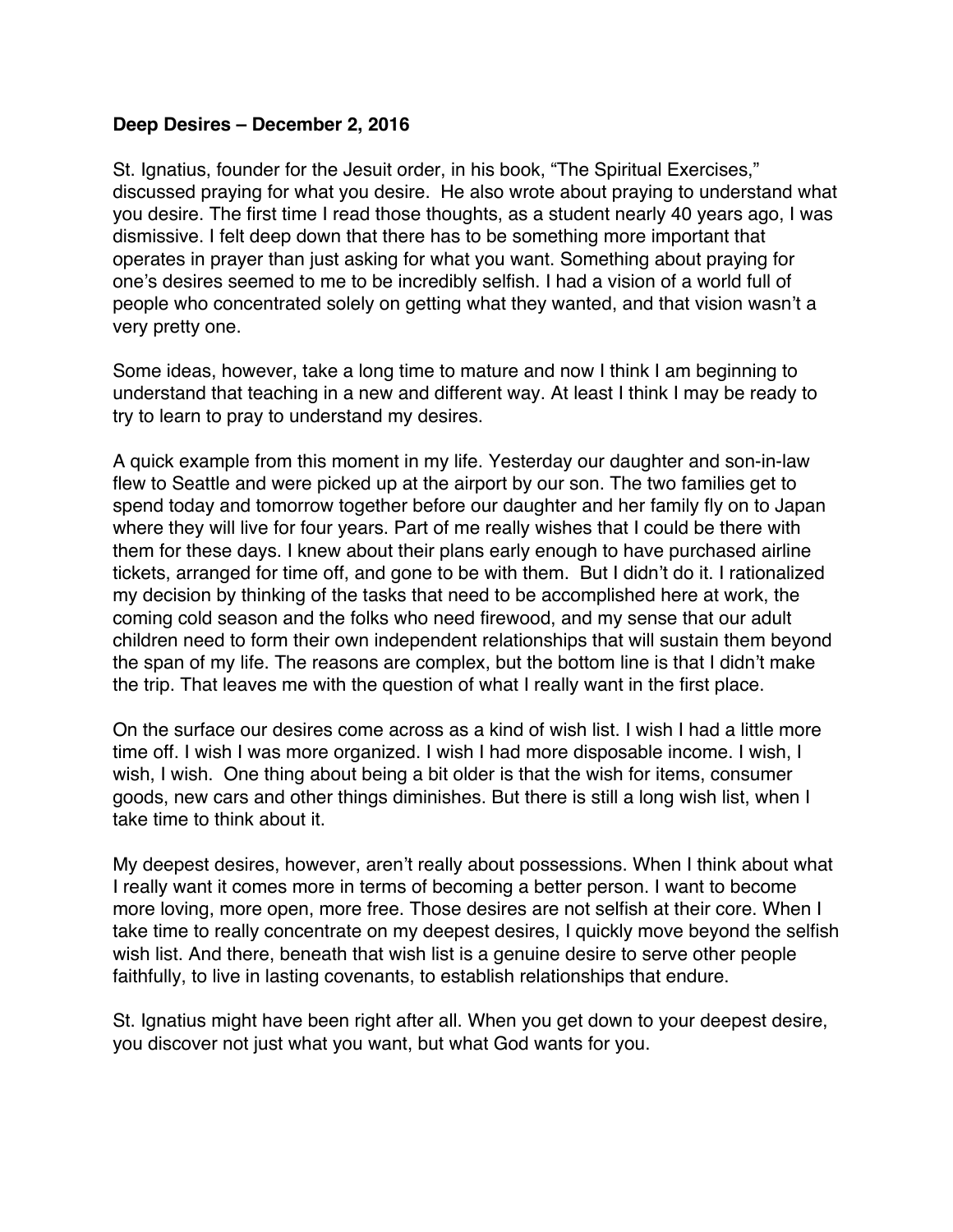**Deep Desires – December 2, 2016**

St. Ignatius, founder for the Jesuit order, in his book, "The Spiritual Exercises," discussed praying for what you desire. He also wrote about praying to understand what you desire. The first time I read those thoughts, as a student nearly 40 years ago, I was dismissive. I felt deep down that there has to be something more important that operates in prayer than just asking for what you want. Something about praying for one's desires seemed to me to be incredibly selfish. I had a vision of a world full of people who concentrated solely on getting what they wanted, and that vision wasn't a very pretty one.

Some ideas, however, take a long time to mature and now I think I am beginning to understand that teaching in a new and different way. At least I think I may be ready to try to learn to pray to understand my desires.

A quick example from this moment in my life. Yesterday our daughter and son-in-law flew to Seattle and were picked up at the airport by our son. The two families get to spend today and tomorrow together before our daughter and her family fly on to Japan where they will live for four years. Part of me really wishes that I could be there with them for these days. I knew about their plans early enough to have purchased airline tickets, arranged for time off, and gone to be with them. But I didn't do it. I rationalized my decision by thinking of the tasks that need to be accomplished here at work, the coming cold season and the folks who need firewood, and my sense that our adult children need to form their own independent relationships that will sustain them beyond the span of my life. The reasons are complex, but the bottom line is that I didn't make the trip. That leaves me with the question of what I really want in the first place.

On the surface our desires come across as a kind of wish list. I wish I had a little more time off. I wish I was more organized. I wish I had more disposable income. I wish, I wish, I wish. One thing about being a bit older is that the wish for items, consumer goods, new cars and other things diminishes. But there is still a long wish list, when I take time to think about it.

My deepest desires, however, aren't really about possessions. When I think about what I really want it comes more in terms of becoming a better person. I want to become more loving, more open, more free. Those desires are not selfish at their core. When I take time to really concentrate on my deepest desires, I quickly move beyond the selfish wish list. And there, beneath that wish list is a genuine desire to serve other people faithfully, to live in lasting covenants, to establish relationships that endure.

St. Ignatius might have been right after all. When you get down to your deepest desire, you discover not just what you want, but what God wants for you.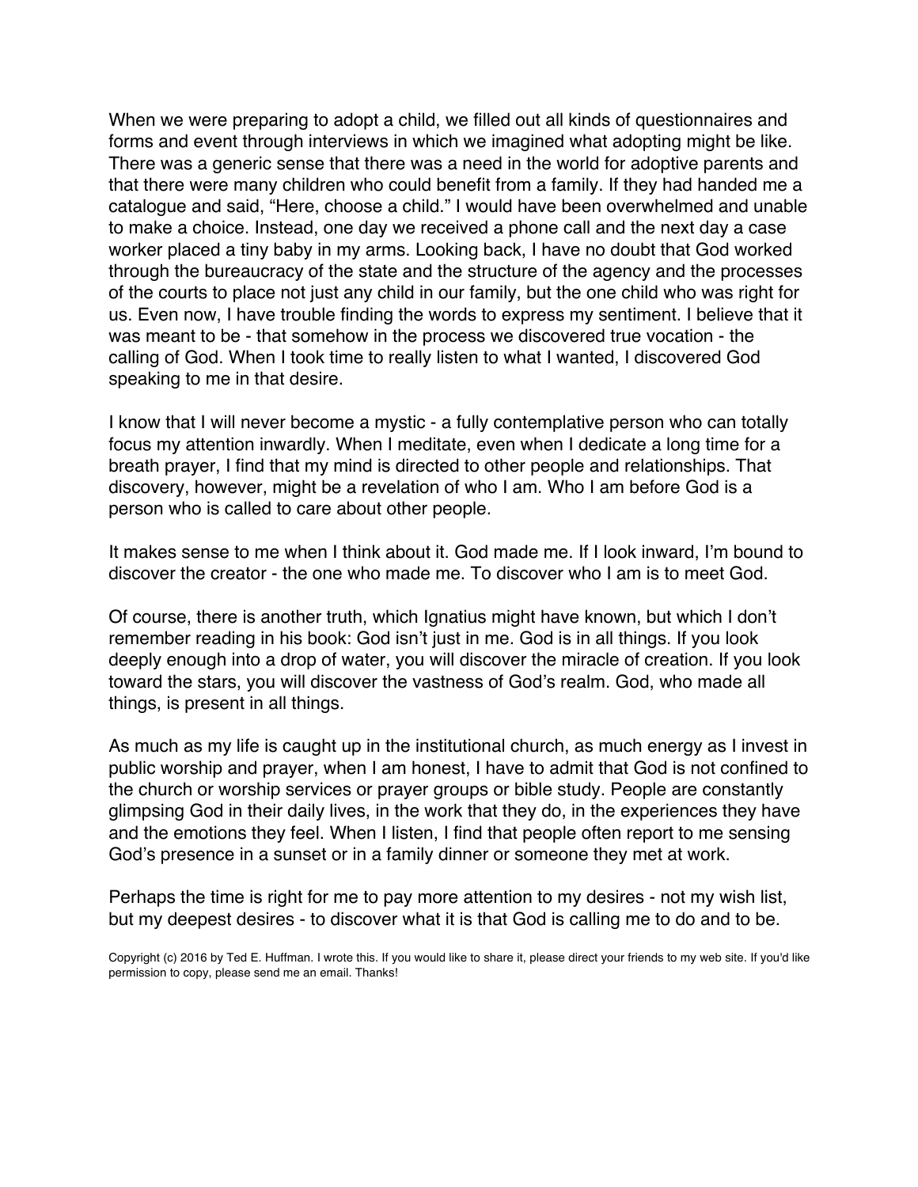When we were preparing to adopt a child, we filled out all kinds of questionnaires and forms and event through interviews in which we imagined what adopting might be like. There was a generic sense that there was a need in the world for adoptive parents and that there were many children who could benefit from a family. If they had handed me a catalogue and said, "Here, choose a child." I would have been overwhelmed and unable to make a choice. Instead, one day we received a phone call and the next day a case worker placed a tiny baby in my arms. Looking back, I have no doubt that God worked through the bureaucracy of the state and the structure of the agency and the processes of the courts to place not just any child in our family, but the one child who was right for us. Even now, I have trouble finding the words to express my sentiment. I believe that it was meant to be - that somehow in the process we discovered true vocation - the calling of God. When I took time to really listen to what I wanted, I discovered God speaking to me in that desire.

I know that I will never become a mystic - a fully contemplative person who can totally focus my attention inwardly. When I meditate, even when I dedicate a long time for a breath prayer, I find that my mind is directed to other people and relationships. That discovery, however, might be a revelation of who I am. Who I am before God is a person who is called to care about other people.

It makes sense to me when I think about it. God made me. If I look inward, I'm bound to discover the creator - the one who made me. To discover who I am is to meet God.

Of course, there is another truth, which Ignatius might have known, but which I don't remember reading in his book: God isn't just in me. God is in all things. If you look deeply enough into a drop of water, you will discover the miracle of creation. If you look toward the stars, you will discover the vastness of God's realm. God, who made all things, is present in all things.

As much as my life is caught up in the institutional church, as much energy as I invest in public worship and prayer, when I am honest, I have to admit that God is not confined to the church or worship services or prayer groups or bible study. People are constantly glimpsing God in their daily lives, in the work that they do, in the experiences they have and the emotions they feel. When I listen, I find that people often report to me sensing God's presence in a sunset or in a family dinner or someone they met at work.

Perhaps the time is right for me to pay more attention to my desires - not my wish list, but my deepest desires - to discover what it is that God is calling me to do and to be.

Copyright (c) 2016 by Ted E. Huffman. I wrote this. If you would like to share it, please direct your friends to my web site. If you'd like permission to copy, please send me an email. Thanks!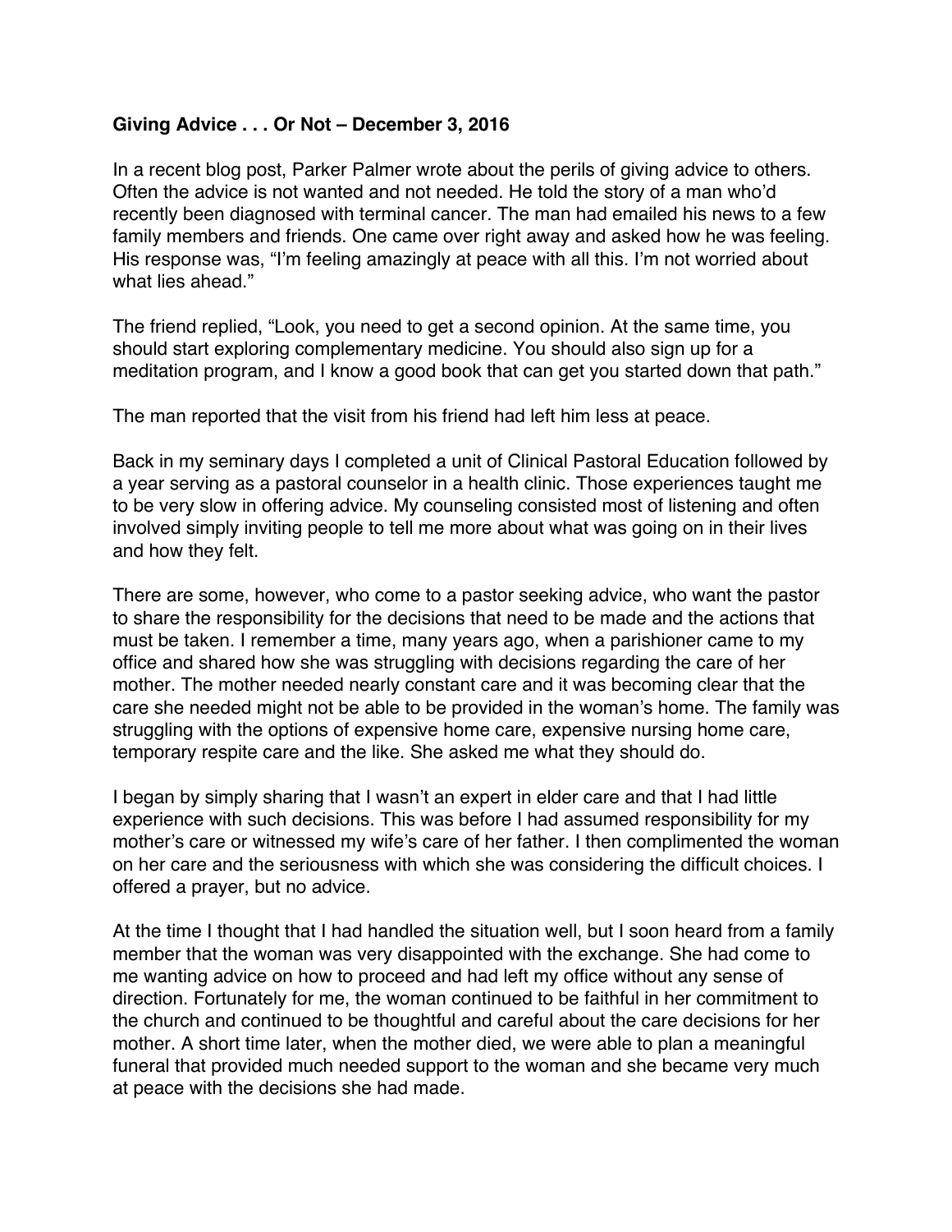**Giving Advice . . . Or Not – December 3, 2016**

In a recent blog post, Parker Palmer wrote about the perils of giving advice to others. Often the advice is not wanted and not needed. He told the story of a man who'd recently been diagnosed with terminal cancer. The man had emailed his news to a few family members and friends. One came over right away and asked how he was feeling. His response was, "I'm feeling amazingly at peace with all this. I'm not worried about what lies ahead."

The friend replied, "Look, you need to get a second opinion. At the same time, you should start exploring complementary medicine. You should also sign up for a meditation program, and I know a good book that can get you started down that path."

The man reported that the visit from his friend had left him less at peace.

Back in my seminary days I completed a unit of Clinical Pastoral Education followed by a year serving as a pastoral counselor in a health clinic. Those experiences taught me to be very slow in offering advice. My counseling consisted most of listening and often involved simply inviting people to tell me more about what was going on in their lives and how they felt.

There are some, however, who come to a pastor seeking advice, who want the pastor to share the responsibility for the decisions that need to be made and the actions that must be taken. I remember a time, many years ago, when a parishioner came to my office and shared how she was struggling with decisions regarding the care of her mother. The mother needed nearly constant care and it was becoming clear that the care she needed might not be able to be provided in the woman's home. The family was struggling with the options of expensive home care, expensive nursing home care, temporary respite care and the like. She asked me what they should do.

I began by simply sharing that I wasn't an expert in elder care and that I had little experience with such decisions. This was before I had assumed responsibility for my mother's care or witnessed my wife's care of her father. I then complimented the woman on her care and the seriousness with which she was considering the difficult choices. I offered a prayer, but no advice.

At the time I thought that I had handled the situation well, but I soon heard from a family member that the woman was very disappointed with the exchange. She had come to me wanting advice on how to proceed and had left my office without any sense of direction. Fortunately for me, the woman continued to be faithful in her commitment to the church and continued to be thoughtful and careful about the care decisions for her mother. A short time later, when the mother died, we were able to plan a meaningful funeral that provided much needed support to the woman and she became very much at peace with the decisions she had made.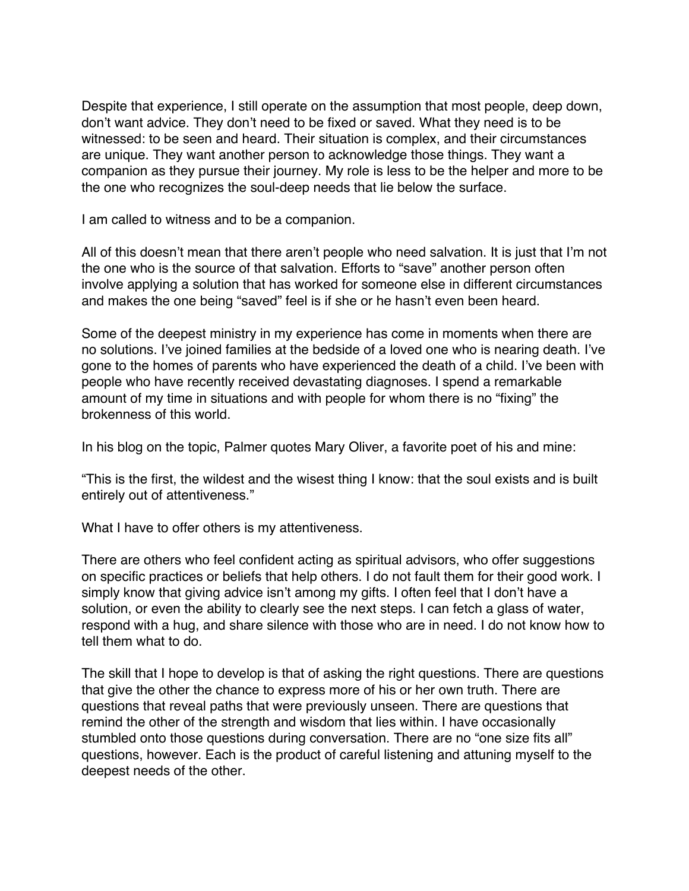Despite that experience, I still operate on the assumption that most people, deep down, don't want advice. They don't need to be fixed or saved. What they need is to be witnessed: to be seen and heard. Their situation is complex, and their circumstances are unique. They want another person to acknowledge those things. They want a companion as they pursue their journey. My role is less to be the helper and more to be the one who recognizes the soul-deep needs that lie below the surface.

I am called to witness and to be a companion.

All of this doesn't mean that there aren't people who need salvation. It is just that I'm not the one who is the source of that salvation. Efforts to "save" another person often involve applying a solution that has worked for someone else in different circumstances and makes the one being "saved" feel is if she or he hasn't even been heard.

Some of the deepest ministry in my experience has come in moments when there are no solutions. I've joined families at the bedside of a loved one who is nearing death. I've gone to the homes of parents who have experienced the death of a child. I've been with people who have recently received devastating diagnoses. I spend a remarkable amount of my time in situations and with people for whom there is no "fixing" the brokenness of this world.

In his blog on the topic, Palmer quotes Mary Oliver, a favorite poet of his and mine:

"This is the first, the wildest and the wisest thing I know: that the soul exists and is built entirely out of attentiveness."

What I have to offer others is my attentiveness.

There are others who feel confident acting as spiritual advisors, who offer suggestions on specific practices or beliefs that help others. I do not fault them for their good work. I simply know that giving advice isn't among my gifts. I often feel that I don't have a solution, or even the ability to clearly see the next steps. I can fetch a glass of water, respond with a hug, and share silence with those who are in need. I do not know how to tell them what to do.

The skill that I hope to develop is that of asking the right questions. There are questions that give the other the chance to express more of his or her own truth. There are questions that reveal paths that were previously unseen. There are questions that remind the other of the strength and wisdom that lies within. I have occasionally stumbled onto those questions during conversation. There are no "one size fits all" questions, however. Each is the product of careful listening and attuning myself to the deepest needs of the other.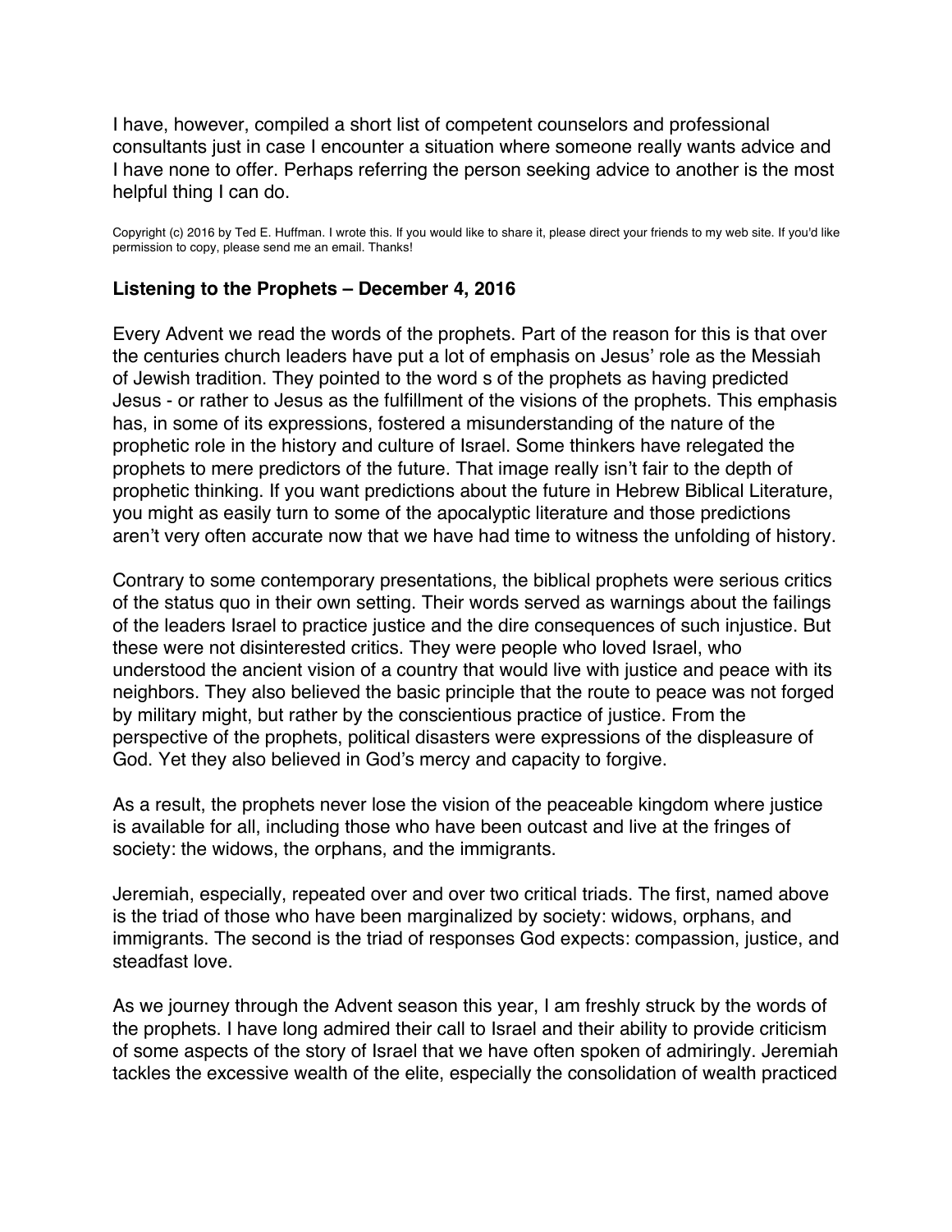I have, however, compiled a short list of competent counselors and professional consultants just in case I encounter a situation where someone really wants advice and I have none to offer. Perhaps referring the person seeking advice to another is the most helpful thing I can do.

Copyright (c) 2016 by Ted E. Huffman. I wrote this. If you would like to share it, please direct your friends to my web site. If you'd like permission to copy, please send me an email. Thanks!

### Listening to the Prophets – December 4, 2016

Every Advent we read the words of the prophets. Part of the reason for this is that over the centuries church leaders have put a lot of emphasis on Jesus' role as the Messiah of Jewish tradition. They pointed to the word s of the prophets as having predicted Jesus - or rather to Jesus as the fulfillment of the visions of the prophets. This emphasis has, in some of its expressions, fostered a misunderstanding of the nature of the prophetic role in the history and culture of Israel. Some thinkers have relegated the prophets to mere predictors of the future. That image really isn't fair to the depth of prophetic thinking. If you want predictions about the future in Hebrew Biblical Literature, you might as easily turn to some of the apocalyptic literature and those predictions aren't very often accurate now that we have had time to witness the unfolding of history.

Contrary to some contemporary presentations, the biblical prophets were serious critics of the status quo in their own setting. Their words served as warnings about the failings of the leaders Israel to practice justice and the dire consequences of such injustice. But these were not disinterested critics. They were people who loved Israel, who understood the ancient vision of a country that would live with justice and peace with its neighbors. They also believed the basic principle that the route to peace was not forged by military might, but rather by the conscientious practice of justice. From the perspective of the prophets, political disasters were expressions of the displeasure of God. Yet they also believed in God's mercy and capacity to forgive.

As a result, the prophets never lose the vision of the peaceable kingdom where justice is available for all, including those who have been outcast and live at the fringes of society: the widows, the orphans, and the immigrants.

Jeremiah, especially, repeated over and over two critical triads. The first, named above is the triad of those who have been marginalized by society: widows, orphans, and immigrants. The second is the triad of responses God expects: compassion, justice, and steadfast love.

As we journey through the Advent season this year, I am freshly struck by the words of the prophets. I have long admired their call to Israel and their ability to provide criticism of some aspects of the story of Israel that we have often spoken of admiringly. Jeremiah tackles the excessive wealth of the elite, especially the consolidation of wealth practiced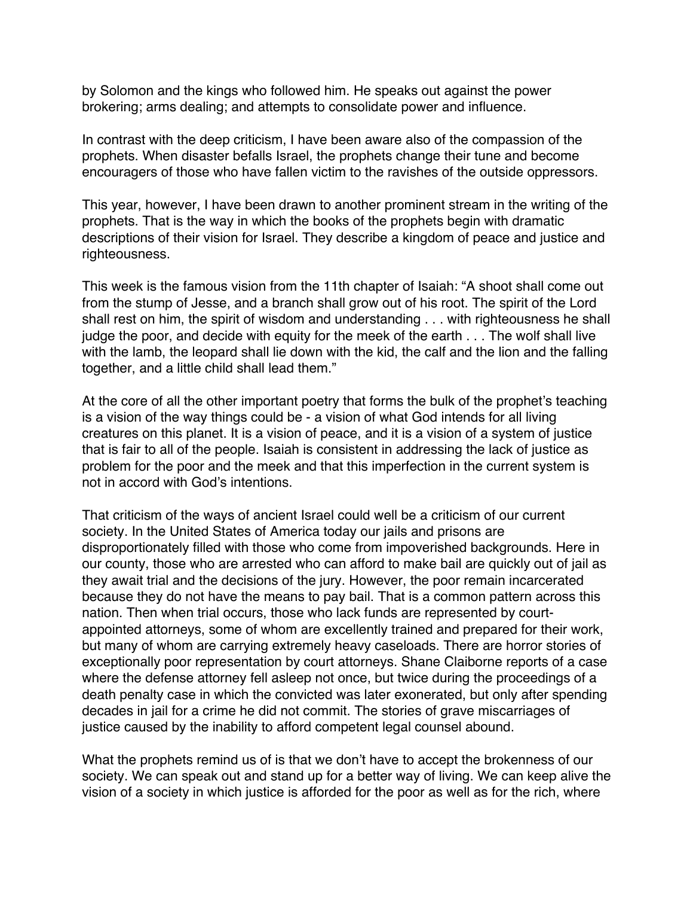by Solomon and the kings who followed him. He speaks out against the power brokering; arms dealing; and attempts to consolidate power and influence.

In contrast with the deep criticism, I have been aware also of the compassion of the prophets. When disaster befalls Israel, the prophets change their tune and become encouragers of those who have fallen victim to the ravishes of the outside oppressors.

This year, however, I have been drawn to another prominent stream in the writing of the prophets. That is the way in which the books of the prophets begin with dramatic descriptions of their vision for Israel. They describe a kingdom of peace and justice and righteousness.

This week is the famous vision from the 11th chapter of Isaiah: "A shoot shall come out from the stump of Jesse, and a branch shall grow out of his root. The spirit of the Lord shall rest on him, the spirit of wisdom and understanding . . . with righteousness he shall judge the poor, and decide with equity for the meek of the earth . . . The wolf shall live with the lamb, the leopard shall lie down with the kid, the calf and the lion and the falling together, and a little child shall lead them."

At the core of all the other important poetry that forms the bulk of the prophet's teaching is a vision of the way things could be - a vision of what God intends for all living creatures on this planet. It is a vision of peace, and it is a vision of a system of justice that is fair to all of the people. Isaiah is consistent in addressing the lack of justice as problem for the poor and the meek and that this imperfection in the current system is not in accord with God's intentions.

That criticism of the ways of ancient Israel could well be a criticism of our current society. In the United States of America today our jails and prisons are disproportionately filled with those who come from impoverished backgrounds. Here in our county, those who are arrested who can afford to make bail are quickly out of jail as they await trial and the decisions of the jury. However, the poor remain incarcerated because they do not have the means to pay bail. That is a common pattern across this nation. Then when trial occurs, those who lack funds are represented by court-appointed attorneys, some of whom are excellently trained and prepared for their work, but many of whom are carrying extremely heavy caseloads. There are horror stories of exceptionally poor representation by court attorneys. Shane Claiborne reports of a case where the defense attorney fell asleep not once, but twice during the proceedings of a death penalty case in which the convicted was later exonerated, but only after spending decades in jail for a crime he did not commit. The stories of grave miscarriages of justice caused by the inability to afford competent legal counsel abound.

What the prophets remind us of is that we don't have to accept the brokenness of our society. We can speak out and stand up for a better way of living. We can keep alive the vision of a society in which justice is afforded for the poor as well as for the rich, where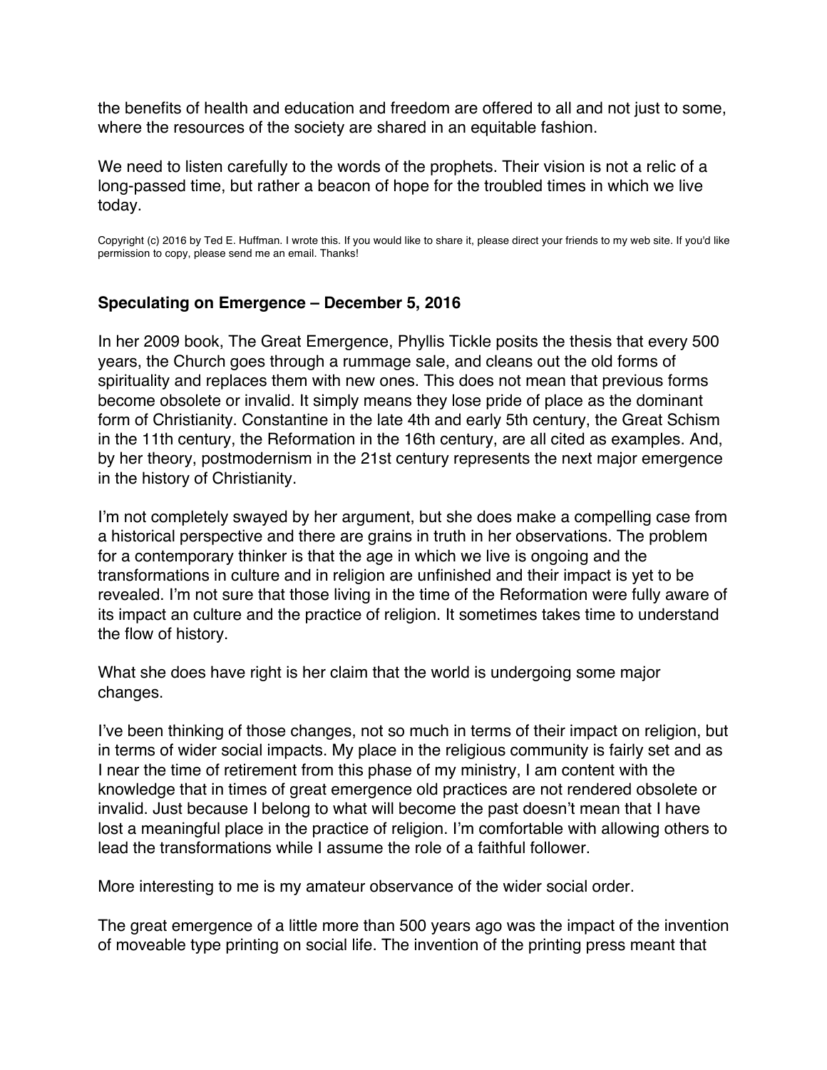the benefits of health and education and freedom are offered to all and not just to some, where the resources of the society are shared in an equitable fashion.

We need to listen carefully to the words of the prophets. Their vision is not a relic of a long-passed time, but rather a beacon of hope for the troubled times in which we live today.

Copyright (c) 2016 by Ted E. Huffman. I wrote this. If you would like to share it, please direct your friends to my web site. If you'd like permission to copy, please send me an email. Thanks!

### Speculating on Emergence – December 5, 2016

In her 2009 book, The Great Emergence, Phyllis Tickle posits the thesis that every 500 years, the Church goes through a rummage sale, and cleans out the old forms of spirituality and replaces them with new ones. This does not mean that previous forms become obsolete or invalid. It simply means they lose pride of place as the dominant form of Christianity. Constantine in the late 4th and early 5th century, the Great Schism in the 11th century, the Reformation in the 16th century, are all cited as examples. And, by her theory, postmodernism in the 21st century represents the next major emergence in the history of Christianity.

I'm not completely swayed by her argument, but she does make a compelling case from a historical perspective and there are grains in truth in her observations. The problem for a contemporary thinker is that the age in which we live is ongoing and the transformations in culture and in religion are unfinished and their impact is yet to be revealed. I'm not sure that those living in the time of the Reformation were fully aware of its impact an culture and the practice of religion. It sometimes takes time to understand the flow of history.

What she does have right is her claim that the world is undergoing some major changes.

I've been thinking of those changes, not so much in terms of their impact on religion, but in terms of wider social impacts. My place in the religious community is fairly set and as I near the time of retirement from this phase of my ministry, I am content with the knowledge that in times of great emergence old practices are not rendered obsolete or invalid. Just because I belong to what will become the past doesn't mean that I have lost a meaningful place in the practice of religion. I'm comfortable with allowing others to lead the transformations while I assume the role of a faithful follower.

More interesting to me is my amateur observance of the wider social order.

The great emergence of a little more than 500 years ago was the impact of the invention of moveable type printing on social life. The invention of the printing press meant that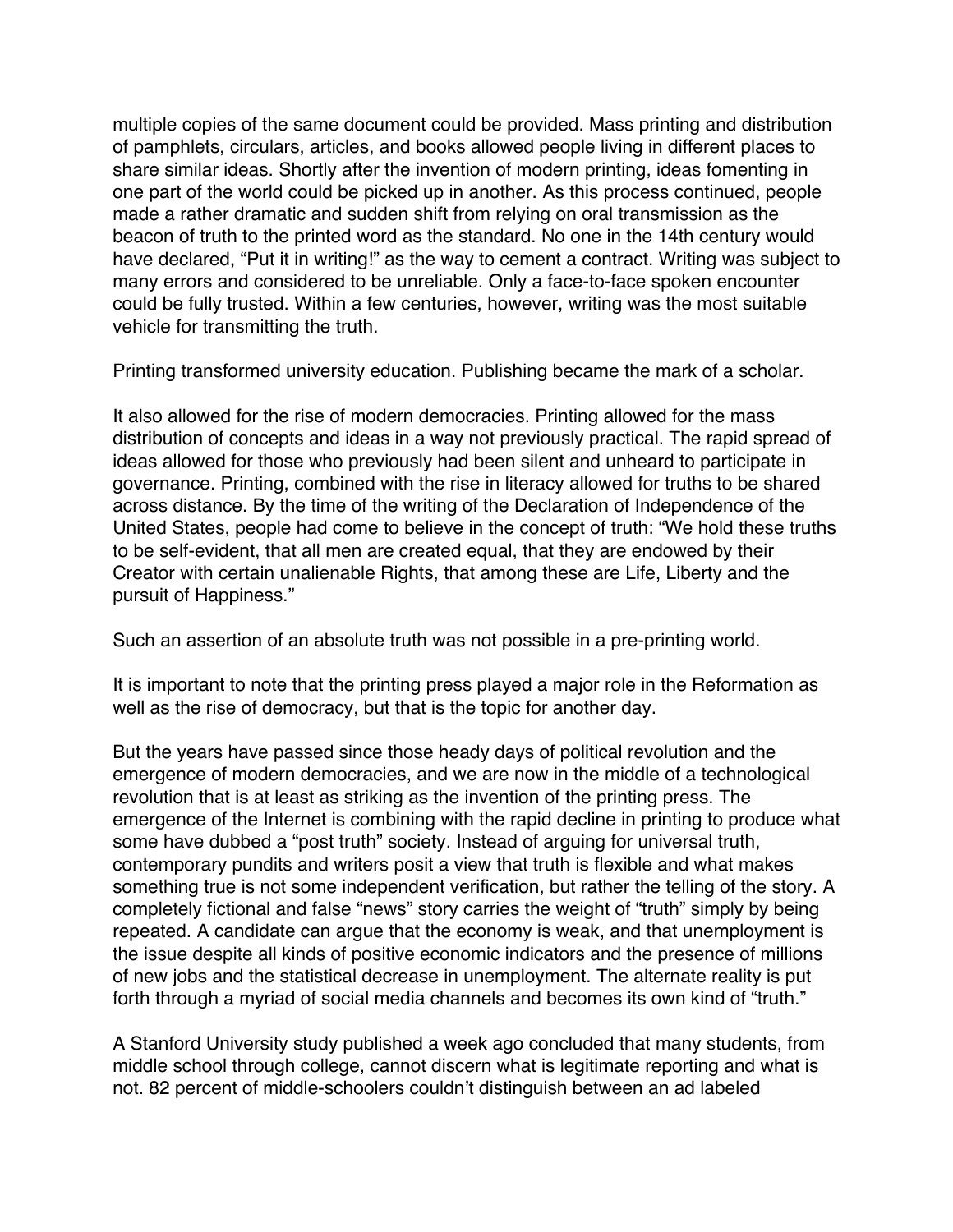multiple copies of the same document could be provided. Mass printing and distribution of pamphlets, circulars, articles, and books allowed people living in different places to share similar ideas. Shortly after the invention of modern printing, ideas fomenting in one part of the world could be picked up in another. As this process continued, people made a rather dramatic and sudden shift from relying on oral transmission as the beacon of truth to the printed word as the standard. No one in the 14th century would have declared, "Put it in writing!" as the way to cement a contract. Writing was subject to many errors and considered to be unreliable. Only a face-to-face spoken encounter could be fully trusted. Within a few centuries, however, writing was the most suitable vehicle for transmitting the truth.

Printing transformed university education. Publishing became the mark of a scholar.

It also allowed for the rise of modern democracies. Printing allowed for the mass distribution of concepts and ideas in a way not previously practical. The rapid spread of ideas allowed for those who previously had been silent and unheard to participate in governance. Printing, combined with the rise in literacy allowed for truths to be shared across distance. By the time of the writing of the Declaration of Independence of the United States, people had come to believe in the concept of truth: "We hold these truths to be self-evident, that all men are created equal, that they are endowed by their Creator with certain unalienable Rights, that among these are Life, Liberty and the pursuit of Happiness."

Such an assertion of an absolute truth was not possible in a pre-printing world.

It is important to note that the printing press played a major role in the Reformation as well as the rise of democracy, but that is the topic for another day.

But the years have passed since those heady days of political revolution and the emergence of modern democracies, and we are now in the middle of a technological revolution that is at least as striking as the invention of the printing press. The emergence of the Internet is combining with the rapid decline in printing to produce what some have dubbed a "post truth" society. Instead of arguing for universal truth, contemporary pundits and writers posit a view that truth is flexible and what makes something true is not some independent verification, but rather the telling of the story. A completely fictional and false "news" story carries the weight of "truth" simply by being repeated. A candidate can argue that the economy is weak, and that unemployment is the issue despite all kinds of positive economic indicators and the presence of millions of new jobs and the statistical decrease in unemployment. The alternate reality is put forth through a myriad of social media channels and becomes its own kind of "truth."

A Stanford University study published a week ago concluded that many students, from middle school through college, cannot discern what is legitimate reporting and what is not. 82 percent of middle-schoolers couldn't distinguish between an ad labeled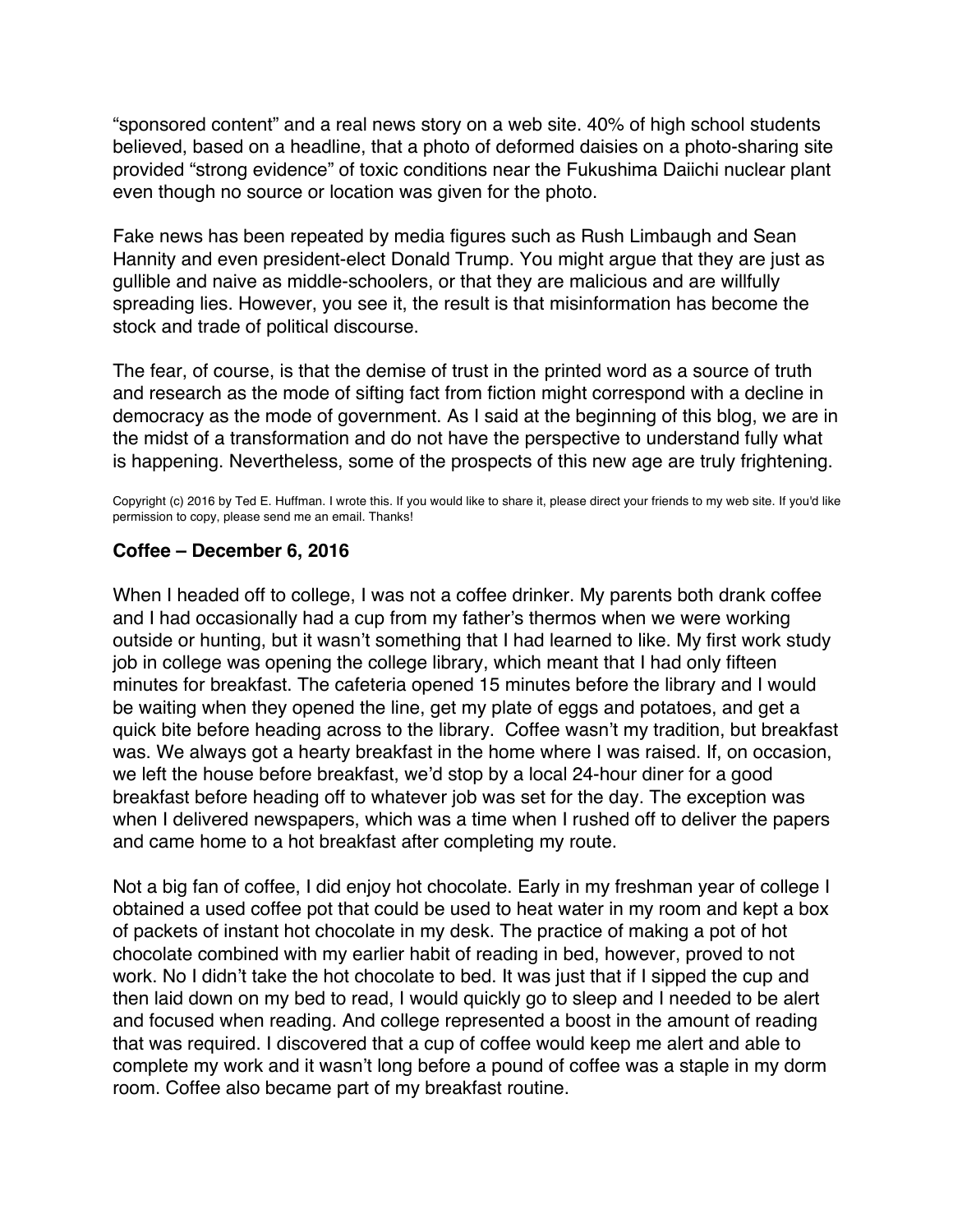“sponsored content” and a real news story on a web site. 40% of high school students believed, based on a headline, that a photo of deformed daisies on a photo-sharing site provided “strong evidence” of toxic conditions near the Fukushima Daiichi nuclear plant even though no source or location was given for the photo.

Fake news has been repeated by media figures such as Rush Limbaugh and Sean Hannity and even president-elect Donald Trump. You might argue that they are just as gullible and naive as middle-schoolers, or that they are malicious and are willfully spreading lies. However, you see it, the result is that misinformation has become the stock and trade of political discourse.

The fear, of course, is that the demise of trust in the printed word as a source of truth and research as the mode of sifting fact from fiction might correspond with a decline in democracy as the mode of government. As I said at the beginning of this blog, we are in the midst of a transformation and do not have the perspective to understand fully what is happening. Nevertheless, some of the prospects of this new age are truly frightening.

Copyright (c) 2016 by Ted E. Huffman. I wrote this. If you would like to share it, please direct your friends to my web site. If you'd like permission to copy, please send me an email. Thanks!

### Coffee – December 6, 2016

When I headed off to college, I was not a coffee drinker. My parents both drank coffee and I had occasionally had a cup from my father’s thermos when we were working outside or hunting, but it wasn’t something that I had learned to like. My first work study job in college was opening the college library, which meant that I had only fifteen minutes for breakfast. The cafeteria opened 15 minutes before the library and I would be waiting when they opened the line, get my plate of eggs and potatoes, and get a quick bite before heading across to the library. Coffee wasn’t my tradition, but breakfast was. We always got a hearty breakfast in the home where I was raised. If, on occasion, we left the house before breakfast, we’d stop by a local 24-hour diner for a good breakfast before heading off to whatever job was set for the day. The exception was when I delivered newspapers, which was a time when I rushed off to deliver the papers and came home to a hot breakfast after completing my route.

Not a big fan of coffee, I did enjoy hot chocolate. Early in my freshman year of college I obtained a used coffee pot that could be used to heat water in my room and kept a box of packets of instant hot chocolate in my desk. The practice of making a pot of hot chocolate combined with my earlier habit of reading in bed, however, proved to not work. No I didn’t take the hot chocolate to bed. It was just that if I sipped the cup and then laid down on my bed to read, I would quickly go to sleep and I needed to be alert and focused when reading. And college represented a boost in the amount of reading that was required. I discovered that a cup of coffee would keep me alert and able to complete my work and it wasn’t long before a pound of coffee was a staple in my dorm room. Coffee also became part of my breakfast routine.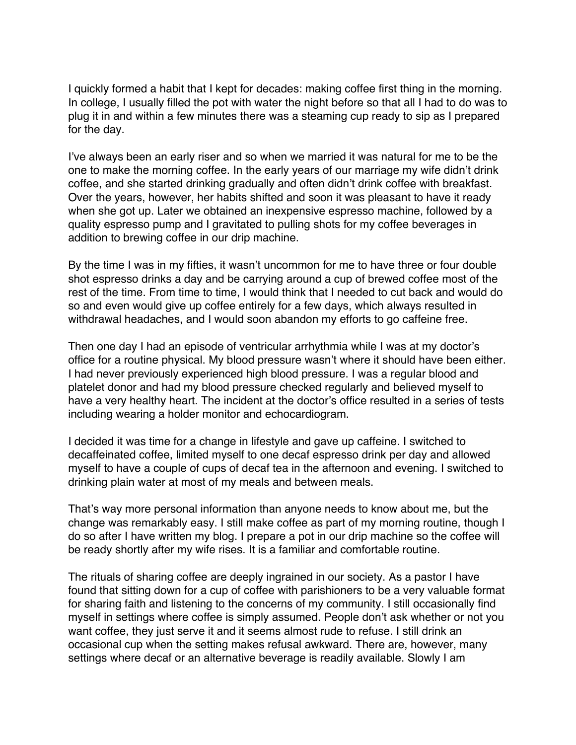I quickly formed a habit that I kept for decades: making coffee first thing in the morning. In college, I usually filled the pot with water the night before so that all I had to do was to plug it in and within a few minutes there was a steaming cup ready to sip as I prepared for the day.

I've always been an early riser and so when we married it was natural for me to be the one to make the morning coffee. In the early years of our marriage my wife didn't drink coffee, and she started drinking gradually and often didn't drink coffee with breakfast. Over the years, however, her habits shifted and soon it was pleasant to have it ready when she got up. Later we obtained an inexpensive espresso machine, followed by a quality espresso pump and I gravitated to pulling shots for my coffee beverages in addition to brewing coffee in our drip machine.

By the time I was in my fifties, it wasn't uncommon for me to have three or four double shot espresso drinks a day and be carrying around a cup of brewed coffee most of the rest of the time. From time to time, I would think that I needed to cut back and would do so and even would give up coffee entirely for a few days, which always resulted in withdrawal headaches, and I would soon abandon my efforts to go caffeine free.

Then one day I had an episode of ventricular arrhythmia while I was at my doctor's office for a routine physical. My blood pressure wasn't where it should have been either. I had never previously experienced high blood pressure. I was a regular blood and platelet donor and had my blood pressure checked regularly and believed myself to have a very healthy heart. The incident at the doctor's office resulted in a series of tests including wearing a holder monitor and echocardiogram.

I decided it was time for a change in lifestyle and gave up caffeine. I switched to decaffeinated coffee, limited myself to one decaf espresso drink per day and allowed myself to have a couple of cups of decaf tea in the afternoon and evening. I switched to drinking plain water at most of my meals and between meals.

That's way more personal information than anyone needs to know about me, but the change was remarkably easy. I still make coffee as part of my morning routine, though I do so after I have written my blog. I prepare a pot in our drip machine so the coffee will be ready shortly after my wife rises. It is a familiar and comfortable routine.

The rituals of sharing coffee are deeply ingrained in our society. As a pastor I have found that sitting down for a cup of coffee with parishioners to be a very valuable format for sharing faith and listening to the concerns of my community. I still occasionally find myself in settings where coffee is simply assumed. People don't ask whether or not you want coffee, they just serve it and it seems almost rude to refuse. I still drink an occasional cup when the setting makes refusal awkward. There are, however, many settings where decaf or an alternative beverage is readily available. Slowly I am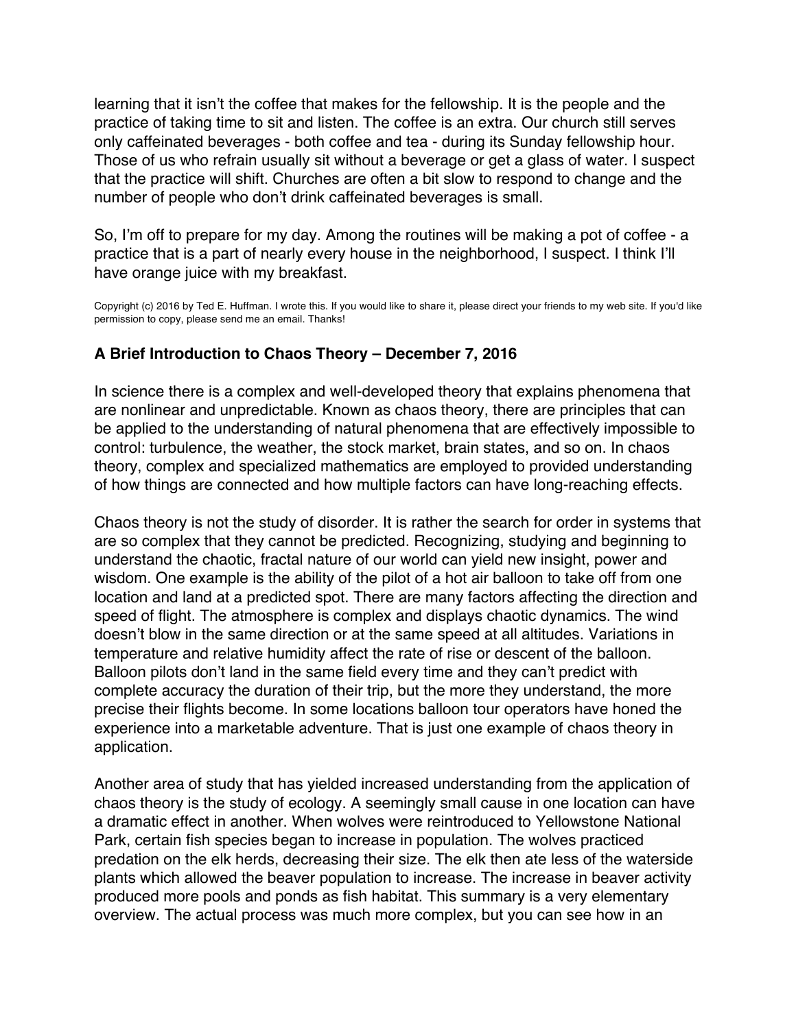learning that it isn't the coffee that makes for the fellowship. It is the people and the practice of taking time to sit and listen. The coffee is an extra. Our church still serves only caffeinated beverages - both coffee and tea - during its Sunday fellowship hour. Those of us who refrain usually sit without a beverage or get a glass of water. I suspect that the practice will shift. Churches are often a bit slow to respond to change and the number of people who don't drink caffeinated beverages is small.

So, I'm off to prepare for my day. Among the routines will be making a pot of coffee - a practice that is a part of nearly every house in the neighborhood, I suspect. I think I'll have orange juice with my breakfast.

Copyright (c) 2016 by Ted E. Huffman. I wrote this. If you would like to share it, please direct your friends to my web site. If you'd like permission to copy, please send me an email. Thanks!

### A Brief Introduction to Chaos Theory – December 7, 2016

In science there is a complex and well-developed theory that explains phenomena that are nonlinear and unpredictable. Known as chaos theory, there are principles that can be applied to the understanding of natural phenomena that are effectively impossible to control: turbulence, the weather, the stock market, brain states, and so on. In chaos theory, complex and specialized mathematics are employed to provided understanding of how things are connected and how multiple factors can have long-reaching effects.

Chaos theory is not the study of disorder. It is rather the search for order in systems that are so complex that they cannot be predicted. Recognizing, studying and beginning to understand the chaotic, fractal nature of our world can yield new insight, power and wisdom. One example is the ability of the pilot of a hot air balloon to take off from one location and land at a predicted spot. There are many factors affecting the direction and speed of flight. The atmosphere is complex and displays chaotic dynamics. The wind doesn't blow in the same direction or at the same speed at all altitudes. Variations in temperature and relative humidity affect the rate of rise or descent of the balloon. Balloon pilots don't land in the same field every time and they can't predict with complete accuracy the duration of their trip, but the more they understand, the more precise their flights become. In some locations balloon tour operators have honed the experience into a marketable adventure. That is just one example of chaos theory in application.

Another area of study that has yielded increased understanding from the application of chaos theory is the study of ecology. A seemingly small cause in one location can have a dramatic effect in another. When wolves were reintroduced to Yellowstone National Park, certain fish species began to increase in population. The wolves practiced predation on the elk herds, decreasing their size. The elk then ate less of the waterside plants which allowed the beaver population to increase. The increase in beaver activity produced more pools and ponds as fish habitat. This summary is a very elementary overview. The actual process was much more complex, but you can see how in an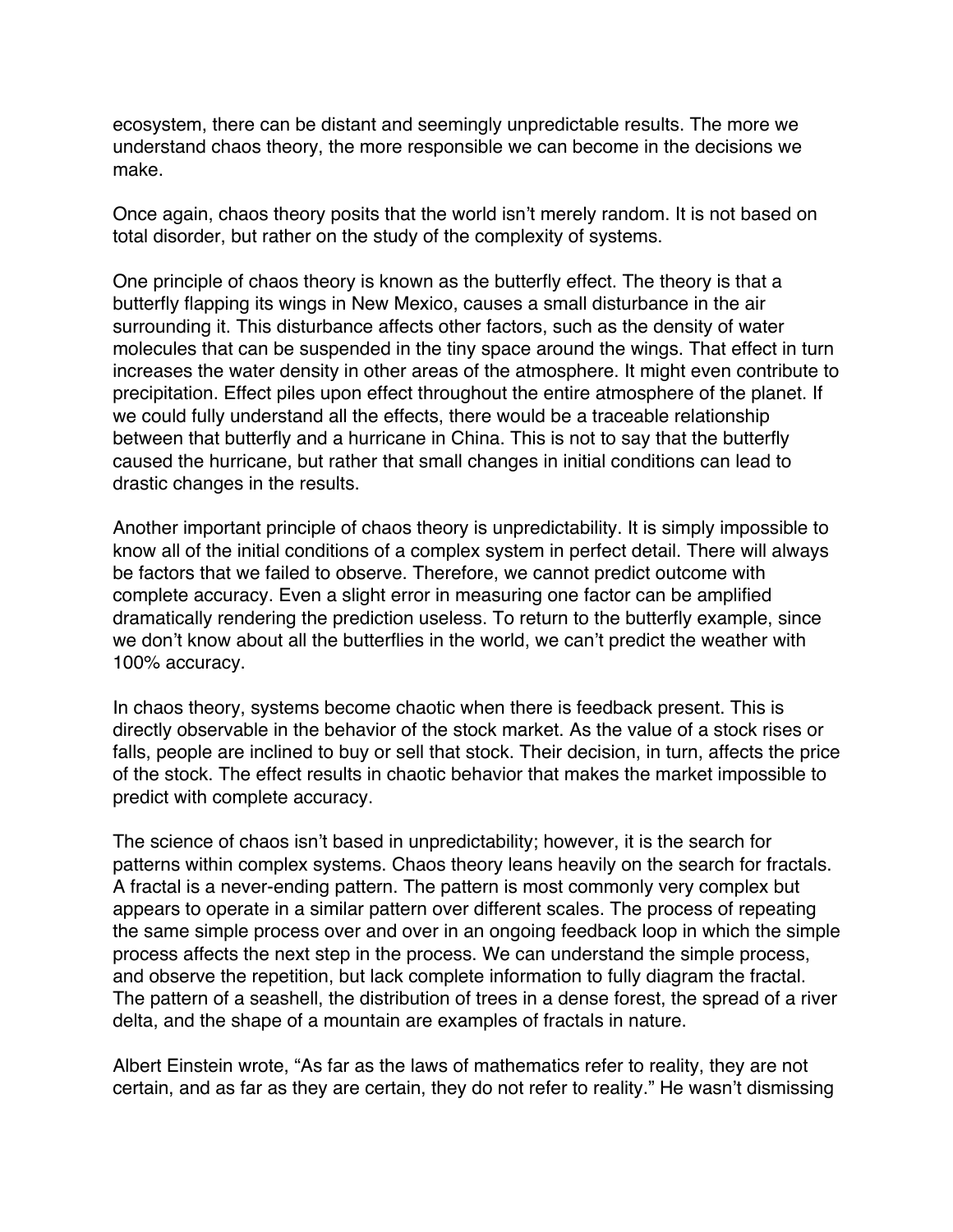ecosystem, there can be distant and seemingly unpredictable results. The more we understand chaos theory, the more responsible we can become in the decisions we make.

Once again, chaos theory posits that the world isn't merely random. It is not based on total disorder, but rather on the study of the complexity of systems.

One principle of chaos theory is known as the butterfly effect. The theory is that a butterfly flapping its wings in New Mexico, causes a small disturbance in the air surrounding it. This disturbance affects other factors, such as the density of water molecules that can be suspended in the tiny space around the wings. That effect in turn increases the water density in other areas of the atmosphere. It might even contribute to precipitation. Effect piles upon effect throughout the entire atmosphere of the planet. If we could fully understand all the effects, there would be a traceable relationship between that butterfly and a hurricane in China. This is not to say that the butterfly caused the hurricane, but rather that small changes in initial conditions can lead to drastic changes in the results.

Another important principle of chaos theory is unpredictability. It is simply impossible to know all of the initial conditions of a complex system in perfect detail. There will always be factors that we failed to observe. Therefore, we cannot predict outcome with complete accuracy. Even a slight error in measuring one factor can be amplified dramatically rendering the prediction useless. To return to the butterfly example, since we don't know about all the butterflies in the world, we can't predict the weather with 100% accuracy.

In chaos theory, systems become chaotic when there is feedback present. This is directly observable in the behavior of the stock market. As the value of a stock rises or falls, people are inclined to buy or sell that stock. Their decision, in turn, affects the price of the stock. The effect results in chaotic behavior that makes the market impossible to predict with complete accuracy.

The science of chaos isn't based in unpredictability; however, it is the search for patterns within complex systems. Chaos theory leans heavily on the search for fractals. A fractal is a never-ending pattern. The pattern is most commonly very complex but appears to operate in a similar pattern over different scales. The process of repeating the same simple process over and over in an ongoing feedback loop in which the simple process affects the next step in the process. We can understand the simple process, and observe the repetition, but lack complete information to fully diagram the fractal. The pattern of a seashell, the distribution of trees in a dense forest, the spread of a river delta, and the shape of a mountain are examples of fractals in nature.

Albert Einstein wrote, "As far as the laws of mathematics refer to reality, they are not certain, and as far as they are certain, they do not refer to reality." He wasn't dismissing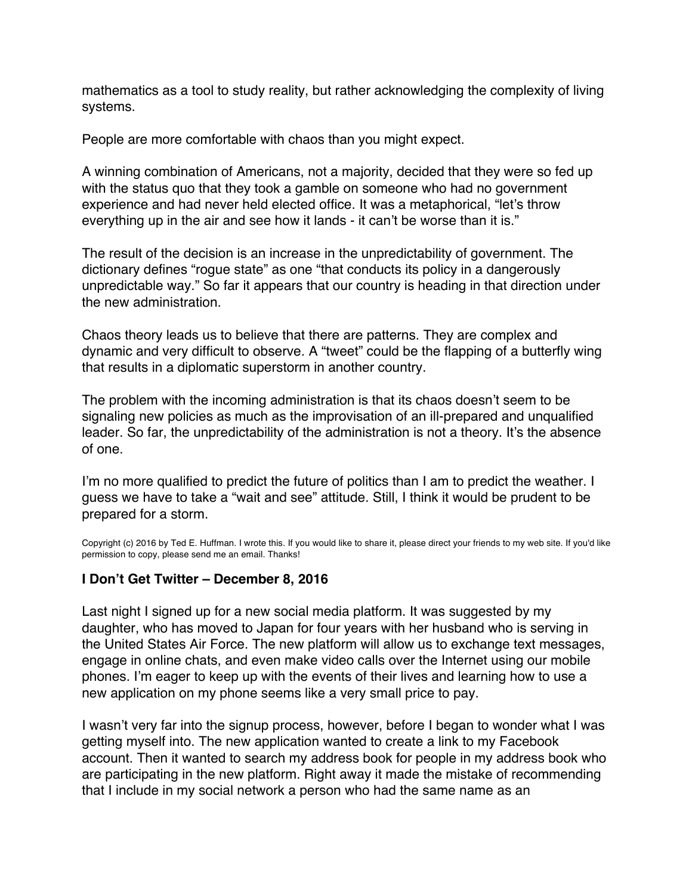mathematics as a tool to study reality, but rather acknowledging the complexity of living systems.

People are more comfortable with chaos than you might expect.

A winning combination of Americans, not a majority, decided that they were so fed up with the status quo that they took a gamble on someone who had no government experience and had never held elected office. It was a metaphorical, "let's throw everything up in the air and see how it lands - it can't be worse than it is."

The result of the decision is an increase in the unpredictability of government. The dictionary defines "rogue state" as one "that conducts its policy in a dangerously unpredictable way." So far it appears that our country is heading in that direction under the new administration.

Chaos theory leads us to believe that there are patterns. They are complex and dynamic and very difficult to observe. A "tweet" could be the flapping of a butterfly wing that results in a diplomatic superstorm in another country.

The problem with the incoming administration is that its chaos doesn't seem to be signaling new policies as much as the improvisation of an ill-prepared and unqualified leader. So far, the unpredictability of the administration is not a theory. It's the absence of one.

I'm no more qualified to predict the future of politics than I am to predict the weather. I guess we have to take a "wait and see" attitude. Still, I think it would be prudent to be prepared for a storm.

Copyright (c) 2016 by Ted E. Huffman. I wrote this. If you would like to share it, please direct your friends to my web site. If you'd like permission to copy, please send me an email. Thanks!

## I Don't Get Twitter – December 8, 2016

Last night I signed up for a new social media platform. It was suggested by my daughter, who has moved to Japan for four years with her husband who is serving in the United States Air Force. The new platform will allow us to exchange text messages, engage in online chats, and even make video calls over the Internet using our mobile phones. I'm eager to keep up with the events of their lives and learning how to use a new application on my phone seems like a very small price to pay.

I wasn't very far into the signup process, however, before I began to wonder what I was getting myself into. The new application wanted to create a link to my Facebook account. Then it wanted to search my address book for people in my address book who are participating in the new platform. Right away it made the mistake of recommending that I include in my social network a person who had the same name as an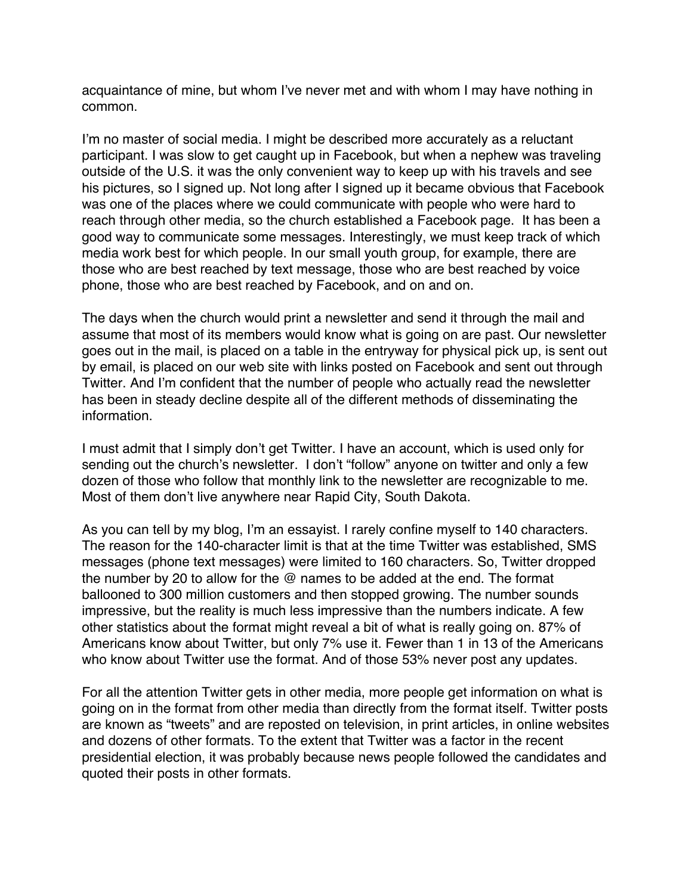acquaintance of mine, but whom I've never met and with whom I may have nothing in common.

I'm no master of social media. I might be described more accurately as a reluctant participant. I was slow to get caught up in Facebook, but when a nephew was traveling outside of the U.S. it was the only convenient way to keep up with his travels and see his pictures, so I signed up. Not long after I signed up it became obvious that Facebook was one of the places where we could communicate with people who were hard to reach through other media, so the church established a Facebook page. It has been a good way to communicate some messages. Interestingly, we must keep track of which media work best for which people. In our small youth group, for example, there are those who are best reached by text message, those who are best reached by voice phone, those who are best reached by Facebook, and on and on.

The days when the church would print a newsletter and send it through the mail and assume that most of its members would know what is going on are past. Our newsletter goes out in the mail, is placed on a table in the entryway for physical pick up, is sent out by email, is placed on our web site with links posted on Facebook and sent out through Twitter. And I'm confident that the number of people who actually read the newsletter has been in steady decline despite all of the different methods of disseminating the information.

I must admit that I simply don't get Twitter. I have an account, which is used only for sending out the church's newsletter. I don't "follow" anyone on twitter and only a few dozen of those who follow that monthly link to the newsletter are recognizable to me. Most of them don't live anywhere near Rapid City, South Dakota.

As you can tell by my blog, I'm an essayist. I rarely confine myself to 140 characters. The reason for the 140-character limit is that at the time Twitter was established, SMS messages (phone text messages) were limited to 160 characters. So, Twitter dropped the number by 20 to allow for the @ names to be added at the end. The format ballooned to 300 million customers and then stopped growing. The number sounds impressive, but the reality is much less impressive than the numbers indicate. A few other statistics about the format might reveal a bit of what is really going on. 87% of Americans know about Twitter, but only 7% use it. Fewer than 1 in 13 of the Americans who know about Twitter use the format. And of those 53% never post any updates.

For all the attention Twitter gets in other media, more people get information on what is going on in the format from other media than directly from the format itself. Twitter posts are known as "tweets" and are reposted on television, in print articles, in online websites and dozens of other formats. To the extent that Twitter was a factor in the recent presidential election, it was probably because news people followed the candidates and quoted their posts in other formats.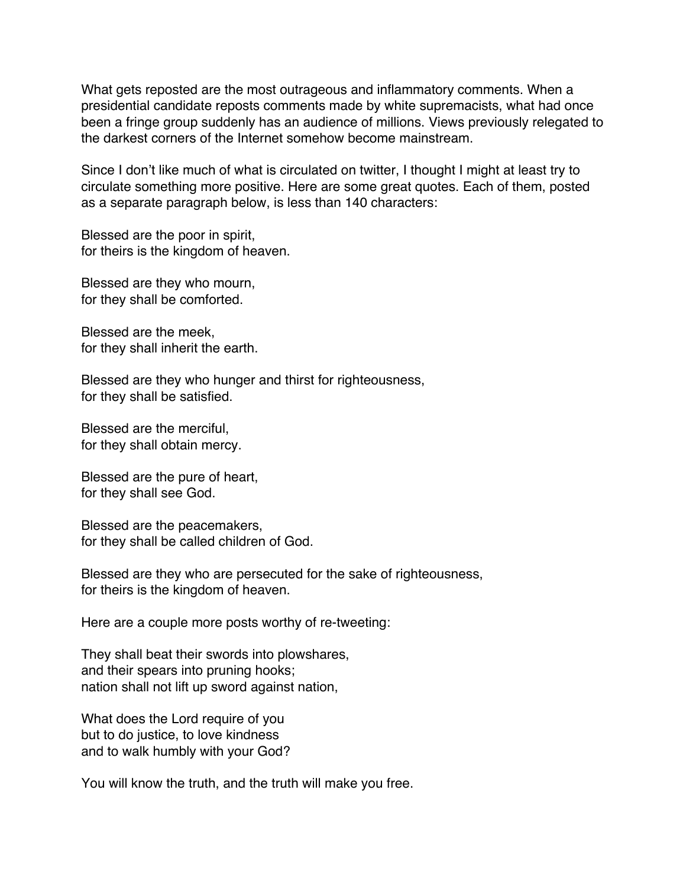What gets reposted are the most outrageous and inflammatory comments. When a presidential candidate reposts comments made by white supremacists, what had once been a fringe group suddenly has an audience of millions. Views previously relegated to the darkest corners of the Internet somehow become mainstream.

Since I don't like much of what is circulated on twitter, I thought I might at least try to circulate something more positive. Here are some great quotes. Each of them, posted as a separate paragraph below, is less than 140 characters:

Blessed are the poor in spirit,
for theirs is the kingdom of heaven.

Blessed are they who mourn,
for they shall be comforted.

Blessed are the meek,
for they shall inherit the earth.

Blessed are they who hunger and thirst for righteousness,
for they shall be satisfied.

Blessed are the merciful,
for they shall obtain mercy.

Blessed are the pure of heart,
for they shall see God.

Blessed are the peacemakers,
for they shall be called children of God.

Blessed are they who are persecuted for the sake of righteousness,
for theirs is the kingdom of heaven.

Here are a couple more posts worthy of re-tweeting:

They shall beat their swords into plowshares,
and their spears into pruning hooks;
nation shall not lift up sword against nation,

What does the Lord require of you
but to do justice, to love kindness
and to walk humbly with your God?

You will know the truth, and the truth will make you free.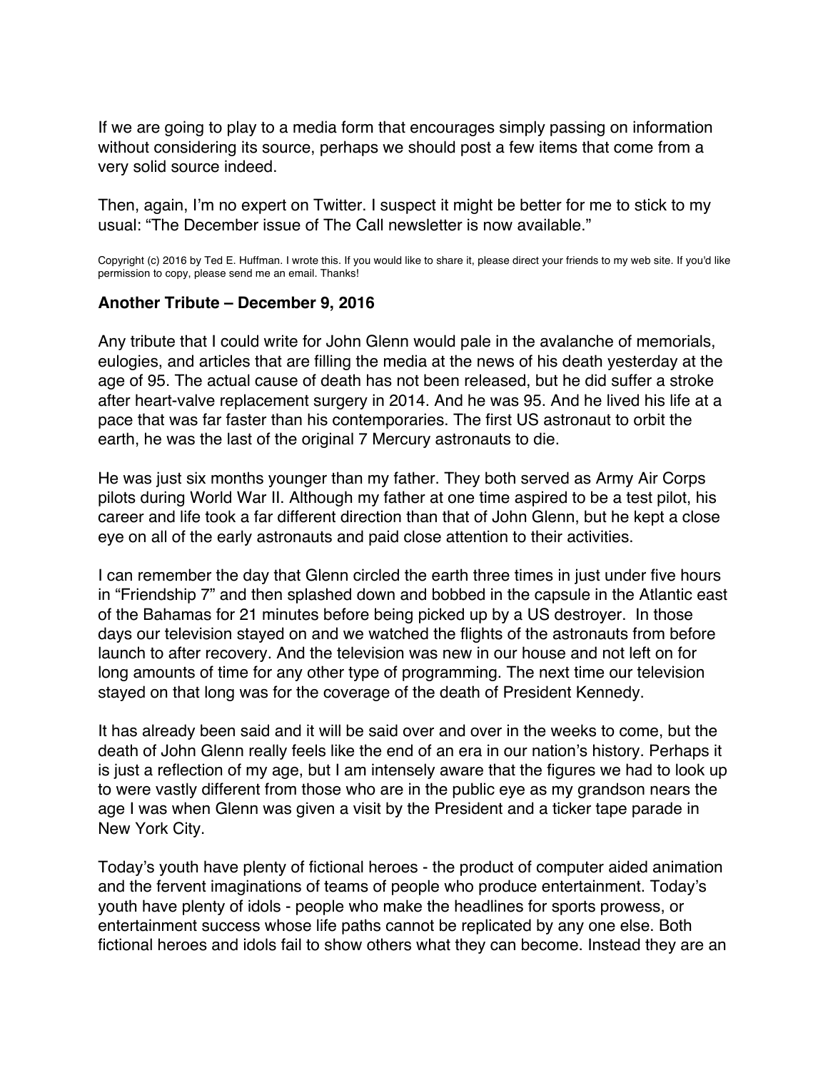If we are going to play to a media form that encourages simply passing on information without considering its source, perhaps we should post a few items that come from a very solid source indeed.

Then, again, I'm no expert on Twitter. I suspect it might be better for me to stick to my usual: "The December issue of The Call newsletter is now available."

Copyright (c) 2016 by Ted E. Huffman. I wrote this. If you would like to share it, please direct your friends to my web site. If you'd like permission to copy, please send me an email. Thanks!

### Another Tribute – December 9, 2016

Any tribute that I could write for John Glenn would pale in the avalanche of memorials, eulogies, and articles that are filling the media at the news of his death yesterday at the age of 95. The actual cause of death has not been released, but he did suffer a stroke after heart-valve replacement surgery in 2014. And he was 95. And he lived his life at a pace that was far faster than his contemporaries. The first US astronaut to orbit the earth, he was the last of the original 7 Mercury astronauts to die.

He was just six months younger than my father. They both served as Army Air Corps pilots during World War II. Although my father at one time aspired to be a test pilot, his career and life took a far different direction than that of John Glenn, but he kept a close eye on all of the early astronauts and paid close attention to their activities.

I can remember the day that Glenn circled the earth three times in just under five hours in "Friendship 7" and then splashed down and bobbed in the capsule in the Atlantic east of the Bahamas for 21 minutes before being picked up by a US destroyer. In those days our television stayed on and we watched the flights of the astronauts from before launch to after recovery. And the television was new in our house and not left on for long amounts of time for any other type of programming. The next time our television stayed on that long was for the coverage of the death of President Kennedy.

It has already been said and it will be said over and over in the weeks to come, but the death of John Glenn really feels like the end of an era in our nation's history. Perhaps it is just a reflection of my age, but I am intensely aware that the figures we had to look up to were vastly different from those who are in the public eye as my grandson nears the age I was when Glenn was given a visit by the President and a ticker tape parade in New York City.

Today's youth have plenty of fictional heroes - the product of computer aided animation and the fervent imaginations of teams of people who produce entertainment. Today's youth have plenty of idols - people who make the headlines for sports prowess, or entertainment success whose life paths cannot be replicated by any one else. Both fictional heroes and idols fail to show others what they can become. Instead they are an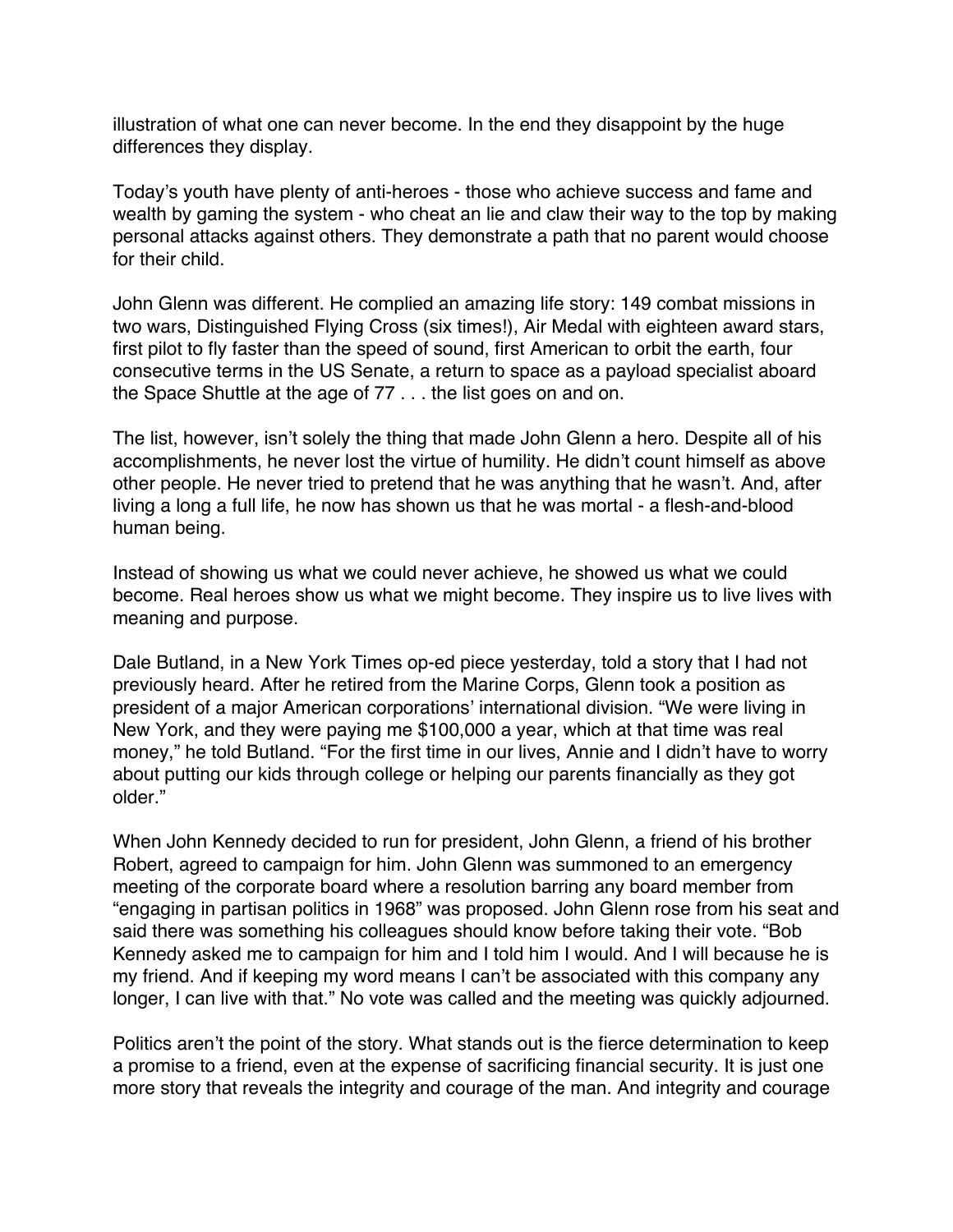illustration of what one can never become. In the end they disappoint by the huge differences they display.

Today's youth have plenty of anti-heroes - those who achieve success and fame and wealth by gaming the system - who cheat an lie and claw their way to the top by making personal attacks against others. They demonstrate a path that no parent would choose for their child.

John Glenn was different. He complied an amazing life story: 149 combat missions in two wars, Distinguished Flying Cross (six times!), Air Medal with eighteen award stars, first pilot to fly faster than the speed of sound, first American to orbit the earth, four consecutive terms in the US Senate, a return to space as a payload specialist aboard the Space Shuttle at the age of 77 . . . the list goes on and on.

The list, however, isn't solely the thing that made John Glenn a hero. Despite all of his accomplishments, he never lost the virtue of humility. He didn't count himself as above other people. He never tried to pretend that he was anything that he wasn't. And, after living a long a full life, he now has shown us that he was mortal - a flesh-and-blood human being.

Instead of showing us what we could never achieve, he showed us what we could become. Real heroes show us what we might become. They inspire us to live lives with meaning and purpose.

Dale Butland, in a New York Times op-ed piece yesterday, told a story that I had not previously heard. After he retired from the Marine Corps, Glenn took a position as president of a major American corporations' international division. "We were living in New York, and they were paying me $100,000 a year, which at that time was real money," he told Butland. "For the first time in our lives, Annie and I didn't have to worry about putting our kids through college or helping our parents financially as they got older."

When John Kennedy decided to run for president, John Glenn, a friend of his brother Robert, agreed to campaign for him. John Glenn was summoned to an emergency meeting of the corporate board where a resolution barring any board member from "engaging in partisan politics in 1968" was proposed. John Glenn rose from his seat and said there was something his colleagues should know before taking their vote. "Bob Kennedy asked me to campaign for him and I told him I would. And I will because he is my friend. And if keeping my word means I can't be associated with this company any longer, I can live with that." No vote was called and the meeting was quickly adjourned.

Politics aren't the point of the story. What stands out is the fierce determination to keep a promise to a friend, even at the expense of sacrificing financial security. It is just one more story that reveals the integrity and courage of the man. And integrity and courage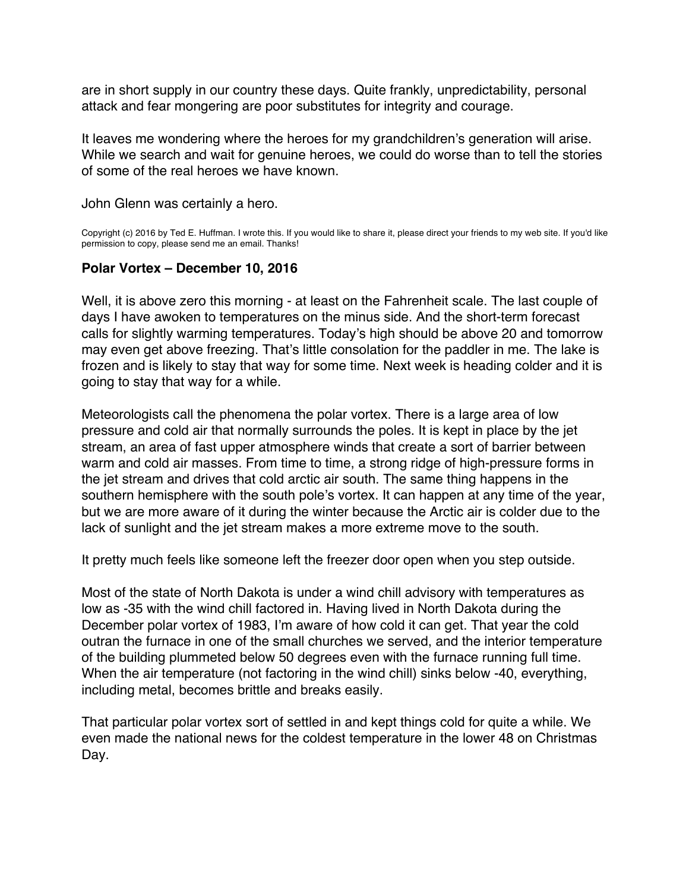are in short supply in our country these days. Quite frankly, unpredictability, personal attack and fear mongering are poor substitutes for integrity and courage.

It leaves me wondering where the heroes for my grandchildren's generation will arise. While we search and wait for genuine heroes, we could do worse than to tell the stories of some of the real heroes we have known.

John Glenn was certainly a hero.

Copyright (c) 2016 by Ted E. Huffman. I wrote this. If you would like to share it, please direct your friends to my web site. If you'd like permission to copy, please send me an email. Thanks!

### Polar Vortex – December 10, 2016

Well, it is above zero this morning - at least on the Fahrenheit scale. The last couple of days I have awoken to temperatures on the minus side. And the short-term forecast calls for slightly warming temperatures. Today's high should be above 20 and tomorrow may even get above freezing. That's little consolation for the paddler in me. The lake is frozen and is likely to stay that way for some time. Next week is heading colder and it is going to stay that way for a while.

Meteorologists call the phenomena the polar vortex. There is a large area of low pressure and cold air that normally surrounds the poles. It is kept in place by the jet stream, an area of fast upper atmosphere winds that create a sort of barrier between warm and cold air masses. From time to time, a strong ridge of high-pressure forms in the jet stream and drives that cold arctic air south. The same thing happens in the southern hemisphere with the south pole's vortex. It can happen at any time of the year, but we are more aware of it during the winter because the Arctic air is colder due to the lack of sunlight and the jet stream makes a more extreme move to the south.

It pretty much feels like someone left the freezer door open when you step outside.

Most of the state of North Dakota is under a wind chill advisory with temperatures as low as -35 with the wind chill factored in. Having lived in North Dakota during the December polar vortex of 1983, I'm aware of how cold it can get. That year the cold outran the furnace in one of the small churches we served, and the interior temperature of the building plummeted below 50 degrees even with the furnace running full time. When the air temperature (not factoring in the wind chill) sinks below -40, everything, including metal, becomes brittle and breaks easily.

That particular polar vortex sort of settled in and kept things cold for quite a while. We even made the national news for the coldest temperature in the lower 48 on Christmas Day.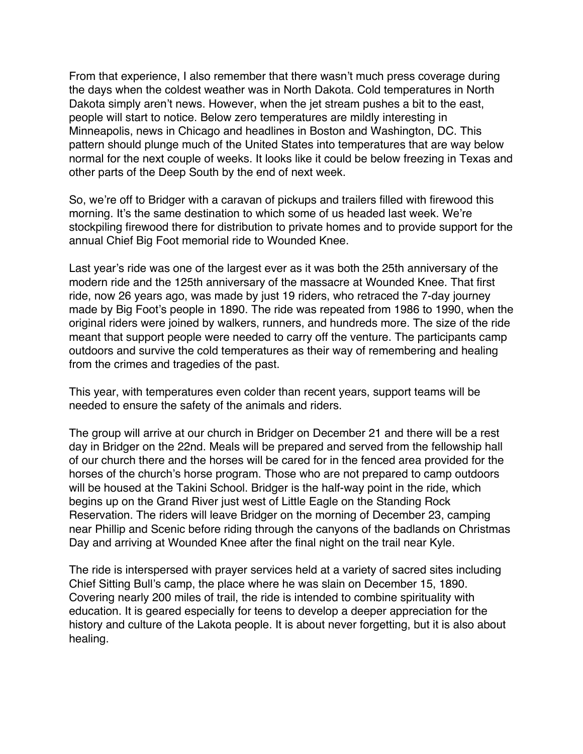From that experience, I also remember that there wasn't much press coverage during the days when the coldest weather was in North Dakota. Cold temperatures in North Dakota simply aren't news. However, when the jet stream pushes a bit to the east, people will start to notice. Below zero temperatures are mildly interesting in Minneapolis, news in Chicago and headlines in Boston and Washington, DC. This pattern should plunge much of the United States into temperatures that are way below normal for the next couple of weeks. It looks like it could be below freezing in Texas and other parts of the Deep South by the end of next week.

So, we're off to Bridger with a caravan of pickups and trailers filled with firewood this morning. It's the same destination to which some of us headed last week. We're stockpiling firewood there for distribution to private homes and to provide support for the annual Chief Big Foot memorial ride to Wounded Knee.

Last year's ride was one of the largest ever as it was both the 25th anniversary of the modern ride and the 125th anniversary of the massacre at Wounded Knee. That first ride, now 26 years ago, was made by just 19 riders, who retraced the 7-day journey made by Big Foot's people in 1890. The ride was repeated from 1986 to 1990, when the original riders were joined by walkers, runners, and hundreds more. The size of the ride meant that support people were needed to carry off the venture. The participants camp outdoors and survive the cold temperatures as their way of remembering and healing from the crimes and tragedies of the past.

This year, with temperatures even colder than recent years, support teams will be needed to ensure the safety of the animals and riders.

The group will arrive at our church in Bridger on December 21 and there will be a rest day in Bridger on the 22nd. Meals will be prepared and served from the fellowship hall of our church there and the horses will be cared for in the fenced area provided for the horses of the church's horse program. Those who are not prepared to camp outdoors will be housed at the Takini School. Bridger is the half-way point in the ride, which begins up on the Grand River just west of Little Eagle on the Standing Rock Reservation. The riders will leave Bridger on the morning of December 23, camping near Phillip and Scenic before riding through the canyons of the badlands on Christmas Day and arriving at Wounded Knee after the final night on the trail near Kyle.

The ride is interspersed with prayer services held at a variety of sacred sites including Chief Sitting Bull's camp, the place where he was slain on December 15, 1890. Covering nearly 200 miles of trail, the ride is intended to combine spirituality with education. It is geared especially for teens to develop a deeper appreciation for the history and culture of the Lakota people. It is about never forgetting, but it is also about healing.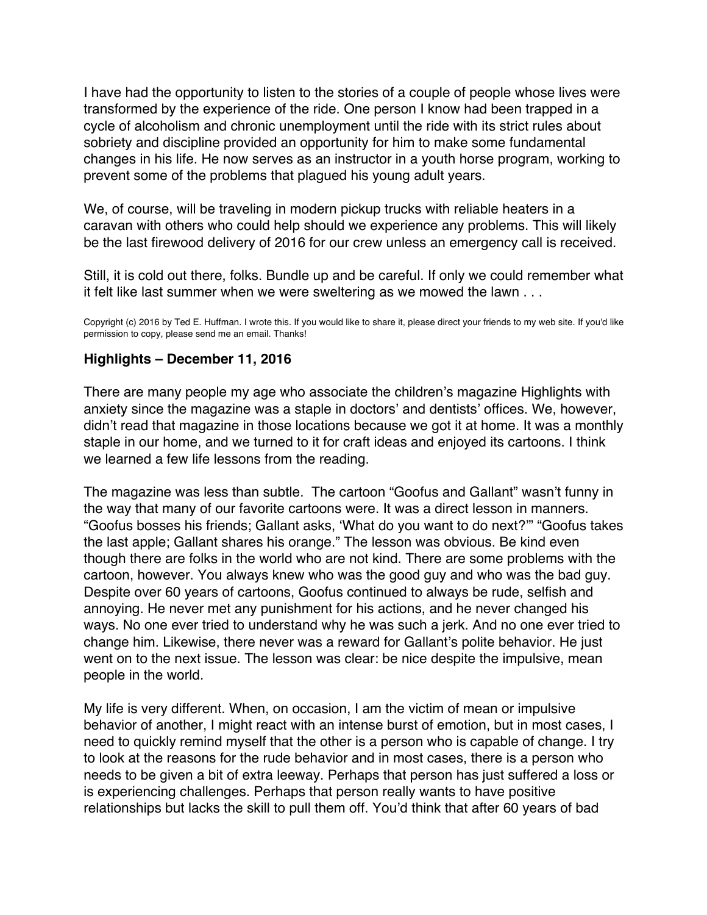I have had the opportunity to listen to the stories of a couple of people whose lives were transformed by the experience of the ride. One person I know had been trapped in a cycle of alcoholism and chronic unemployment until the ride with its strict rules about sobriety and discipline provided an opportunity for him to make some fundamental changes in his life. He now serves as an instructor in a youth horse program, working to prevent some of the problems that plagued his young adult years.

We, of course, will be traveling in modern pickup trucks with reliable heaters in a caravan with others who could help should we experience any problems. This will likely be the last firewood delivery of 2016 for our crew unless an emergency call is received.

Still, it is cold out there, folks. Bundle up and be careful. If only we could remember what it felt like last summer when we were sweltering as we mowed the lawn . . .

Copyright (c) 2016 by Ted E. Huffman. I wrote this. If you would like to share it, please direct your friends to my web site. If you'd like permission to copy, please send me an email. Thanks!

### Highlights – December 11, 2016

There are many people my age who associate the children's magazine Highlights with anxiety since the magazine was a staple in doctors' and dentists' offices. We, however, didn't read that magazine in those locations because we got it at home. It was a monthly staple in our home, and we turned to it for craft ideas and enjoyed its cartoons. I think we learned a few life lessons from the reading.

The magazine was less than subtle. The cartoon "Goofus and Gallant" wasn't funny in the way that many of our favorite cartoons were. It was a direct lesson in manners. "Goofus bosses his friends; Gallant asks, 'What do you want to do next?'" "Goofus takes the last apple; Gallant shares his orange." The lesson was obvious. Be kind even though there are folks in the world who are not kind. There are some problems with the cartoon, however. You always knew who was the good guy and who was the bad guy. Despite over 60 years of cartoons, Goofus continued to always be rude, selfish and annoying. He never met any punishment for his actions, and he never changed his ways. No one ever tried to understand why he was such a jerk. And no one ever tried to change him. Likewise, there never was a reward for Gallant's polite behavior. He just went on to the next issue. The lesson was clear: be nice despite the impulsive, mean people in the world.

My life is very different. When, on occasion, I am the victim of mean or impulsive behavior of another, I might react with an intense burst of emotion, but in most cases, I need to quickly remind myself that the other is a person who is capable of change. I try to look at the reasons for the rude behavior and in most cases, there is a person who needs to be given a bit of extra leeway. Perhaps that person has just suffered a loss or is experiencing challenges. Perhaps that person really wants to have positive relationships but lacks the skill to pull them off. You'd think that after 60 years of bad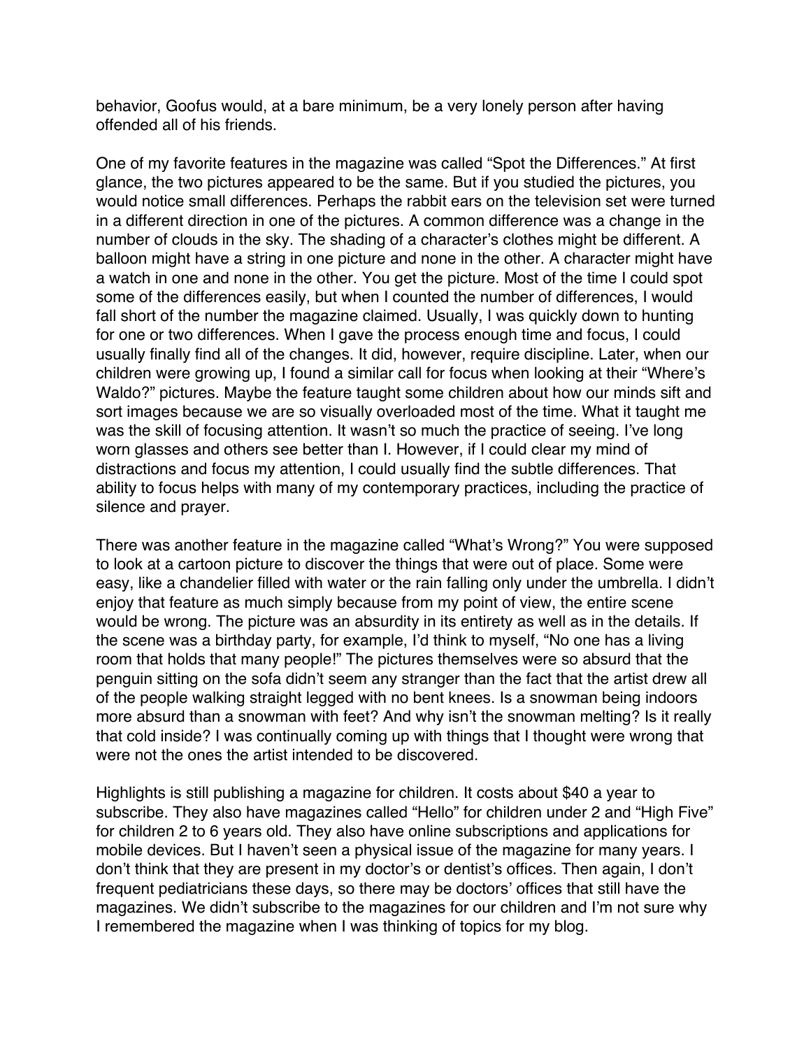behavior, Goofus would, at a bare minimum, be a very lonely person after having offended all of his friends.

One of my favorite features in the magazine was called "Spot the Differences." At first glance, the two pictures appeared to be the same. But if you studied the pictures, you would notice small differences. Perhaps the rabbit ears on the television set were turned in a different direction in one of the pictures. A common difference was a change in the number of clouds in the sky. The shading of a character's clothes might be different. A balloon might have a string in one picture and none in the other. A character might have a watch in one and none in the other. You get the picture. Most of the time I could spot some of the differences easily, but when I counted the number of differences, I would fall short of the number the magazine claimed. Usually, I was quickly down to hunting for one or two differences. When I gave the process enough time and focus, I could usually finally find all of the changes. It did, however, require discipline. Later, when our children were growing up, I found a similar call for focus when looking at their "Where's Waldo?" pictures. Maybe the feature taught some children about how our minds sift and sort images because we are so visually overloaded most of the time. What it taught me was the skill of focusing attention. It wasn't so much the practice of seeing. I've long worn glasses and others see better than I. However, if I could clear my mind of distractions and focus my attention, I could usually find the subtle differences. That ability to focus helps with many of my contemporary practices, including the practice of silence and prayer.

There was another feature in the magazine called "What's Wrong?" You were supposed to look at a cartoon picture to discover the things that were out of place. Some were easy, like a chandelier filled with water or the rain falling only under the umbrella. I didn't enjoy that feature as much simply because from my point of view, the entire scene would be wrong. The picture was an absurdity in its entirety as well as in the details. If the scene was a birthday party, for example, I'd think to myself, "No one has a living room that holds that many people!" The pictures themselves were so absurd that the penguin sitting on the sofa didn't seem any stranger than the fact that the artist drew all of the people walking straight legged with no bent knees. Is a snowman being indoors more absurd than a snowman with feet? And why isn't the snowman melting? Is it really that cold inside? I was continually coming up with things that I thought were wrong that were not the ones the artist intended to be discovered.

Highlights is still publishing a magazine for children. It costs about $40 a year to subscribe. They also have magazines called "Hello" for children under 2 and "High Five" for children 2 to 6 years old. They also have online subscriptions and applications for mobile devices. But I haven't seen a physical issue of the magazine for many years. I don't think that they are present in my doctor's or dentist's offices. Then again, I don't frequent pediatricians these days, so there may be doctors' offices that still have the magazines. We didn't subscribe to the magazines for our children and I'm not sure why I remembered the magazine when I was thinking of topics for my blog.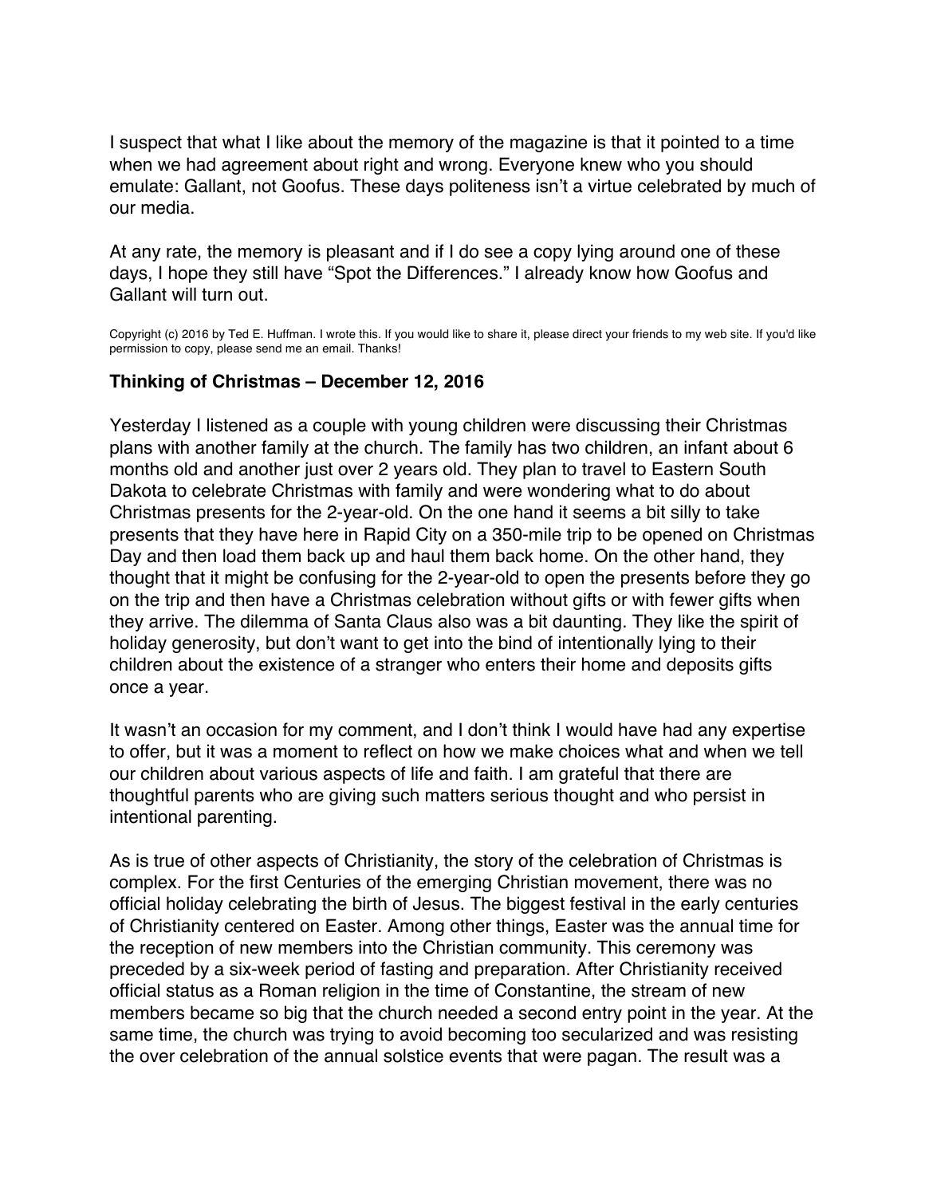I suspect that what I like about the memory of the magazine is that it pointed to a time when we had agreement about right and wrong. Everyone knew who you should emulate: Gallant, not Goofus. These days politeness isn't a virtue celebrated by much of our media.

At any rate, the memory is pleasant and if I do see a copy lying around one of these days, I hope they still have "Spot the Differences." I already know how Goofus and Gallant will turn out.

Copyright (c) 2016 by Ted E. Huffman. I wrote this. If you would like to share it, please direct your friends to my web site. If you'd like permission to copy, please send me an email. Thanks!

### Thinking of Christmas – December 12, 2016

Yesterday I listened as a couple with young children were discussing their Christmas plans with another family at the church. The family has two children, an infant about 6 months old and another just over 2 years old. They plan to travel to Eastern South Dakota to celebrate Christmas with family and were wondering what to do about Christmas presents for the 2-year-old. On the one hand it seems a bit silly to take presents that they have here in Rapid City on a 350-mile trip to be opened on Christmas Day and then load them back up and haul them back home. On the other hand, they thought that it might be confusing for the 2-year-old to open the presents before they go on the trip and then have a Christmas celebration without gifts or with fewer gifts when they arrive. The dilemma of Santa Claus also was a bit daunting. They like the spirit of holiday generosity, but don't want to get into the bind of intentionally lying to their children about the existence of a stranger who enters their home and deposits gifts once a year.

It wasn't an occasion for my comment, and I don't think I would have had any expertise to offer, but it was a moment to reflect on how we make choices what and when we tell our children about various aspects of life and faith. I am grateful that there are thoughtful parents who are giving such matters serious thought and who persist in intentional parenting.

As is true of other aspects of Christianity, the story of the celebration of Christmas is complex. For the first Centuries of the emerging Christian movement, there was no official holiday celebrating the birth of Jesus. The biggest festival in the early centuries of Christianity centered on Easter. Among other things, Easter was the annual time for the reception of new members into the Christian community. This ceremony was preceded by a six-week period of fasting and preparation. After Christianity received official status as a Roman religion in the time of Constantine, the stream of new members became so big that the church needed a second entry point in the year. At the same time, the church was trying to avoid becoming too secularized and was resisting the over celebration of the annual solstice events that were pagan. The result was a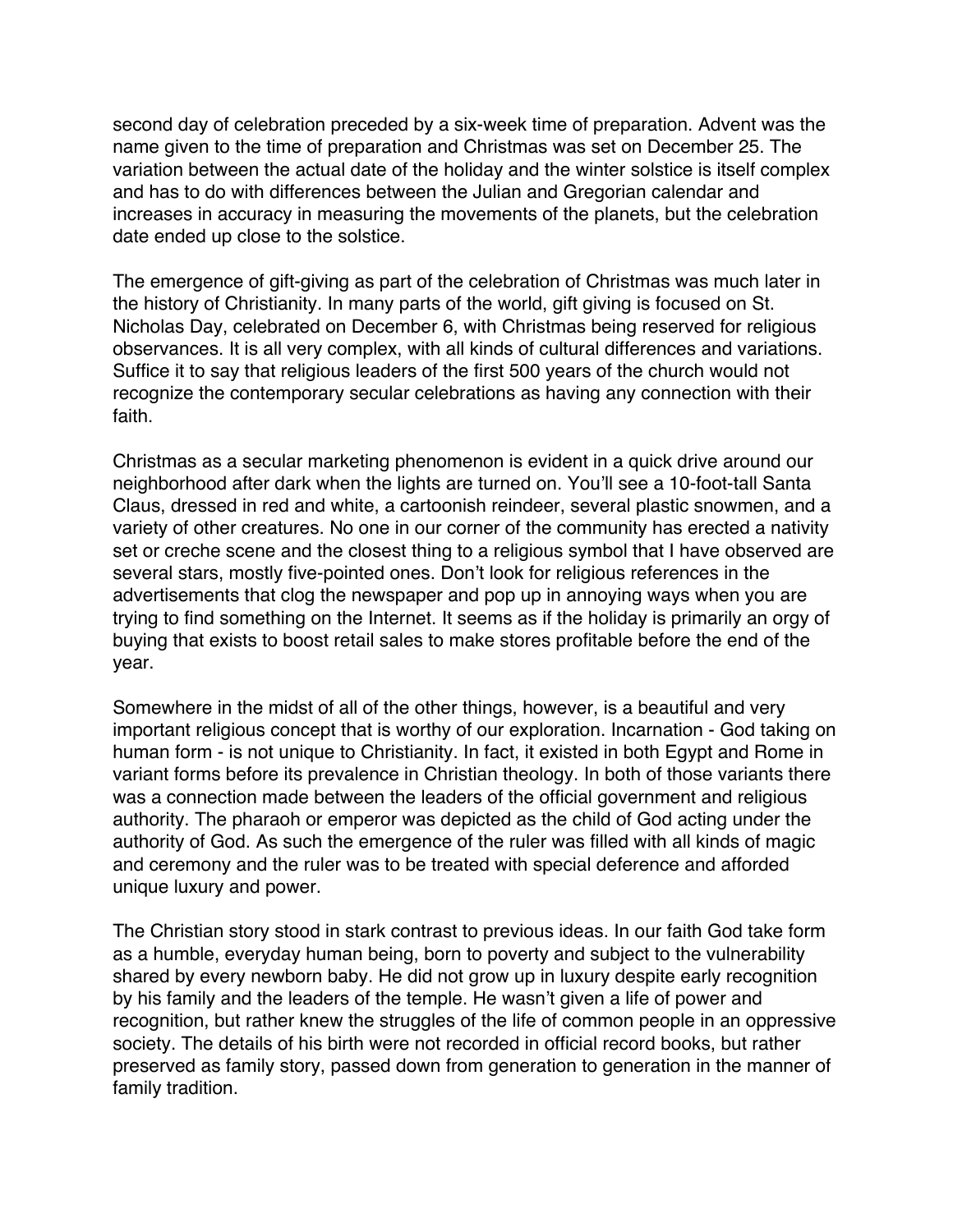second day of celebration preceded by a six-week time of preparation. Advent was the name given to the time of preparation and Christmas was set on December 25. The variation between the actual date of the holiday and the winter solstice is itself complex and has to do with differences between the Julian and Gregorian calendar and increases in accuracy in measuring the movements of the planets, but the celebration date ended up close to the solstice.

The emergence of gift-giving as part of the celebration of Christmas was much later in the history of Christianity. In many parts of the world, gift giving is focused on St. Nicholas Day, celebrated on December 6, with Christmas being reserved for religious observances. It is all very complex, with all kinds of cultural differences and variations. Suffice it to say that religious leaders of the first 500 years of the church would not recognize the contemporary secular celebrations as having any connection with their faith.

Christmas as a secular marketing phenomenon is evident in a quick drive around our neighborhood after dark when the lights are turned on. You'll see a 10-foot-tall Santa Claus, dressed in red and white, a cartoonish reindeer, several plastic snowmen, and a variety of other creatures. No one in our corner of the community has erected a nativity set or creche scene and the closest thing to a religious symbol that I have observed are several stars, mostly five-pointed ones. Don't look for religious references in the advertisements that clog the newspaper and pop up in annoying ways when you are trying to find something on the Internet. It seems as if the holiday is primarily an orgy of buying that exists to boost retail sales to make stores profitable before the end of the year.

Somewhere in the midst of all of the other things, however, is a beautiful and very important religious concept that is worthy of our exploration. Incarnation - God taking on human form - is not unique to Christianity. In fact, it existed in both Egypt and Rome in variant forms before its prevalence in Christian theology. In both of those variants there was a connection made between the leaders of the official government and religious authority. The pharaoh or emperor was depicted as the child of God acting under the authority of God. As such the emergence of the ruler was filled with all kinds of magic and ceremony and the ruler was to be treated with special deference and afforded unique luxury and power.

The Christian story stood in stark contrast to previous ideas. In our faith God take form as a humble, everyday human being, born to poverty and subject to the vulnerability shared by every newborn baby. He did not grow up in luxury despite early recognition by his family and the leaders of the temple. He wasn't given a life of power and recognition, but rather knew the struggles of the life of common people in an oppressive society. The details of his birth were not recorded in official record books, but rather preserved as family story, passed down from generation to generation in the manner of family tradition.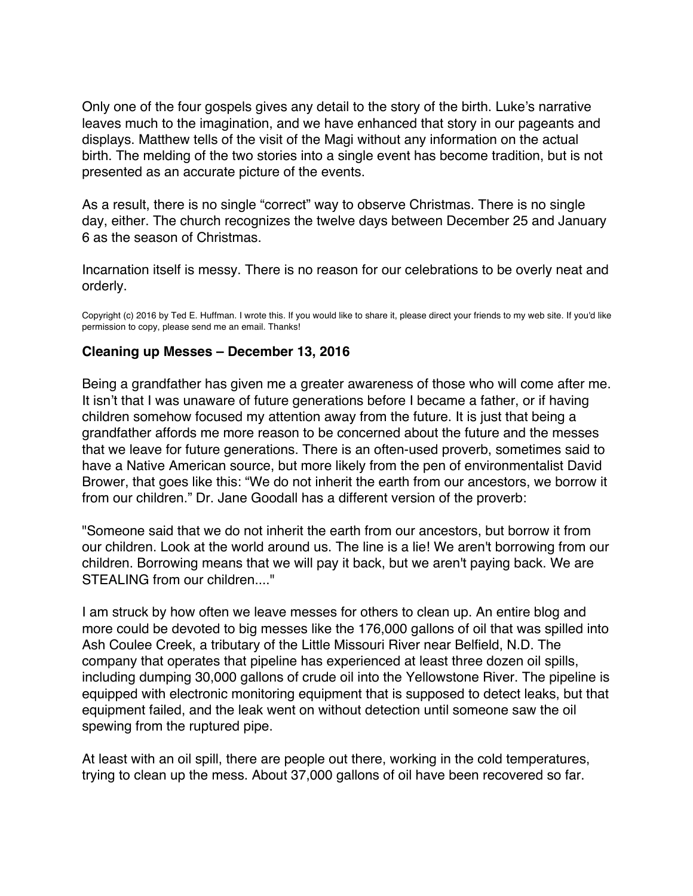Only one of the four gospels gives any detail to the story of the birth. Luke's narrative leaves much to the imagination, and we have enhanced that story in our pageants and displays. Matthew tells of the visit of the Magi without any information on the actual birth. The melding of the two stories into a single event has become tradition, but is not presented as an accurate picture of the events.

As a result, there is no single "correct" way to observe Christmas. There is no single day, either. The church recognizes the twelve days between December 25 and January 6 as the season of Christmas.

Incarnation itself is messy. There is no reason for our celebrations to be overly neat and orderly.

Copyright (c) 2016 by Ted E. Huffman. I wrote this. If you would like to share it, please direct your friends to my web site. If you'd like permission to copy, please send me an email. Thanks!

### Cleaning up Messes – December 13, 2016

Being a grandfather has given me a greater awareness of those who will come after me. It isn't that I was unaware of future generations before I became a father, or if having children somehow focused my attention away from the future. It is just that being a grandfather affords me more reason to be concerned about the future and the messes that we leave for future generations. There is an often-used proverb, sometimes said to have a Native American source, but more likely from the pen of environmentalist David Brower, that goes like this: "We do not inherit the earth from our ancestors, we borrow it from our children." Dr. Jane Goodall has a different version of the proverb:

"Someone said that we do not inherit the earth from our ancestors, but borrow it from our children. Look at the world around us. The line is a lie! We aren't borrowing from our children. Borrowing means that we will pay it back, but we aren't paying back. We are STEALING from our children...."

I am struck by how often we leave messes for others to clean up. An entire blog and more could be devoted to big messes like the 176,000 gallons of oil that was spilled into Ash Coulee Creek, a tributary of the Little Missouri River near Belfield, N.D. The company that operates that pipeline has experienced at least three dozen oil spills, including dumping 30,000 gallons of crude oil into the Yellowstone River. The pipeline is equipped with electronic monitoring equipment that is supposed to detect leaks, but that equipment failed, and the leak went on without detection until someone saw the oil spewing from the ruptured pipe.

At least with an oil spill, there are people out there, working in the cold temperatures, trying to clean up the mess. About 37,000 gallons of oil have been recovered so far.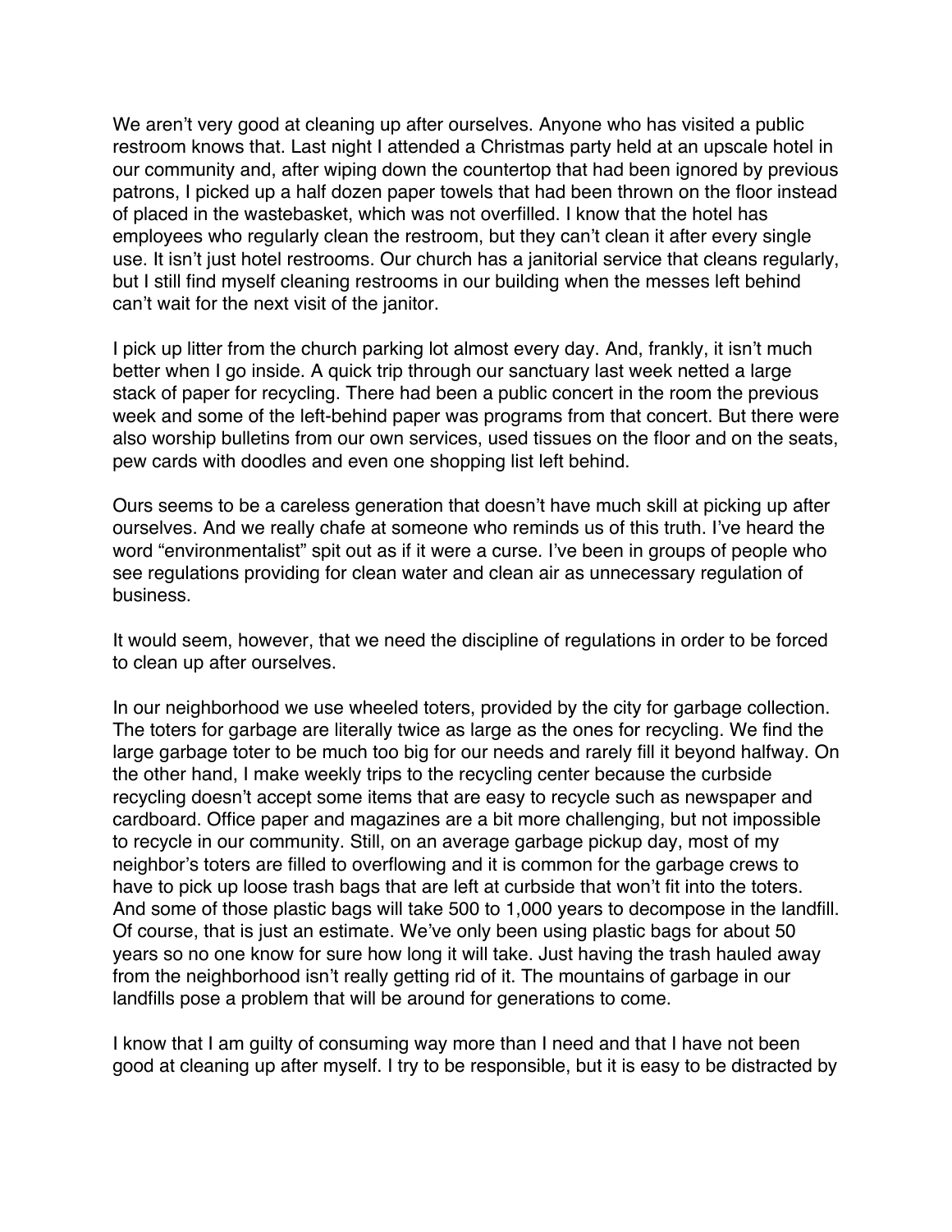We aren't very good at cleaning up after ourselves. Anyone who has visited a public restroom knows that. Last night I attended a Christmas party held at an upscale hotel in our community and, after wiping down the countertop that had been ignored by previous patrons, I picked up a half dozen paper towels that had been thrown on the floor instead of placed in the wastebasket, which was not overfilled. I know that the hotel has employees who regularly clean the restroom, but they can't clean it after every single use. It isn't just hotel restrooms. Our church has a janitorial service that cleans regularly, but I still find myself cleaning restrooms in our building when the messes left behind can't wait for the next visit of the janitor.

I pick up litter from the church parking lot almost every day. And, frankly, it isn't much better when I go inside. A quick trip through our sanctuary last week netted a large stack of paper for recycling. There had been a public concert in the room the previous week and some of the left-behind paper was programs from that concert. But there were also worship bulletins from our own services, used tissues on the floor and on the seats, pew cards with doodles and even one shopping list left behind.

Ours seems to be a careless generation that doesn't have much skill at picking up after ourselves. And we really chafe at someone who reminds us of this truth. I've heard the word "environmentalist" spit out as if it were a curse. I've been in groups of people who see regulations providing for clean water and clean air as unnecessary regulation of business.

It would seem, however, that we need the discipline of regulations in order to be forced to clean up after ourselves.

In our neighborhood we use wheeled toters, provided by the city for garbage collection. The toters for garbage are literally twice as large as the ones for recycling. We find the large garbage toter to be much too big for our needs and rarely fill it beyond halfway. On the other hand, I make weekly trips to the recycling center because the curbside recycling doesn't accept some items that are easy to recycle such as newspaper and cardboard. Office paper and magazines are a bit more challenging, but not impossible to recycle in our community. Still, on an average garbage pickup day, most of my neighbor's toters are filled to overflowing and it is common for the garbage crews to have to pick up loose trash bags that are left at curbside that won't fit into the toters. And some of those plastic bags will take 500 to 1,000 years to decompose in the landfill. Of course, that is just an estimate. We've only been using plastic bags for about 50 years so no one know for sure how long it will take. Just having the trash hauled away from the neighborhood isn't really getting rid of it. The mountains of garbage in our landfills pose a problem that will be around for generations to come.

I know that I am guilty of consuming way more than I need and that I have not been good at cleaning up after myself. I try to be responsible, but it is easy to be distracted by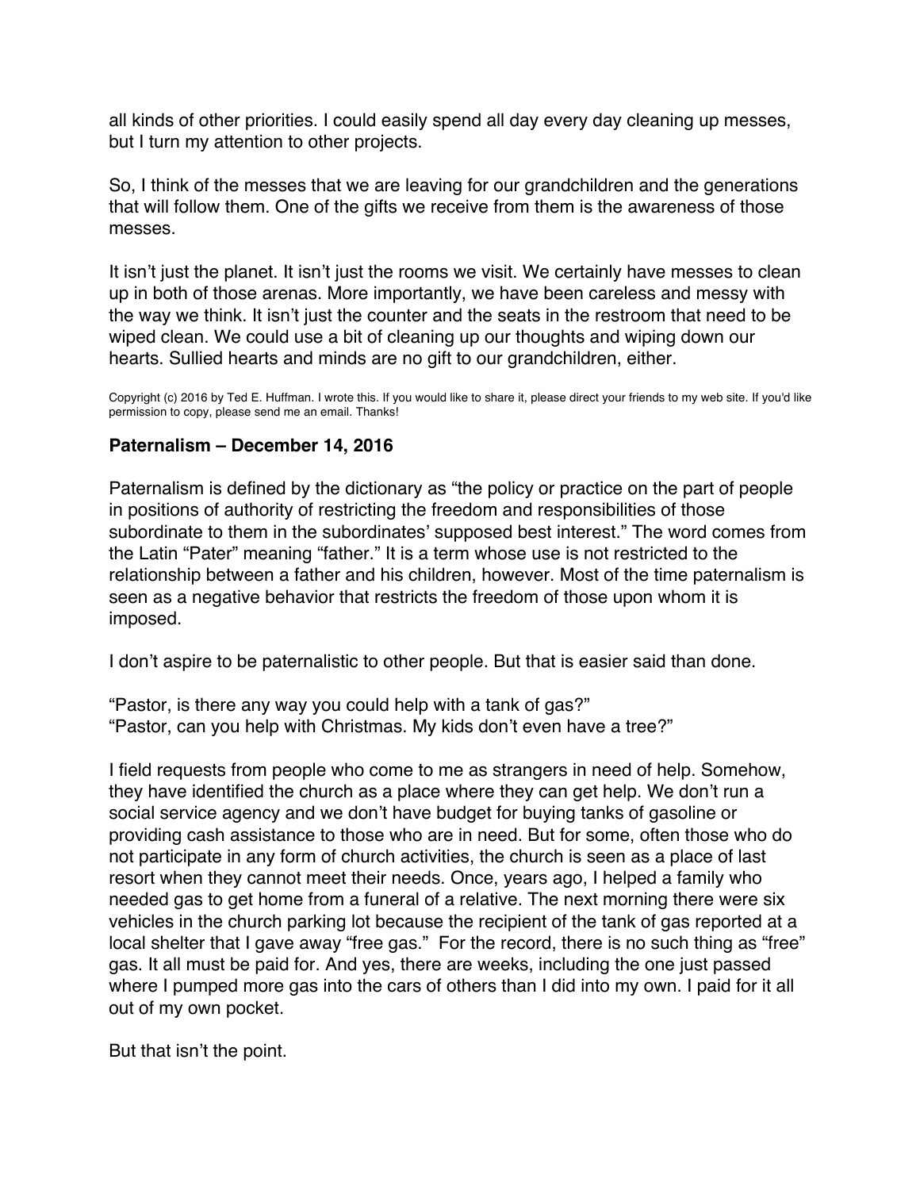all kinds of other priorities. I could easily spend all day every day cleaning up messes, but I turn my attention to other projects.

So, I think of the messes that we are leaving for our grandchildren and the generations that will follow them. One of the gifts we receive from them is the awareness of those messes.

It isn't just the planet. It isn't just the rooms we visit. We certainly have messes to clean up in both of those arenas. More importantly, we have been careless and messy with the way we think. It isn't just the counter and the seats in the restroom that need to be wiped clean. We could use a bit of cleaning up our thoughts and wiping down our hearts. Sullied hearts and minds are no gift to our grandchildren, either.

Copyright (c) 2016 by Ted E. Huffman. I wrote this. If you would like to share it, please direct your friends to my web site. If you'd like permission to copy, please send me an email. Thanks!

### Paternalism – December 14, 2016

Paternalism is defined by the dictionary as "the policy or practice on the part of people in positions of authority of restricting the freedom and responsibilities of those subordinate to them in the subordinates' supposed best interest." The word comes from the Latin "Pater" meaning "father." It is a term whose use is not restricted to the relationship between a father and his children, however. Most of the time paternalism is seen as a negative behavior that restricts the freedom of those upon whom it is imposed.

I don't aspire to be paternalistic to other people. But that is easier said than done.

"Pastor, is there any way you could help with a tank of gas?"
"Pastor, can you help with Christmas. My kids don't even have a tree?"

I field requests from people who come to me as strangers in need of help. Somehow, they have identified the church as a place where they can get help. We don't run a social service agency and we don't have budget for buying tanks of gasoline or providing cash assistance to those who are in need. But for some, often those who do not participate in any form of church activities, the church is seen as a place of last resort when they cannot meet their needs. Once, years ago, I helped a family who needed gas to get home from a funeral of a relative. The next morning there were six vehicles in the church parking lot because the recipient of the tank of gas reported at a local shelter that I gave away "free gas." For the record, there is no such thing as "free" gas. It all must be paid for. And yes, there are weeks, including the one just passed where I pumped more gas into the cars of others than I did into my own. I paid for it all out of my own pocket.

But that isn't the point.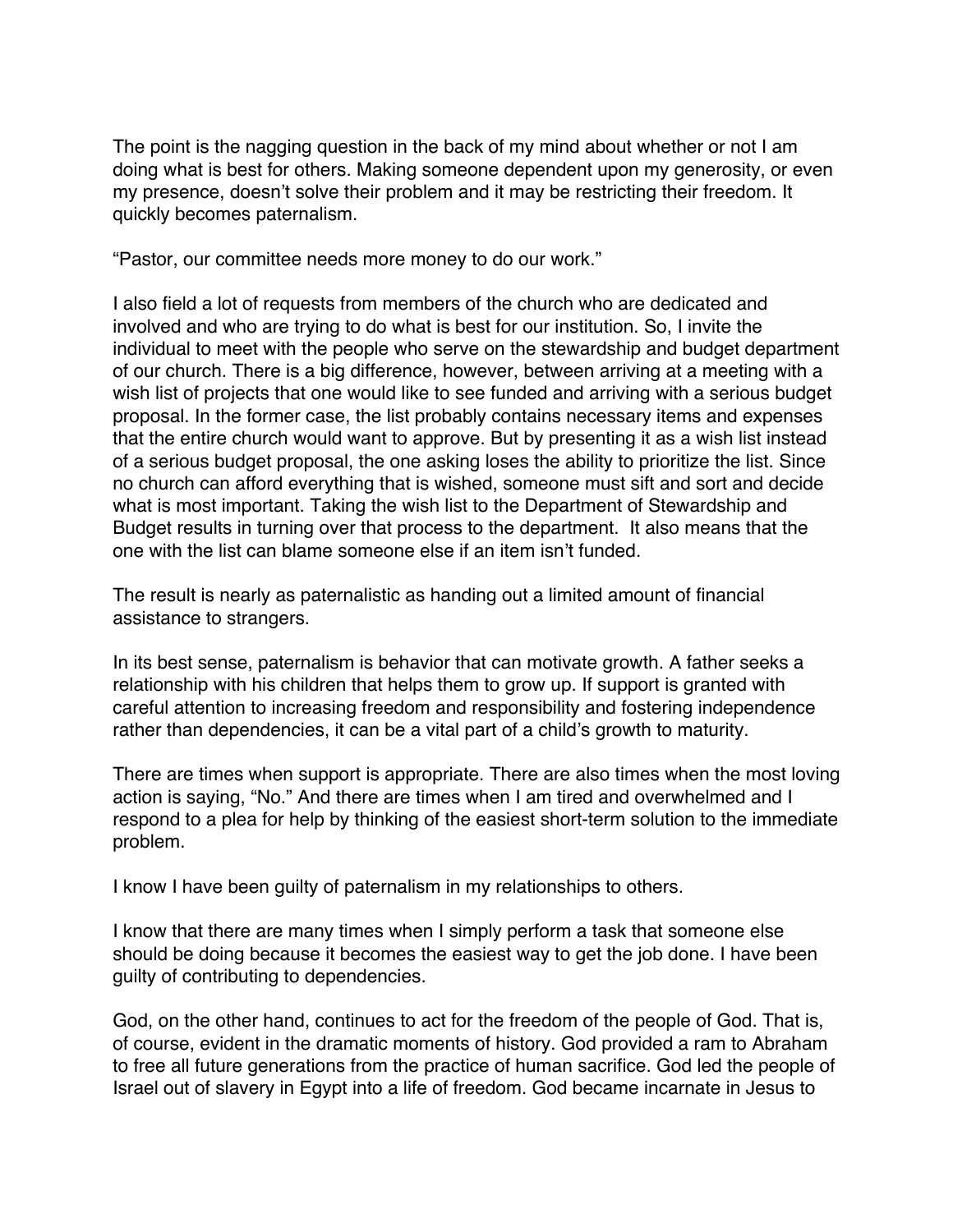The point is the nagging question in the back of my mind about whether or not I am doing what is best for others. Making someone dependent upon my generosity, or even my presence, doesn't solve their problem and it may be restricting their freedom. It quickly becomes paternalism.

"Pastor, our committee needs more money to do our work."

I also field a lot of requests from members of the church who are dedicated and involved and who are trying to do what is best for our institution. So, I invite the individual to meet with the people who serve on the stewardship and budget department of our church. There is a big difference, however, between arriving at a meeting with a wish list of projects that one would like to see funded and arriving with a serious budget proposal. In the former case, the list probably contains necessary items and expenses that the entire church would want to approve. But by presenting it as a wish list instead of a serious budget proposal, the one asking loses the ability to prioritize the list. Since no church can afford everything that is wished, someone must sift and sort and decide what is most important. Taking the wish list to the Department of Stewardship and Budget results in turning over that process to the department. It also means that the one with the list can blame someone else if an item isn't funded.

The result is nearly as paternalistic as handing out a limited amount of financial assistance to strangers.

In its best sense, paternalism is behavior that can motivate growth. A father seeks a relationship with his children that helps them to grow up. If support is granted with careful attention to increasing freedom and responsibility and fostering independence rather than dependencies, it can be a vital part of a child's growth to maturity.

There are times when support is appropriate. There are also times when the most loving action is saying, "No." And there are times when I am tired and overwhelmed and I respond to a plea for help by thinking of the easiest short-term solution to the immediate problem.

I know I have been guilty of paternalism in my relationships to others.

I know that there are many times when I simply perform a task that someone else should be doing because it becomes the easiest way to get the job done. I have been guilty of contributing to dependencies.

God, on the other hand, continues to act for the freedom of the people of God. That is, of course, evident in the dramatic moments of history. God provided a ram to Abraham to free all future generations from the practice of human sacrifice. God led the people of Israel out of slavery in Egypt into a life of freedom. God became incarnate in Jesus to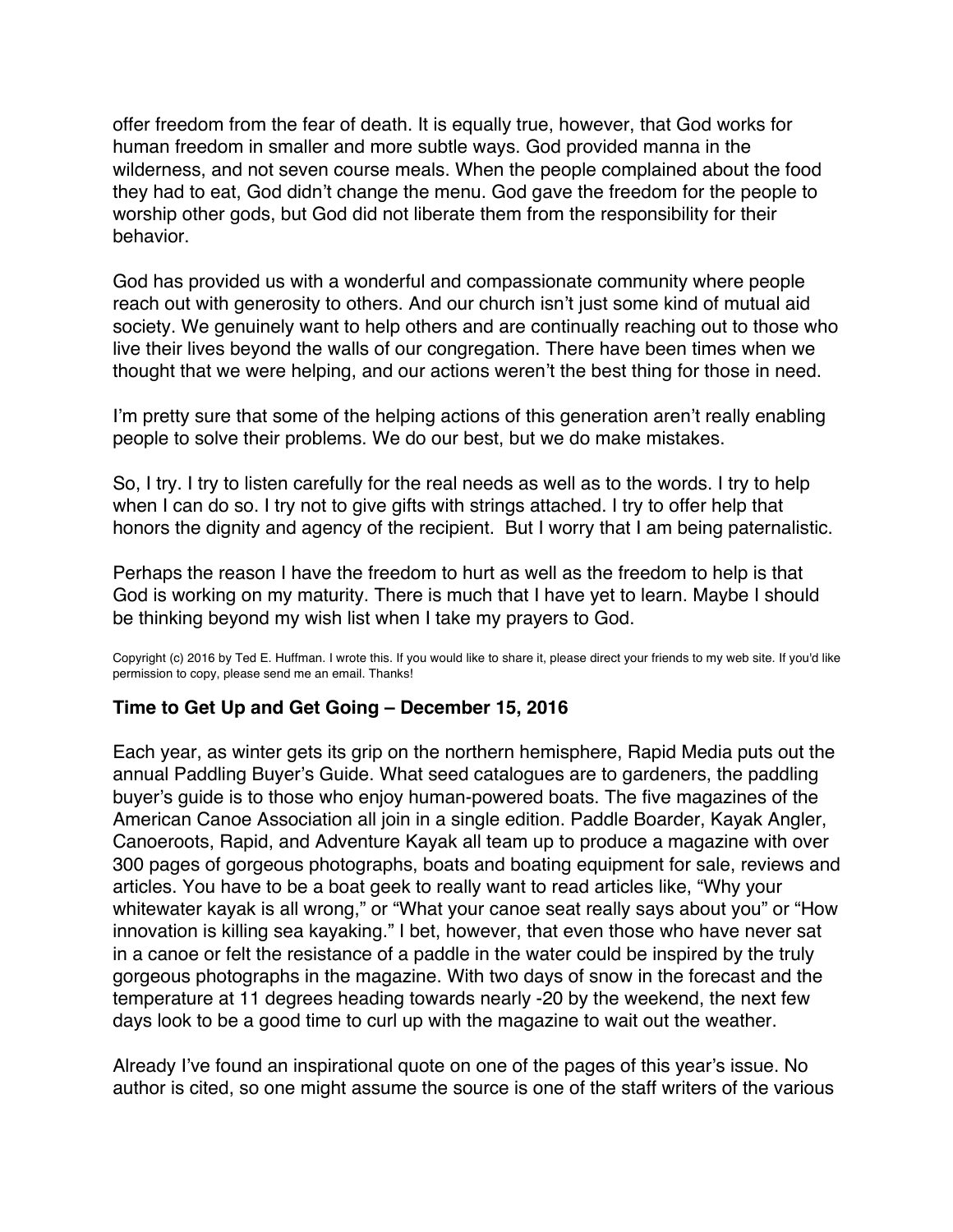offer freedom from the fear of death. It is equally true, however, that God works for human freedom in smaller and more subtle ways. God provided manna in the wilderness, and not seven course meals. When the people complained about the food they had to eat, God didn't change the menu. God gave the freedom for the people to worship other gods, but God did not liberate them from the responsibility for their behavior.

God has provided us with a wonderful and compassionate community where people reach out with generosity to others. And our church isn't just some kind of mutual aid society. We genuinely want to help others and are continually reaching out to those who live their lives beyond the walls of our congregation. There have been times when we thought that we were helping, and our actions weren't the best thing for those in need.

I'm pretty sure that some of the helping actions of this generation aren't really enabling people to solve their problems. We do our best, but we do make mistakes.

So, I try. I try to listen carefully for the real needs as well as to the words. I try to help when I can do so. I try not to give gifts with strings attached. I try to offer help that honors the dignity and agency of the recipient. But I worry that I am being paternalistic.

Perhaps the reason I have the freedom to hurt as well as the freedom to help is that God is working on my maturity. There is much that I have yet to learn. Maybe I should be thinking beyond my wish list when I take my prayers to God.

Copyright (c) 2016 by Ted E. Huffman. I wrote this. If you would like to share it, please direct your friends to my web site. If you'd like permission to copy, please send me an email. Thanks!

### Time to Get Up and Get Going – December 15, 2016

Each year, as winter gets its grip on the northern hemisphere, Rapid Media puts out the annual Paddling Buyer's Guide. What seed catalogues are to gardeners, the paddling buyer's guide is to those who enjoy human-powered boats. The five magazines of the American Canoe Association all join in a single edition. Paddle Boarder, Kayak Angler, Canoeroots, Rapid, and Adventure Kayak all team up to produce a magazine with over 300 pages of gorgeous photographs, boats and boating equipment for sale, reviews and articles. You have to be a boat geek to really want to read articles like, "Why your whitewater kayak is all wrong," or "What your canoe seat really says about you" or "How innovation is killing sea kayaking." I bet, however, that even those who have never sat in a canoe or felt the resistance of a paddle in the water could be inspired by the truly gorgeous photographs in the magazine. With two days of snow in the forecast and the temperature at 11 degrees heading towards nearly -20 by the weekend, the next few days look to be a good time to curl up with the magazine to wait out the weather.

Already I've found an inspirational quote on one of the pages of this year's issue. No author is cited, so one might assume the source is one of the staff writers of the various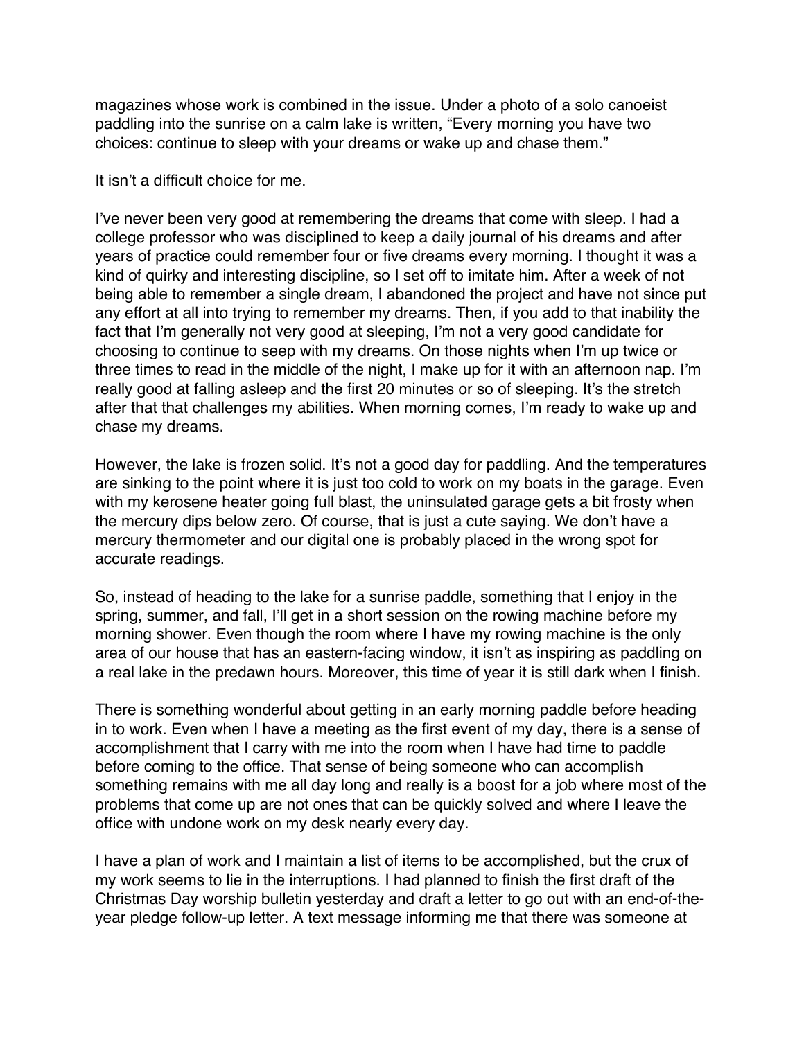magazines whose work is combined in the issue. Under a photo of a solo canoeist paddling into the sunrise on a calm lake is written, “Every morning you have two choices: continue to sleep with your dreams or wake up and chase them.”

It isn’t a difficult choice for me.

I’ve never been very good at remembering the dreams that come with sleep. I had a college professor who was disciplined to keep a daily journal of his dreams and after years of practice could remember four or five dreams every morning. I thought it was a kind of quirky and interesting discipline, so I set off to imitate him. After a week of not being able to remember a single dream, I abandoned the project and have not since put any effort at all into trying to remember my dreams. Then, if you add to that inability the fact that I’m generally not very good at sleeping, I’m not a very good candidate for choosing to continue to seep with my dreams. On those nights when I’m up twice or three times to read in the middle of the night, I make up for it with an afternoon nap. I’m really good at falling asleep and the first 20 minutes or so of sleeping. It’s the stretch after that that challenges my abilities. When morning comes, I’m ready to wake up and chase my dreams.

However, the lake is frozen solid. It’s not a good day for paddling. And the temperatures are sinking to the point where it is just too cold to work on my boats in the garage. Even with my kerosene heater going full blast, the uninsulated garage gets a bit frosty when the mercury dips below zero. Of course, that is just a cute saying. We don’t have a mercury thermometer and our digital one is probably placed in the wrong spot for accurate readings.

So, instead of heading to the lake for a sunrise paddle, something that I enjoy in the spring, summer, and fall, I’ll get in a short session on the rowing machine before my morning shower. Even though the room where I have my rowing machine is the only area of our house that has an eastern-facing window, it isn’t as inspiring as paddling on a real lake in the predawn hours. Moreover, this time of year it is still dark when I finish.

There is something wonderful about getting in an early morning paddle before heading in to work. Even when I have a meeting as the first event of my day, there is a sense of accomplishment that I carry with me into the room when I have had time to paddle before coming to the office. That sense of being someone who can accomplish something remains with me all day long and really is a boost for a job where most of the problems that come up are not ones that can be quickly solved and where I leave the office with undone work on my desk nearly every day.

I have a plan of work and I maintain a list of items to be accomplished, but the crux of my work seems to lie in the interruptions. I had planned to finish the first draft of the Christmas Day worship bulletin yesterday and draft a letter to go out with an end-of-the-year pledge follow-up letter. A text message informing me that there was someone at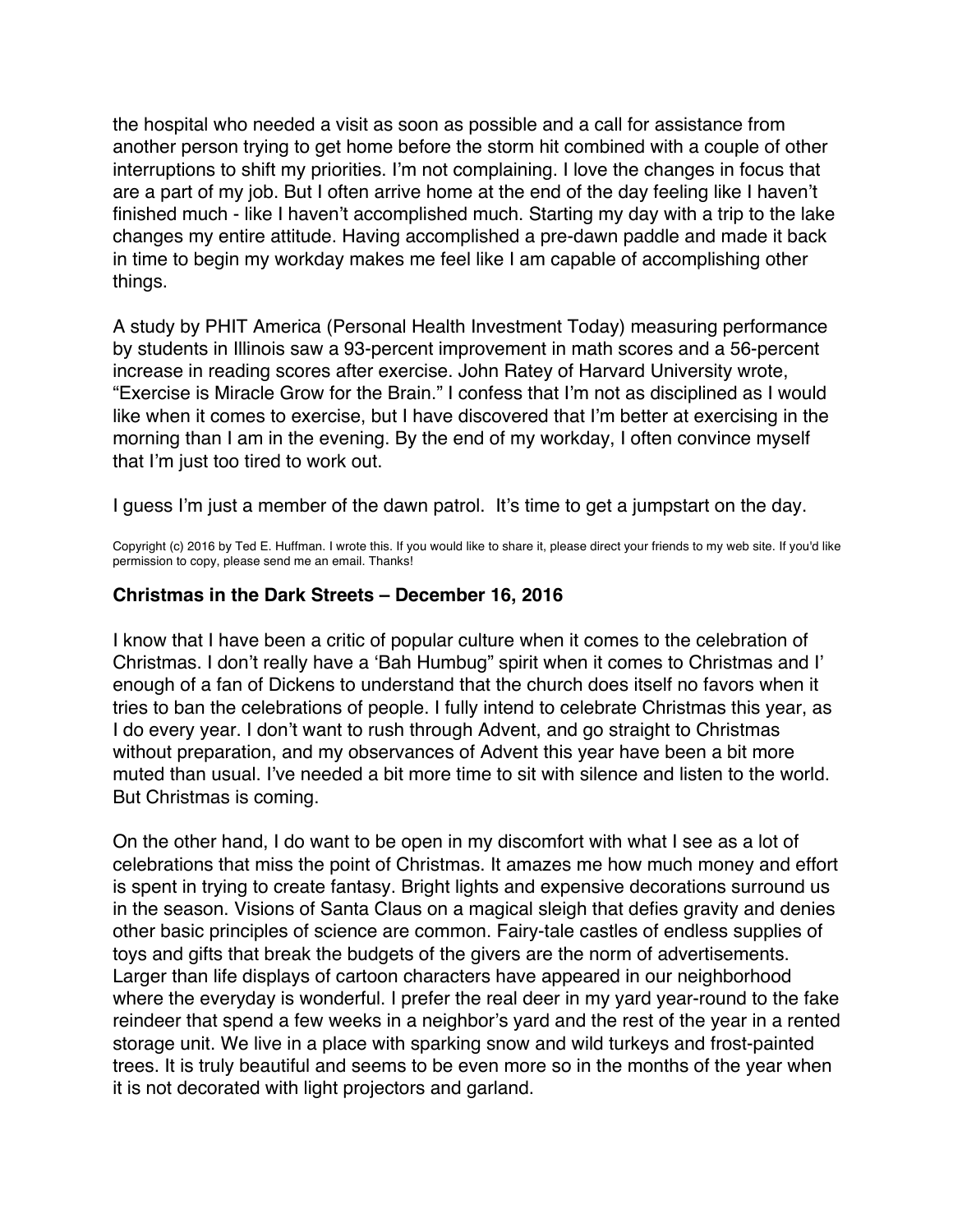the hospital who needed a visit as soon as possible and a call for assistance from another person trying to get home before the storm hit combined with a couple of other interruptions to shift my priorities. I'm not complaining. I love the changes in focus that are a part of my job. But I often arrive home at the end of the day feeling like I haven't finished much - like I haven't accomplished much. Starting my day with a trip to the lake changes my entire attitude. Having accomplished a pre-dawn paddle and made it back in time to begin my workday makes me feel like I am capable of accomplishing other things.

A study by PHIT America (Personal Health Investment Today) measuring performance by students in Illinois saw a 93-percent improvement in math scores and a 56-percent increase in reading scores after exercise. John Ratey of Harvard University wrote, "Exercise is Miracle Grow for the Brain." I confess that I'm not as disciplined as I would like when it comes to exercise, but I have discovered that I'm better at exercising in the morning than I am in the evening. By the end of my workday, I often convince myself that I'm just too tired to work out.

I guess I'm just a member of the dawn patrol. It's time to get a jumpstart on the day.

Copyright (c) 2016 by Ted E. Huffman. I wrote this. If you would like to share it, please direct your friends to my web site. If you'd like permission to copy, please send me an email. Thanks!

### Christmas in the Dark Streets – December 16, 2016

I know that I have been a critic of popular culture when it comes to the celebration of Christmas. I don't really have a 'Bah Humbug" spirit when it comes to Christmas and I' enough of a fan of Dickens to understand that the church does itself no favors when it tries to ban the celebrations of people. I fully intend to celebrate Christmas this year, as I do every year. I don't want to rush through Advent, and go straight to Christmas without preparation, and my observances of Advent this year have been a bit more muted than usual. I've needed a bit more time to sit with silence and listen to the world. But Christmas is coming.

On the other hand, I do want to be open in my discomfort with what I see as a lot of celebrations that miss the point of Christmas. It amazes me how much money and effort is spent in trying to create fantasy. Bright lights and expensive decorations surround us in the season. Visions of Santa Claus on a magical sleigh that defies gravity and denies other basic principles of science are common. Fairy-tale castles of endless supplies of toys and gifts that break the budgets of the givers are the norm of advertisements. Larger than life displays of cartoon characters have appeared in our neighborhood where the everyday is wonderful. I prefer the real deer in my yard year-round to the fake reindeer that spend a few weeks in a neighbor's yard and the rest of the year in a rented storage unit. We live in a place with sparking snow and wild turkeys and frost-painted trees. It is truly beautiful and seems to be even more so in the months of the year when it is not decorated with light projectors and garland.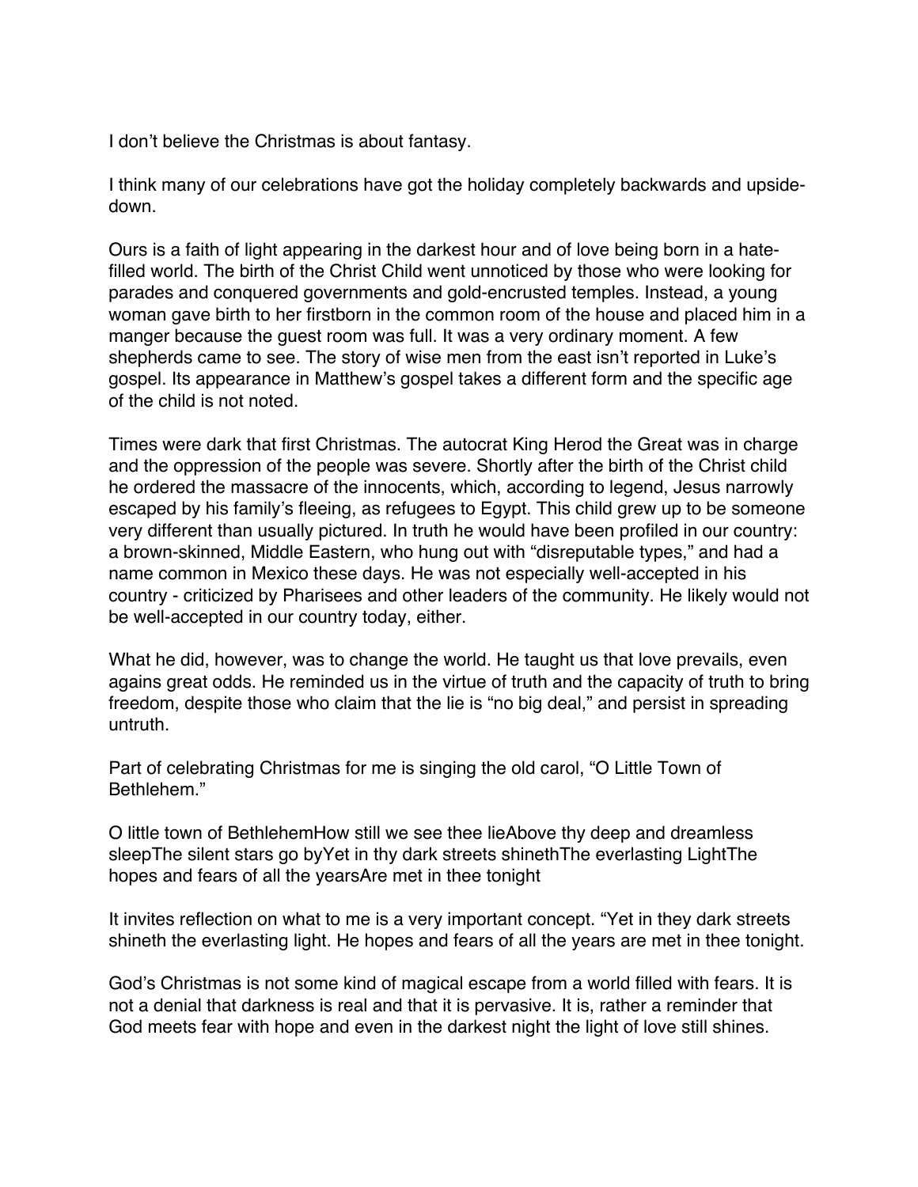I don't believe the Christmas is about fantasy.

I think many of our celebrations have got the holiday completely backwards and upside-down.

Ours is a faith of light appearing in the darkest hour and of love being born in a hate-filled world. The birth of the Christ Child went unnoticed by those who were looking for parades and conquered governments and gold-encrusted temples. Instead, a young woman gave birth to her firstborn in the common room of the house and placed him in a manger because the guest room was full. It was a very ordinary moment. A few shepherds came to see. The story of wise men from the east isn't reported in Luke's gospel. Its appearance in Matthew's gospel takes a different form and the specific age of the child is not noted.

Times were dark that first Christmas. The autocrat King Herod the Great was in charge and the oppression of the people was severe. Shortly after the birth of the Christ child he ordered the massacre of the innocents, which, according to legend, Jesus narrowly escaped by his family's fleeing, as refugees to Egypt. This child grew up to be someone very different than usually pictured. In truth he would have been profiled in our country: a brown-skinned, Middle Eastern, who hung out with "disreputable types," and had a name common in Mexico these days. He was not especially well-accepted in his country - criticized by Pharisees and other leaders of the community. He likely would not be well-accepted in our country today, either.

What he did, however, was to change the world. He taught us that love prevails, even agains great odds. He reminded us in the virtue of truth and the capacity of truth to bring freedom, despite those who claim that the lie is "no big deal," and persist in spreading untruth.

Part of celebrating Christmas for me is singing the old carol, "O Little Town of Bethlehem."

O little town of BethlehemHow still we see thee lieAbove thy deep and dreamless sleepThe silent stars go byYet in thy dark streets shinethThe everlasting LightThe hopes and fears of all the yearsAre met in thee tonight

It invites reflection on what to me is a very important concept. "Yet in they dark streets shineth the everlasting light. He hopes and fears of all the years are met in thee tonight.

God's Christmas is not some kind of magical escape from a world filled with fears. It is not a denial that darkness is real and that it is pervasive. It is, rather a reminder that God meets fear with hope and even in the darkest night the light of love still shines.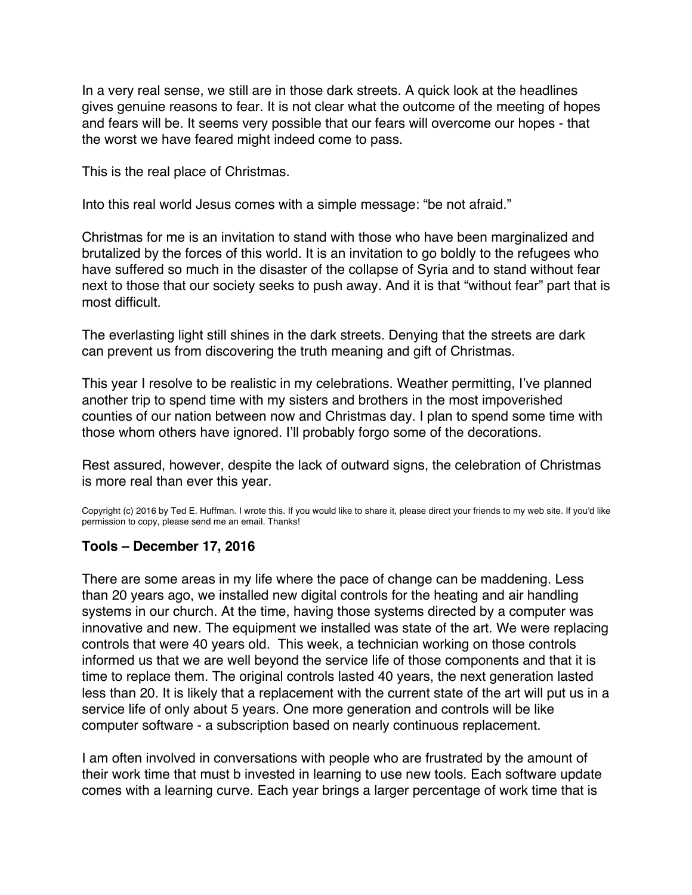In a very real sense, we still are in those dark streets. A quick look at the headlines gives genuine reasons to fear. It is not clear what the outcome of the meeting of hopes and fears will be. It seems very possible that our fears will overcome our hopes - that the worst we have feared might indeed come to pass.

This is the real place of Christmas.

Into this real world Jesus comes with a simple message: “be not afraid.”

Christmas for me is an invitation to stand with those who have been marginalized and brutalized by the forces of this world. It is an invitation to go boldly to the refugees who have suffered so much in the disaster of the collapse of Syria and to stand without fear next to those that our society seeks to push away. And it is that “without fear” part that is most difficult.

The everlasting light still shines in the dark streets. Denying that the streets are dark can prevent us from discovering the truth meaning and gift of Christmas.

This year I resolve to be realistic in my celebrations. Weather permitting, I’ve planned another trip to spend time with my sisters and brothers in the most impoverished counties of our nation between now and Christmas day. I plan to spend some time with those whom others have ignored. I’ll probably forgo some of the decorations.

Rest assured, however, despite the lack of outward signs, the celebration of Christmas is more real than ever this year.

Copyright (c) 2016 by Ted E. Huffman. I wrote this. If you would like to share it, please direct your friends to my web site. If you'd like permission to copy, please send me an email. Thanks!

### Tools – December 17, 2016

There are some areas in my life where the pace of change can be maddening. Less than 20 years ago, we installed new digital controls for the heating and air handling systems in our church. At the time, having those systems directed by a computer was innovative and new. The equipment we installed was state of the art. We were replacing controls that were 40 years old. This week, a technician working on those controls informed us that we are well beyond the service life of those components and that it is time to replace them. The original controls lasted 40 years, the next generation lasted less than 20. It is likely that a replacement with the current state of the art will put us in a service life of only about 5 years. One more generation and controls will be like computer software - a subscription based on nearly continuous replacement.

I am often involved in conversations with people who are frustrated by the amount of their work time that must b invested in learning to use new tools. Each software update comes with a learning curve. Each year brings a larger percentage of work time that is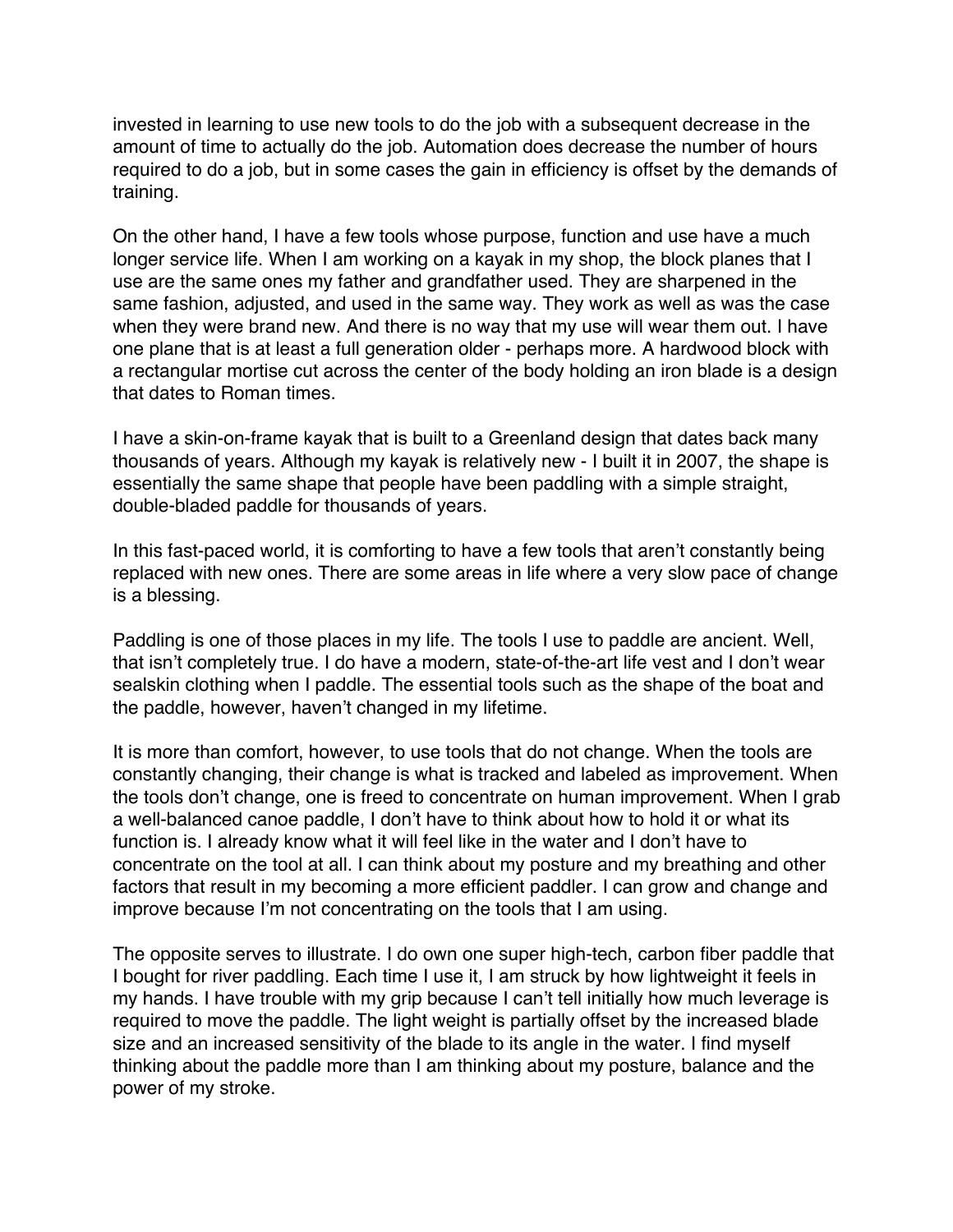invested in learning to use new tools to do the job with a subsequent decrease in the amount of time to actually do the job. Automation does decrease the number of hours required to do a job, but in some cases the gain in efficiency is offset by the demands of training.

On the other hand, I have a few tools whose purpose, function and use have a much longer service life. When I am working on a kayak in my shop, the block planes that I use are the same ones my father and grandfather used. They are sharpened in the same fashion, adjusted, and used in the same way. They work as well as was the case when they were brand new. And there is no way that my use will wear them out. I have one plane that is at least a full generation older - perhaps more. A hardwood block with a rectangular mortise cut across the center of the body holding an iron blade is a design that dates to Roman times.

I have a skin-on-frame kayak that is built to a Greenland design that dates back many thousands of years. Although my kayak is relatively new - I built it in 2007, the shape is essentially the same shape that people have been paddling with a simple straight, double-bladed paddle for thousands of years.

In this fast-paced world, it is comforting to have a few tools that aren't constantly being replaced with new ones. There are some areas in life where a very slow pace of change is a blessing.

Paddling is one of those places in my life. The tools I use to paddle are ancient. Well, that isn't completely true. I do have a modern, state-of-the-art life vest and I don't wear sealskin clothing when I paddle. The essential tools such as the shape of the boat and the paddle, however, haven't changed in my lifetime.

It is more than comfort, however, to use tools that do not change. When the tools are constantly changing, their change is what is tracked and labeled as improvement. When the tools don't change, one is freed to concentrate on human improvement. When I grab a well-balanced canoe paddle, I don't have to think about how to hold it or what its function is. I already know what it will feel like in the water and I don't have to concentrate on the tool at all. I can think about my posture and my breathing and other factors that result in my becoming a more efficient paddler. I can grow and change and improve because I'm not concentrating on the tools that I am using.

The opposite serves to illustrate. I do own one super high-tech, carbon fiber paddle that I bought for river paddling. Each time I use it, I am struck by how lightweight it feels in my hands. I have trouble with my grip because I can't tell initially how much leverage is required to move the paddle. The light weight is partially offset by the increased blade size and an increased sensitivity of the blade to its angle in the water. I find myself thinking about the paddle more than I am thinking about my posture, balance and the power of my stroke.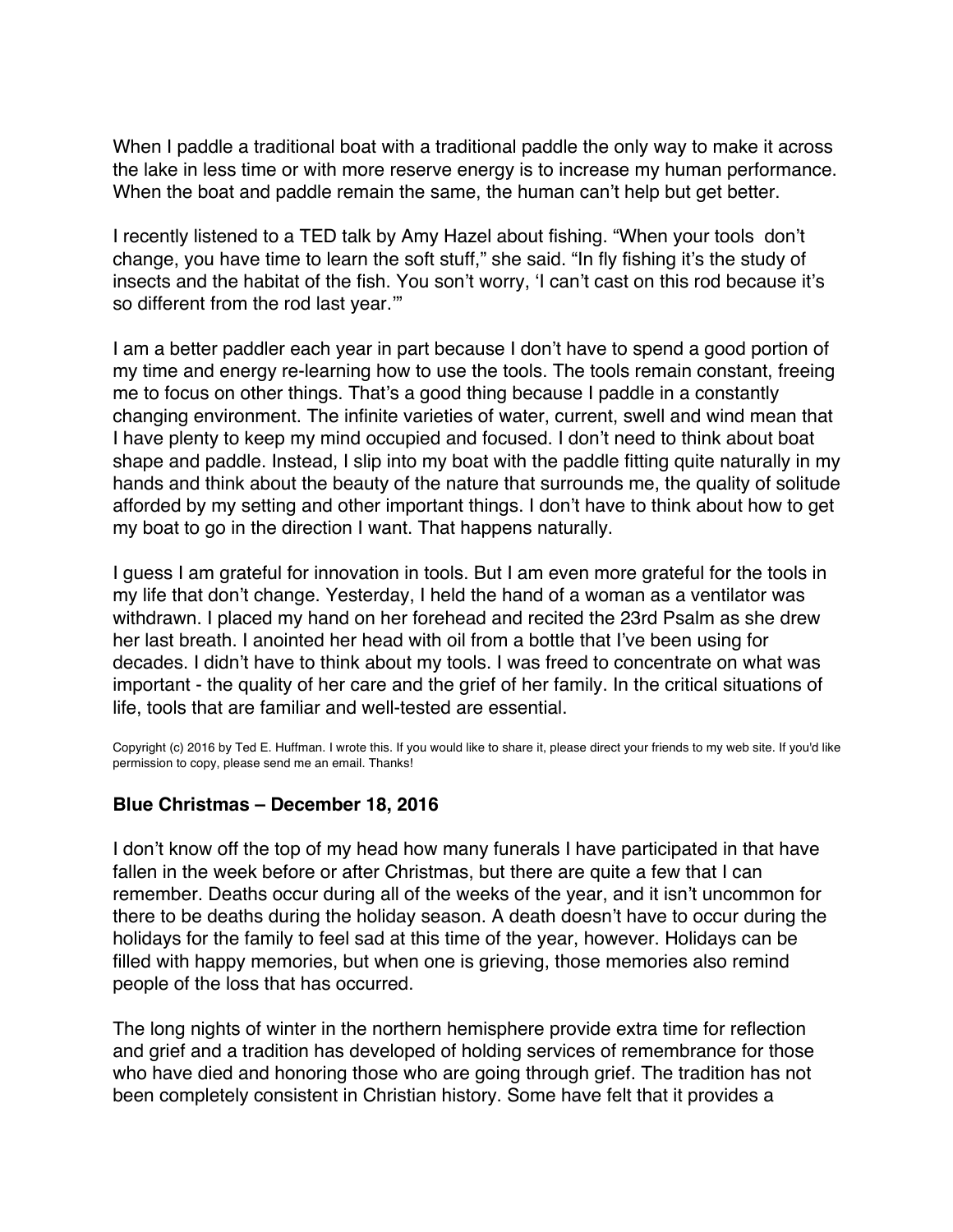When I paddle a traditional boat with a traditional paddle the only way to make it across the lake in less time or with more reserve energy is to increase my human performance. When the boat and paddle remain the same, the human can't help but get better.

I recently listened to a TED talk by Amy Hazel about fishing. "When your tools don't change, you have time to learn the soft stuff," she said. "In fly fishing it's the study of insects and the habitat of the fish. You son't worry, 'I can't cast on this rod because it's so different from the rod last year.'"

I am a better paddler each year in part because I don't have to spend a good portion of my time and energy re-learning how to use the tools. The tools remain constant, freeing me to focus on other things. That's a good thing because I paddle in a constantly changing environment. The infinite varieties of water, current, swell and wind mean that I have plenty to keep my mind occupied and focused. I don't need to think about boat shape and paddle. Instead, I slip into my boat with the paddle fitting quite naturally in my hands and think about the beauty of the nature that surrounds me, the quality of solitude afforded by my setting and other important things. I don't have to think about how to get my boat to go in the direction I want. That happens naturally.

I guess I am grateful for innovation in tools. But I am even more grateful for the tools in my life that don't change. Yesterday, I held the hand of a woman as a ventilator was withdrawn. I placed my hand on her forehead and recited the 23rd Psalm as she drew her last breath. I anointed her head with oil from a bottle that I've been using for decades. I didn't have to think about my tools. I was freed to concentrate on what was important - the quality of her care and the grief of her family. In the critical situations of life, tools that are familiar and well-tested are essential.

Copyright (c) 2016 by Ted E. Huffman. I wrote this. If you would like to share it, please direct your friends to my web site. If you'd like permission to copy, please send me an email. Thanks!

### Blue Christmas – December 18, 2016

I don't know off the top of my head how many funerals I have participated in that have fallen in the week before or after Christmas, but there are quite a few that I can remember. Deaths occur during all of the weeks of the year, and it isn't uncommon for there to be deaths during the holiday season. A death doesn't have to occur during the holidays for the family to feel sad at this time of the year, however. Holidays can be filled with happy memories, but when one is grieving, those memories also remind people of the loss that has occurred.

The long nights of winter in the northern hemisphere provide extra time for reflection and grief and a tradition has developed of holding services of remembrance for those who have died and honoring those who are going through grief. The tradition has not been completely consistent in Christian history. Some have felt that it provides a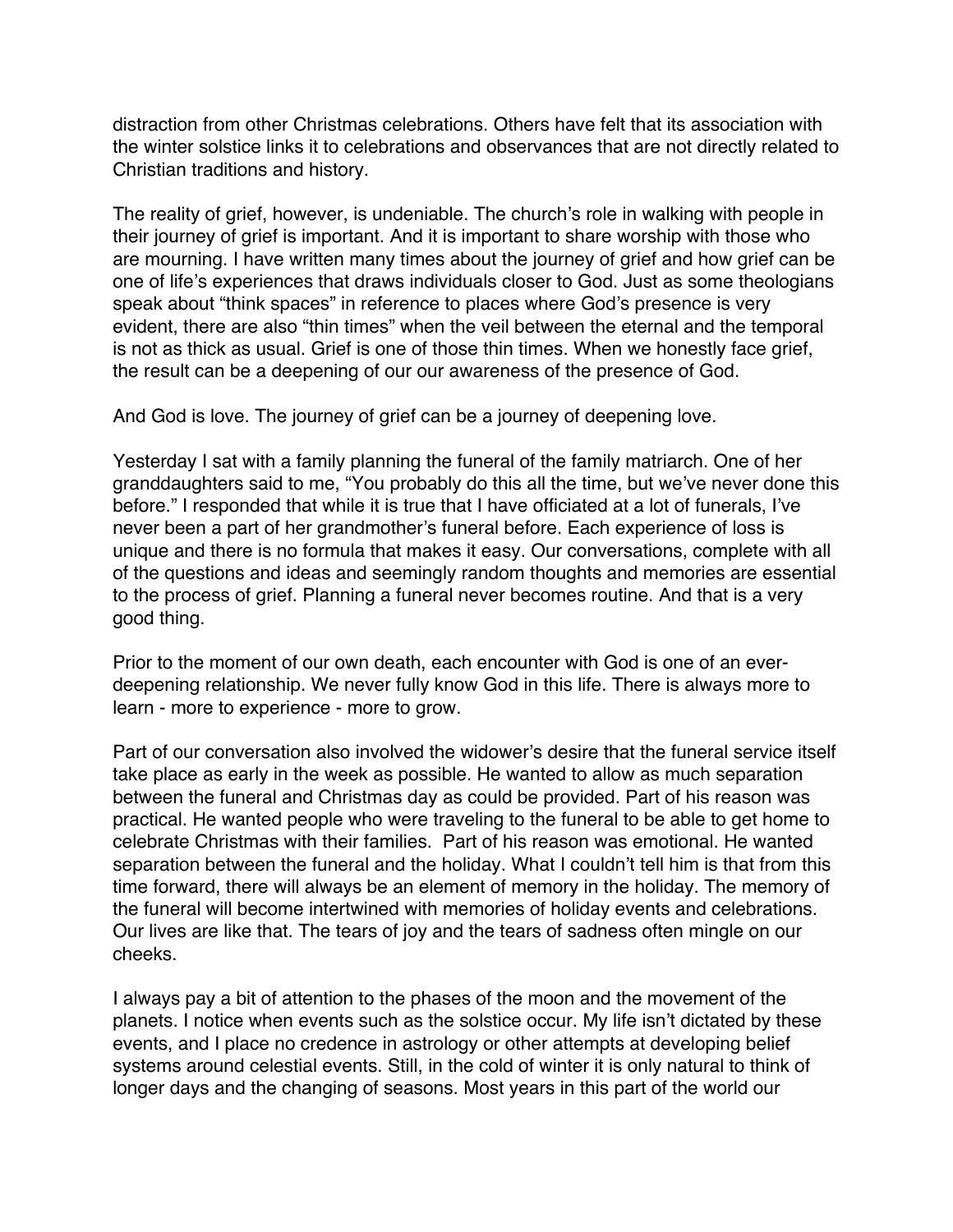distraction from other Christmas celebrations. Others have felt that its association with the winter solstice links it to celebrations and observances that are not directly related to Christian traditions and history.

The reality of grief, however, is undeniable. The church's role in walking with people in their journey of grief is important. And it is important to share worship with those who are mourning. I have written many times about the journey of grief and how grief can be one of life's experiences that draws individuals closer to God. Just as some theologians speak about "think spaces" in reference to places where God's presence is very evident, there are also "thin times" when the veil between the eternal and the temporal is not as thick as usual. Grief is one of those thin times. When we honestly face grief, the result can be a deepening of our our awareness of the presence of God.

And God is love. The journey of grief can be a journey of deepening love.

Yesterday I sat with a family planning the funeral of the family matriarch. One of her granddaughters said to me, "You probably do this all the time, but we've never done this before." I responded that while it is true that I have officiated at a lot of funerals, I've never been a part of her grandmother's funeral before. Each experience of loss is unique and there is no formula that makes it easy. Our conversations, complete with all of the questions and ideas and seemingly random thoughts and memories are essential to the process of grief. Planning a funeral never becomes routine. And that is a very good thing.

Prior to the moment of our own death, each encounter with God is one of an ever-deepening relationship. We never fully know God in this life. There is always more to learn - more to experience - more to grow.

Part of our conversation also involved the widower's desire that the funeral service itself take place as early in the week as possible. He wanted to allow as much separation between the funeral and Christmas day as could be provided. Part of his reason was practical. He wanted people who were traveling to the funeral to be able to get home to celebrate Christmas with their families. Part of his reason was emotional. He wanted separation between the funeral and the holiday. What I couldn't tell him is that from this time forward, there will always be an element of memory in the holiday. The memory of the funeral will become intertwined with memories of holiday events and celebrations. Our lives are like that. The tears of joy and the tears of sadness often mingle on our cheeks.

I always pay a bit of attention to the phases of the moon and the movement of the planets. I notice when events such as the solstice occur. My life isn't dictated by these events, and I place no credence in astrology or other attempts at developing belief systems around celestial events. Still, in the cold of winter it is only natural to think of longer days and the changing of seasons. Most years in this part of the world our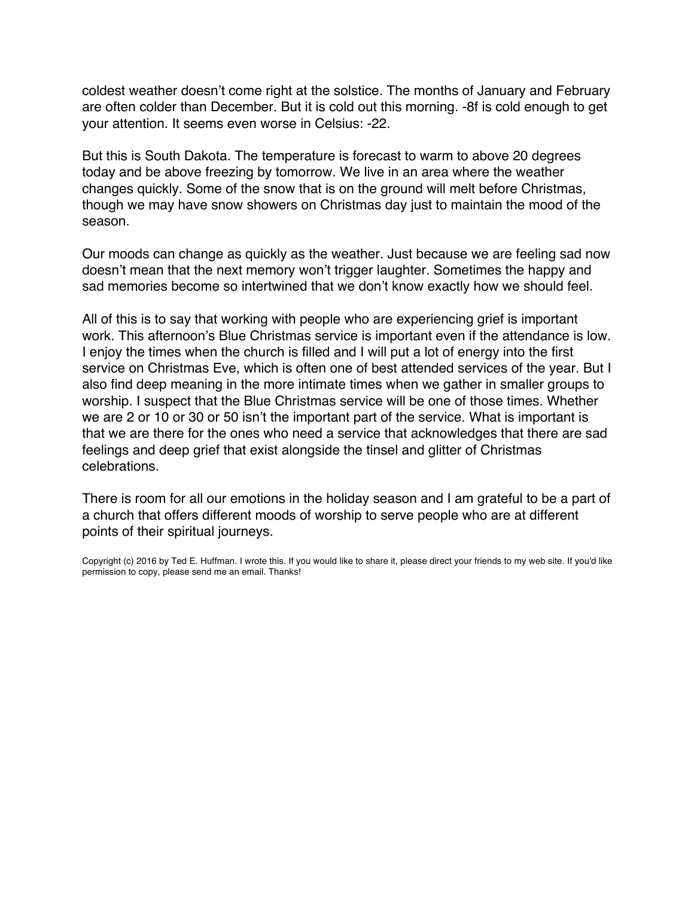coldest weather doesn't come right at the solstice. The months of January and February are often colder than December. But it is cold out this morning. -8f is cold enough to get your attention. It seems even worse in Celsius: -22.

But this is South Dakota. The temperature is forecast to warm to above 20 degrees today and be above freezing by tomorrow. We live in an area where the weather changes quickly. Some of the snow that is on the ground will melt before Christmas, though we may have snow showers on Christmas day just to maintain the mood of the season.

Our moods can change as quickly as the weather. Just because we are feeling sad now doesn't mean that the next memory won't trigger laughter. Sometimes the happy and sad memories become so intertwined that we don't know exactly how we should feel.

All of this is to say that working with people who are experiencing grief is important work. This afternoon's Blue Christmas service is important even if the attendance is low. I enjoy the times when the church is filled and I will put a lot of energy into the first service on Christmas Eve, which is often one of best attended services of the year. But I also find deep meaning in the more intimate times when we gather in smaller groups to worship. I suspect that the Blue Christmas service will be one of those times. Whether we are 2 or 10 or 30 or 50 isn't the important part of the service. What is important is that we are there for the ones who need a service that acknowledges that there are sad feelings and deep grief that exist alongside the tinsel and glitter of Christmas celebrations.

There is room for all our emotions in the holiday season and I am grateful to be a part of a church that offers different moods of worship to serve people who are at different points of their spiritual journeys.

Copyright (c) 2016 by Ted E. Huffman. I wrote this. If you would like to share it, please direct your friends to my web site. If you'd like permission to copy, please send me an email. Thanks!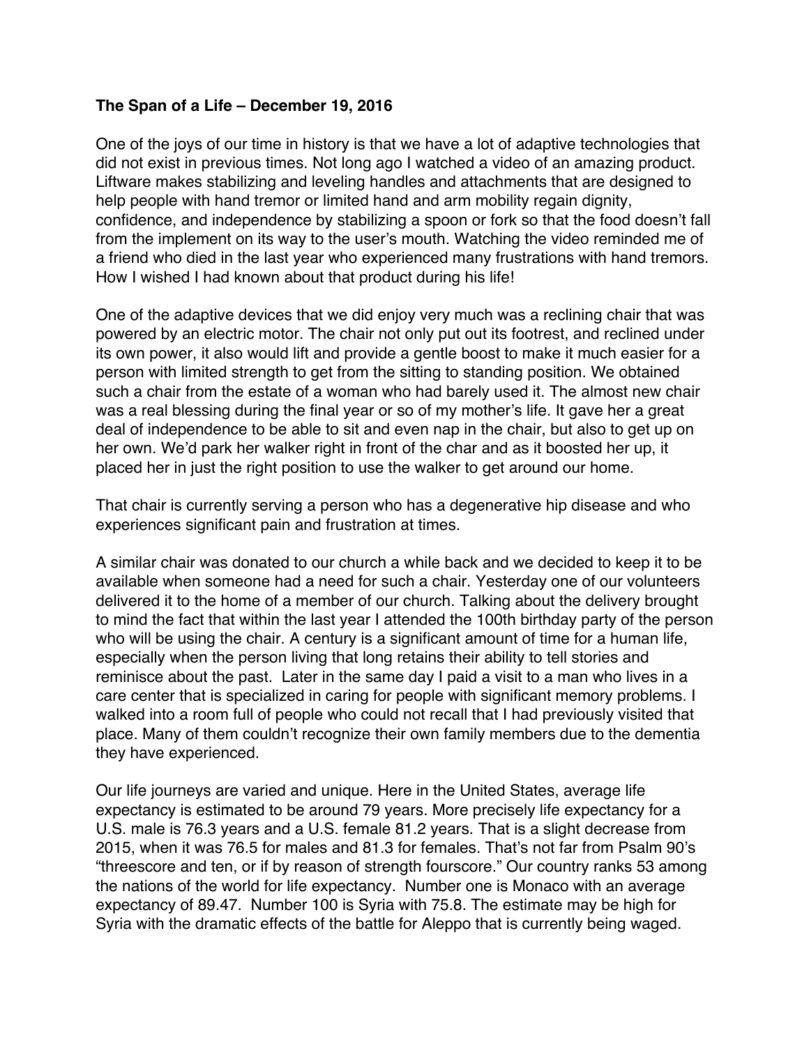**The Span of a Life – December 19, 2016**

One of the joys of our time in history is that we have a lot of adaptive technologies that did not exist in previous times. Not long ago I watched a video of an amazing product. Liftware makes stabilizing and leveling handles and attachments that are designed to help people with hand tremor or limited hand and arm mobility regain dignity, confidence, and independence by stabilizing a spoon or fork so that the food doesn't fall from the implement on its way to the user's mouth. Watching the video reminded me of a friend who died in the last year who experienced many frustrations with hand tremors. How I wished I had known about that product during his life!

One of the adaptive devices that we did enjoy very much was a reclining chair that was powered by an electric motor. The chair not only put out its footrest, and reclined under its own power, it also would lift and provide a gentle boost to make it much easier for a person with limited strength to get from the sitting to standing position. We obtained such a chair from the estate of a woman who had barely used it. The almost new chair was a real blessing during the final year or so of my mother's life. It gave her a great deal of independence to be able to sit and even nap in the chair, but also to get up on her own. We'd park her walker right in front of the char and as it boosted her up, it placed her in just the right position to use the walker to get around our home.

That chair is currently serving a person who has a degenerative hip disease and who experiences significant pain and frustration at times.

A similar chair was donated to our church a while back and we decided to keep it to be available when someone had a need for such a chair. Yesterday one of our volunteers delivered it to the home of a member of our church. Talking about the delivery brought to mind the fact that within the last year I attended the 100th birthday party of the person who will be using the chair. A century is a significant amount of time for a human life, especially when the person living that long retains their ability to tell stories and reminisce about the past. Later in the same day I paid a visit to a man who lives in a care center that is specialized in caring for people with significant memory problems. I walked into a room full of people who could not recall that I had previously visited that place. Many of them couldn't recognize their own family members due to the dementia they have experienced.

Our life journeys are varied and unique. Here in the United States, average life expectancy is estimated to be around 79 years. More precisely life expectancy for a U.S. male is 76.3 years and a U.S. female 81.2 years. That is a slight decrease from 2015, when it was 76.5 for males and 81.3 for females. That's not far from Psalm 90's "threescore and ten, or if by reason of strength fourscore." Our country ranks 53 among the nations of the world for life expectancy. Number one is Monaco with an average expectancy of 89.47. Number 100 is Syria with 75.8. The estimate may be high for Syria with the dramatic effects of the battle for Aleppo that is currently being waged.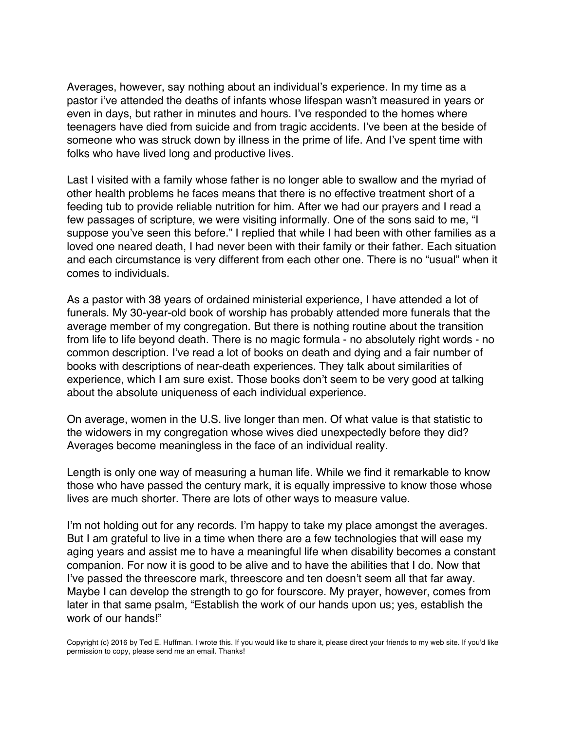Averages, however, say nothing about an individual's experience. In my time as a pastor i've attended the deaths of infants whose lifespan wasn't measured in years or even in days, but rather in minutes and hours. I've responded to the homes where teenagers have died from suicide and from tragic accidents. I've been at the beside of someone who was struck down by illness in the prime of life. And I've spent time with folks who have lived long and productive lives.

Last I visited with a family whose father is no longer able to swallow and the myriad of other health problems he faces means that there is no effective treatment short of a feeding tub to provide reliable nutrition for him. After we had our prayers and I read a few passages of scripture, we were visiting informally. One of the sons said to me, "I suppose you've seen this before." I replied that while I had been with other families as a loved one neared death, I had never been with their family or their father. Each situation and each circumstance is very different from each other one. There is no "usual" when it comes to individuals.

As a pastor with 38 years of ordained ministerial experience, I have attended a lot of funerals. My 30-year-old book of worship has probably attended more funerals that the average member of my congregation. But there is nothing routine about the transition from life to life beyond death. There is no magic formula - no absolutely right words - no common description. I've read a lot of books on death and dying and a fair number of books with descriptions of near-death experiences. They talk about similarities of experience, which I am sure exist. Those books don't seem to be very good at talking about the absolute uniqueness of each individual experience.

On average, women in the U.S. live longer than men. Of what value is that statistic to the widowers in my congregation whose wives died unexpectedly before they did? Averages become meaningless in the face of an individual reality.

Length is only one way of measuring a human life. While we find it remarkable to know those who have passed the century mark, it is equally impressive to know those whose lives are much shorter. There are lots of other ways to measure value.

I'm not holding out for any records. I'm happy to take my place amongst the averages. But I am grateful to live in a time when there are a few technologies that will ease my aging years and assist me to have a meaningful life when disability becomes a constant companion. For now it is good to be alive and to have the abilities that I do. Now that I've passed the threescore mark, threescore and ten doesn't seem all that far away. Maybe I can develop the strength to go for fourscore. My prayer, however, comes from later in that same psalm, "Establish the work of our hands upon us; yes, establish the work of our hands!"

Copyright (c) 2016 by Ted E. Huffman. I wrote this. If you would like to share it, please direct your friends to my web site. If you'd like permission to copy, please send me an email. Thanks!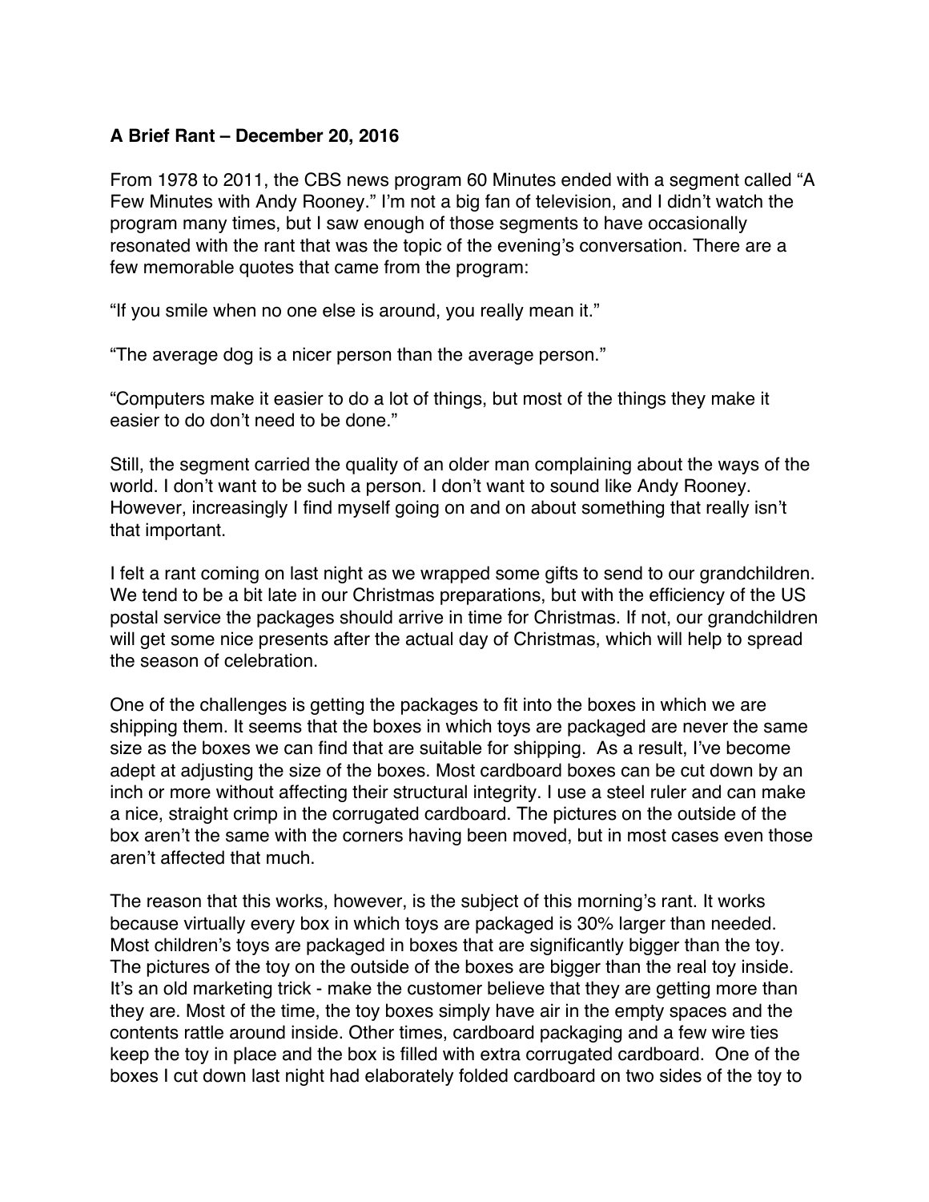**A Brief Rant – December 20, 2016**

From 1978 to 2011, the CBS news program 60 Minutes ended with a segment called "A Few Minutes with Andy Rooney." I'm not a big fan of television, and I didn't watch the program many times, but I saw enough of those segments to have occasionally resonated with the rant that was the topic of the evening's conversation. There are a few memorable quotes that came from the program:

"If you smile when no one else is around, you really mean it."

"The average dog is a nicer person than the average person."

"Computers make it easier to do a lot of things, but most of the things they make it easier to do don't need to be done."

Still, the segment carried the quality of an older man complaining about the ways of the world. I don't want to be such a person. I don't want to sound like Andy Rooney. However, increasingly I find myself going on and on about something that really isn't that important.

I felt a rant coming on last night as we wrapped some gifts to send to our grandchildren. We tend to be a bit late in our Christmas preparations, but with the efficiency of the US postal service the packages should arrive in time for Christmas. If not, our grandchildren will get some nice presents after the actual day of Christmas, which will help to spread the season of celebration.

One of the challenges is getting the packages to fit into the boxes in which we are shipping them. It seems that the boxes in which toys are packaged are never the same size as the boxes we can find that are suitable for shipping. As a result, I've become adept at adjusting the size of the boxes. Most cardboard boxes can be cut down by an inch or more without affecting their structural integrity. I use a steel ruler and can make a nice, straight crimp in the corrugated cardboard. The pictures on the outside of the box aren't the same with the corners having been moved, but in most cases even those aren't affected that much.

The reason that this works, however, is the subject of this morning's rant. It works because virtually every box in which toys are packaged is 30% larger than needed. Most children's toys are packaged in boxes that are significantly bigger than the toy. The pictures of the toy on the outside of the boxes are bigger than the real toy inside. It's an old marketing trick - make the customer believe that they are getting more than they are. Most of the time, the toy boxes simply have air in the empty spaces and the contents rattle around inside. Other times, cardboard packaging and a few wire ties keep the toy in place and the box is filled with extra corrugated cardboard. One of the boxes I cut down last night had elaborately folded cardboard on two sides of the toy to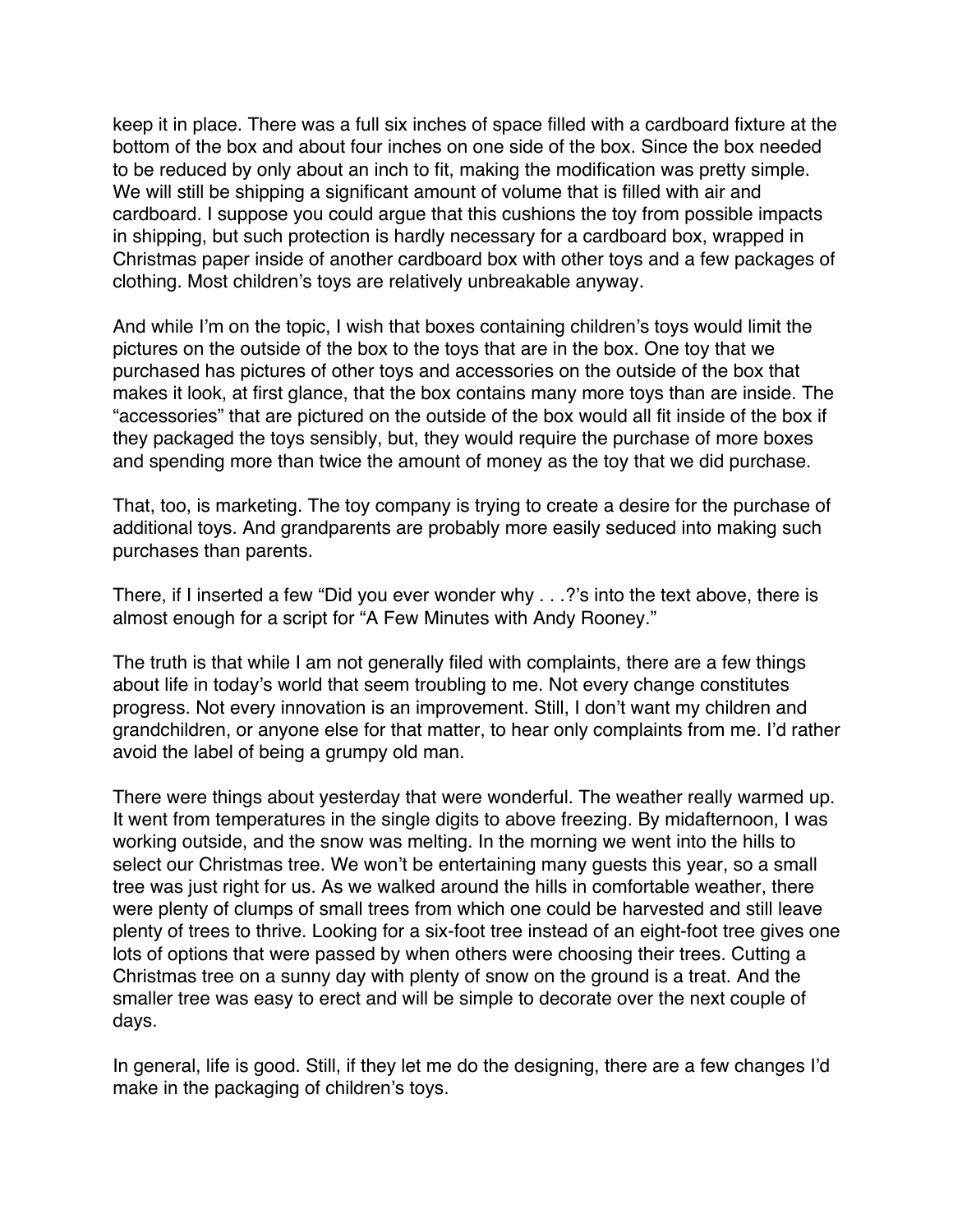keep it in place. There was a full six inches of space filled with a cardboard fixture at the bottom of the box and about four inches on one side of the box. Since the box needed to be reduced by only about an inch to fit, making the modification was pretty simple. We will still be shipping a significant amount of volume that is filled with air and cardboard. I suppose you could argue that this cushions the toy from possible impacts in shipping, but such protection is hardly necessary for a cardboard box, wrapped in Christmas paper inside of another cardboard box with other toys and a few packages of clothing. Most children's toys are relatively unbreakable anyway.

And while I'm on the topic, I wish that boxes containing children's toys would limit the pictures on the outside of the box to the toys that are in the box. One toy that we purchased has pictures of other toys and accessories on the outside of the box that makes it look, at first glance, that the box contains many more toys than are inside. The "accessories" that are pictured on the outside of the box would all fit inside of the box if they packaged the toys sensibly, but, they would require the purchase of more boxes and spending more than twice the amount of money as the toy that we did purchase.

That, too, is marketing. The toy company is trying to create a desire for the purchase of additional toys. And grandparents are probably more easily seduced into making such purchases than parents.

There, if I inserted a few "Did you ever wonder why . . .?'s into the text above, there is almost enough for a script for "A Few Minutes with Andy Rooney."

The truth is that while I am not generally filed with complaints, there are a few things about life in today's world that seem troubling to me. Not every change constitutes progress. Not every innovation is an improvement. Still, I don't want my children and grandchildren, or anyone else for that matter, to hear only complaints from me. I'd rather avoid the label of being a grumpy old man.

There were things about yesterday that were wonderful. The weather really warmed up. It went from temperatures in the single digits to above freezing. By midafternoon, I was working outside, and the snow was melting. In the morning we went into the hills to select our Christmas tree. We won't be entertaining many guests this year, so a small tree was just right for us. As we walked around the hills in comfortable weather, there were plenty of clumps of small trees from which one could be harvested and still leave plenty of trees to thrive. Looking for a six-foot tree instead of an eight-foot tree gives one lots of options that were passed by when others were choosing their trees. Cutting a Christmas tree on a sunny day with plenty of snow on the ground is a treat. And the smaller tree was easy to erect and will be simple to decorate over the next couple of days.

In general, life is good. Still, if they let me do the designing, there are a few changes I'd make in the packaging of children's toys.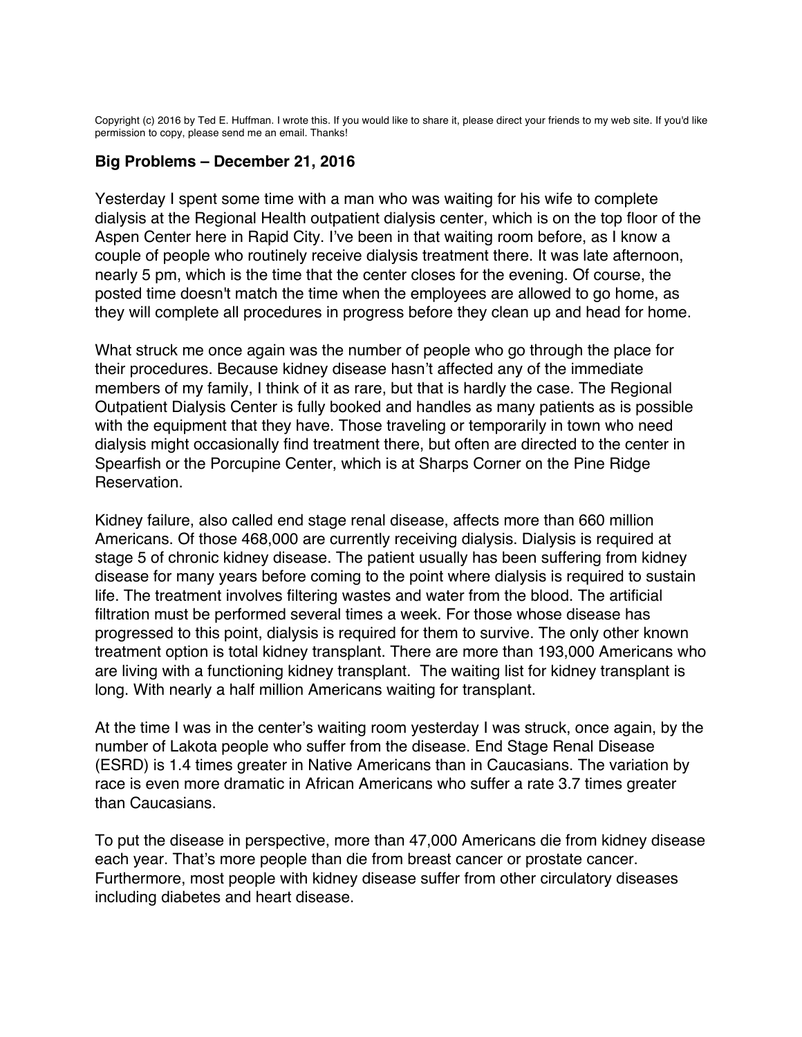Copyright (c) 2016 by Ted E. Huffman. I wrote this. If you would like to share it, please direct your friends to my web site. If you'd like permission to copy, please send me an email. Thanks!

## Big Problems – December 21, 2016

Yesterday I spent some time with a man who was waiting for his wife to complete dialysis at the Regional Health outpatient dialysis center, which is on the top floor of the Aspen Center here in Rapid City. I've been in that waiting room before, as I know a couple of people who routinely receive dialysis treatment there. It was late afternoon, nearly 5 pm, which is the time that the center closes for the evening. Of course, the posted time doesn't match the time when the employees are allowed to go home, as they will complete all procedures in progress before they clean up and head for home.

What struck me once again was the number of people who go through the place for their procedures. Because kidney disease hasn't affected any of the immediate members of my family, I think of it as rare, but that is hardly the case. The Regional Outpatient Dialysis Center is fully booked and handles as many patients as is possible with the equipment that they have. Those traveling or temporarily in town who need dialysis might occasionally find treatment there, but often are directed to the center in Spearfish or the Porcupine Center, which is at Sharps Corner on the Pine Ridge Reservation.

Kidney failure, also called end stage renal disease, affects more than 660 million Americans. Of those 468,000 are currently receiving dialysis. Dialysis is required at stage 5 of chronic kidney disease. The patient usually has been suffering from kidney disease for many years before coming to the point where dialysis is required to sustain life. The treatment involves filtering wastes and water from the blood. The artificial filtration must be performed several times a week. For those whose disease has progressed to this point, dialysis is required for them to survive. The only other known treatment option is total kidney transplant. There are more than 193,000 Americans who are living with a functioning kidney transplant. The waiting list for kidney transplant is long. With nearly a half million Americans waiting for transplant.

At the time I was in the center's waiting room yesterday I was struck, once again, by the number of Lakota people who suffer from the disease. End Stage Renal Disease (ESRD) is 1.4 times greater in Native Americans than in Caucasians. The variation by race is even more dramatic in African Americans who suffer a rate 3.7 times greater than Caucasians.

To put the disease in perspective, more than 47,000 Americans die from kidney disease each year. That's more people than die from breast cancer or prostate cancer. Furthermore, most people with kidney disease suffer from other circulatory diseases including diabetes and heart disease.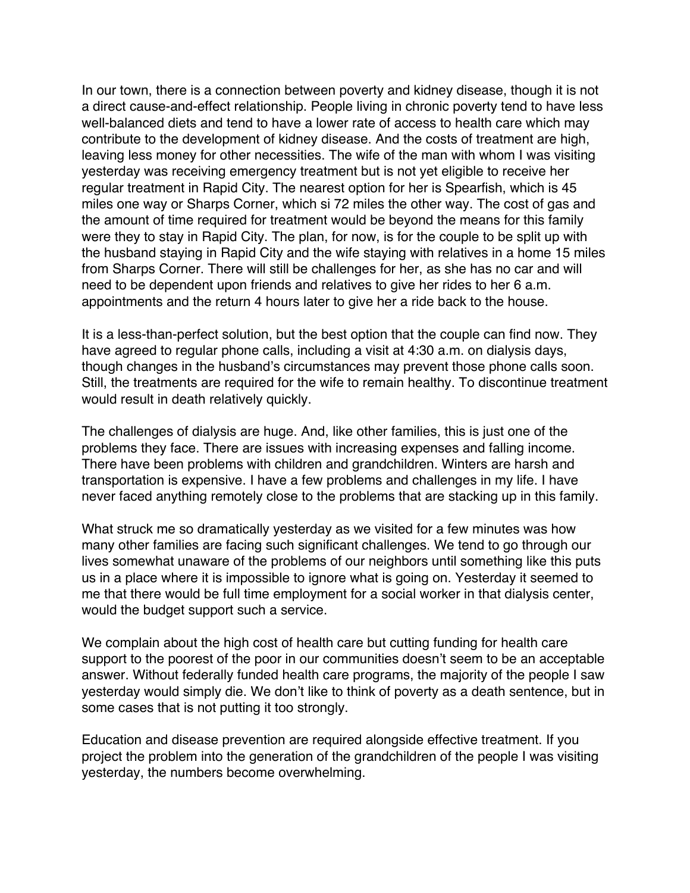In our town, there is a connection between poverty and kidney disease, though it is not a direct cause-and-effect relationship. People living in chronic poverty tend to have less well-balanced diets and tend to have a lower rate of access to health care which may contribute to the development of kidney disease. And the costs of treatment are high, leaving less money for other necessities. The wife of the man with whom I was visiting yesterday was receiving emergency treatment but is not yet eligible to receive her regular treatment in Rapid City. The nearest option for her is Spearfish, which is 45 miles one way or Sharps Corner, which si 72 miles the other way. The cost of gas and the amount of time required for treatment would be beyond the means for this family were they to stay in Rapid City. The plan, for now, is for the couple to be split up with the husband staying in Rapid City and the wife staying with relatives in a home 15 miles from Sharps Corner. There will still be challenges for her, as she has no car and will need to be dependent upon friends and relatives to give her rides to her 6 a.m. appointments and the return 4 hours later to give her a ride back to the house.

It is a less-than-perfect solution, but the best option that the couple can find now. They have agreed to regular phone calls, including a visit at 4:30 a.m. on dialysis days, though changes in the husband's circumstances may prevent those phone calls soon. Still, the treatments are required for the wife to remain healthy. To discontinue treatment would result in death relatively quickly.

The challenges of dialysis are huge. And, like other families, this is just one of the problems they face. There are issues with increasing expenses and falling income. There have been problems with children and grandchildren. Winters are harsh and transportation is expensive. I have a few problems and challenges in my life. I have never faced anything remotely close to the problems that are stacking up in this family.

What struck me so dramatically yesterday as we visited for a few minutes was how many other families are facing such significant challenges. We tend to go through our lives somewhat unaware of the problems of our neighbors until something like this puts us in a place where it is impossible to ignore what is going on. Yesterday it seemed to me that there would be full time employment for a social worker in that dialysis center, would the budget support such a service.

We complain about the high cost of health care but cutting funding for health care support to the poorest of the poor in our communities doesn't seem to be an acceptable answer. Without federally funded health care programs, the majority of the people I saw yesterday would simply die. We don't like to think of poverty as a death sentence, but in some cases that is not putting it too strongly.

Education and disease prevention are required alongside effective treatment. If you project the problem into the generation of the grandchildren of the people I was visiting yesterday, the numbers become overwhelming.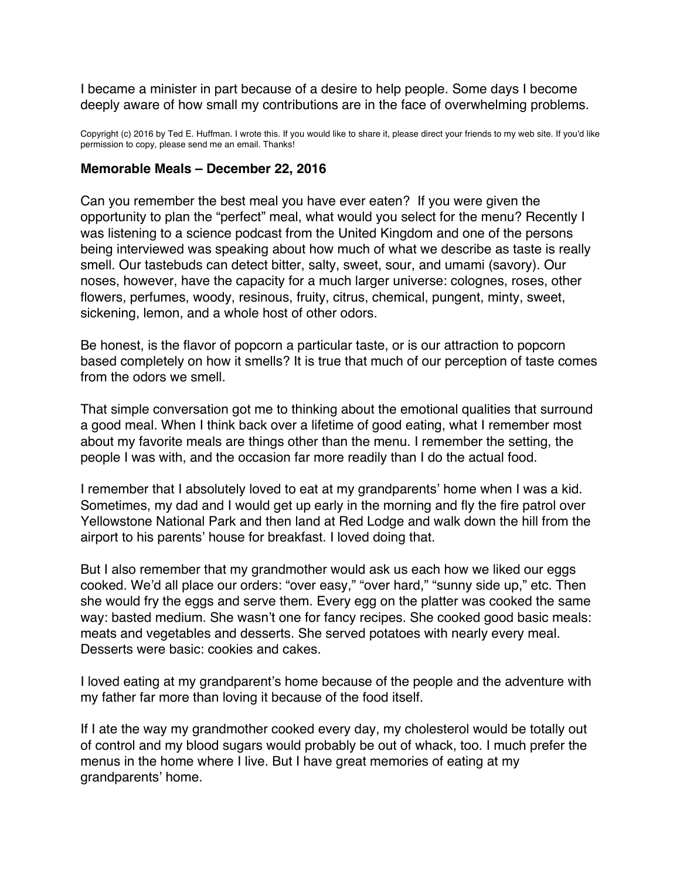I became a minister in part because of a desire to help people. Some days I become deeply aware of how small my contributions are in the face of overwhelming problems.

Copyright (c) 2016 by Ted E. Huffman. I wrote this. If you would like to share it, please direct your friends to my web site. If you'd like permission to copy, please send me an email. Thanks!

### Memorable Meals – December 22, 2016

Can you remember the best meal you have ever eaten? If you were given the opportunity to plan the "perfect" meal, what would you select for the menu? Recently I was listening to a science podcast from the United Kingdom and one of the persons being interviewed was speaking about how much of what we describe as taste is really smell. Our tastebuds can detect bitter, salty, sweet, sour, and umami (savory). Our noses, however, have the capacity for a much larger universe: colognes, roses, other flowers, perfumes, woody, resinous, fruity, citrus, chemical, pungent, minty, sweet, sickening, lemon, and a whole host of other odors.

Be honest, is the flavor of popcorn a particular taste, or is our attraction to popcorn based completely on how it smells? It is true that much of our perception of taste comes from the odors we smell.

That simple conversation got me to thinking about the emotional qualities that surround a good meal. When I think back over a lifetime of good eating, what I remember most about my favorite meals are things other than the menu. I remember the setting, the people I was with, and the occasion far more readily than I do the actual food.

I remember that I absolutely loved to eat at my grandparents' home when I was a kid. Sometimes, my dad and I would get up early in the morning and fly the fire patrol over Yellowstone National Park and then land at Red Lodge and walk down the hill from the airport to his parents' house for breakfast. I loved doing that.

But I also remember that my grandmother would ask us each how we liked our eggs cooked. We'd all place our orders: "over easy," "over hard," "sunny side up," etc. Then she would fry the eggs and serve them. Every egg on the platter was cooked the same way: basted medium. She wasn't one for fancy recipes. She cooked good basic meals: meats and vegetables and desserts. She served potatoes with nearly every meal. Desserts were basic: cookies and cakes.

I loved eating at my grandparent's home because of the people and the adventure with my father far more than loving it because of the food itself.

If I ate the way my grandmother cooked every day, my cholesterol would be totally out of control and my blood sugars would probably be out of whack, too. I much prefer the menus in the home where I live. But I have great memories of eating at my grandparents' home.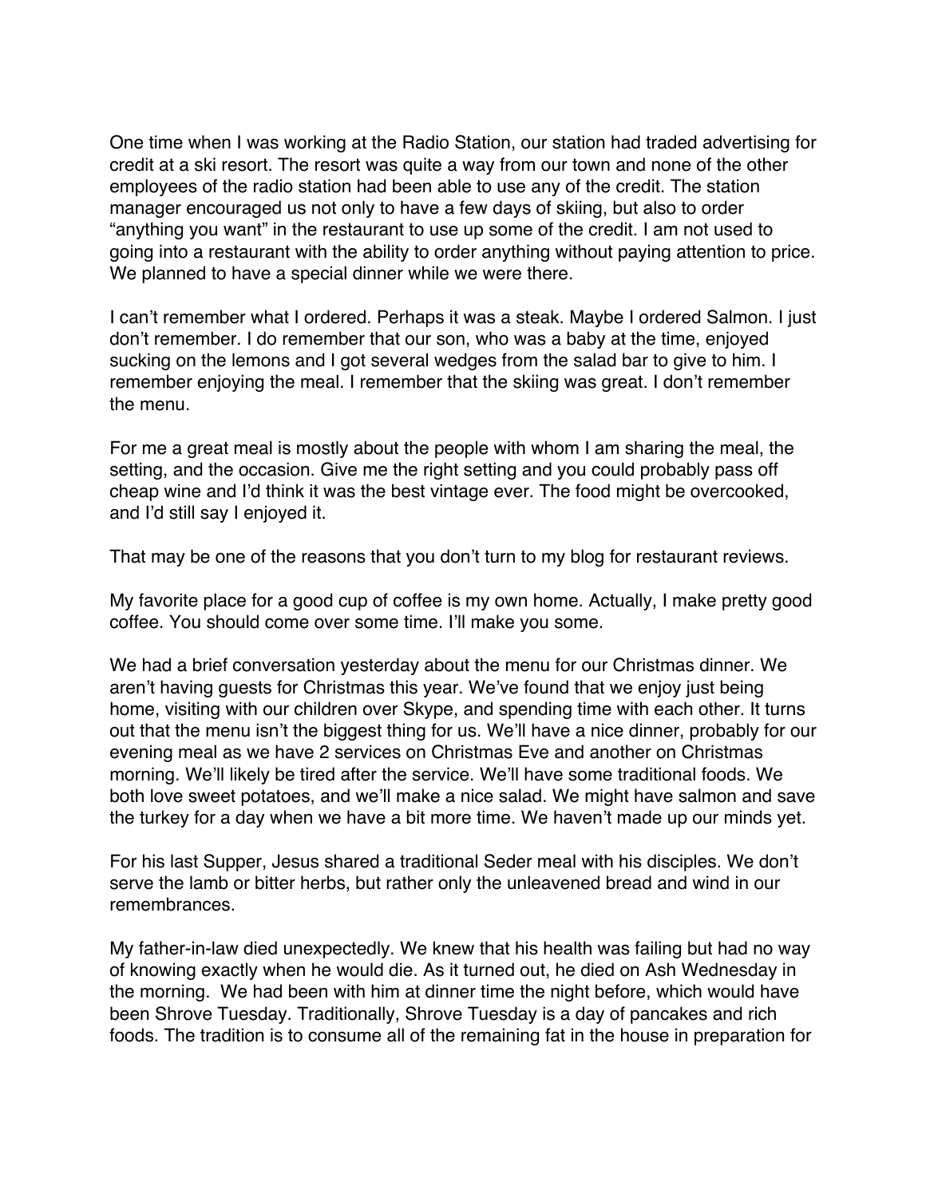One time when I was working at the Radio Station, our station had traded advertising for credit at a ski resort. The resort was quite a way from our town and none of the other employees of the radio station had been able to use any of the credit. The station manager encouraged us not only to have a few days of skiing, but also to order “anything you want” in the restaurant to use up some of the credit. I am not used to going into a restaurant with the ability to order anything without paying attention to price. We planned to have a special dinner while we were there.

I can’t remember what I ordered. Perhaps it was a steak. Maybe I ordered Salmon. I just don’t remember. I do remember that our son, who was a baby at the time, enjoyed sucking on the lemons and I got several wedges from the salad bar to give to him. I remember enjoying the meal. I remember that the skiing was great. I don’t remember the menu.

For me a great meal is mostly about the people with whom I am sharing the meal, the setting, and the occasion. Give me the right setting and you could probably pass off cheap wine and I’d think it was the best vintage ever. The food might be overcooked, and I’d still say I enjoyed it.

That may be one of the reasons that you don’t turn to my blog for restaurant reviews.

My favorite place for a good cup of coffee is my own home. Actually, I make pretty good coffee. You should come over some time. I’ll make you some.

We had a brief conversation yesterday about the menu for our Christmas dinner. We aren’t having guests for Christmas this year. We’ve found that we enjoy just being home, visiting with our children over Skype, and spending time with each other. It turns out that the menu isn’t the biggest thing for us. We’ll have a nice dinner, probably for our evening meal as we have 2 services on Christmas Eve and another on Christmas morning. We’ll likely be tired after the service. We’ll have some traditional foods. We both love sweet potatoes, and we’ll make a nice salad. We might have salmon and save the turkey for a day when we have a bit more time. We haven’t made up our minds yet.

For his last Supper, Jesus shared a traditional Seder meal with his disciples. We don’t serve the lamb or bitter herbs, but rather only the unleavened bread and wind in our remembrances.

My father-in-law died unexpectedly. We knew that his health was failing but had no way of knowing exactly when he would die. As it turned out, he died on Ash Wednesday in the morning. We had been with him at dinner time the night before, which would have been Shrove Tuesday. Traditionally, Shrove Tuesday is a day of pancakes and rich foods. The tradition is to consume all of the remaining fat in the house in preparation for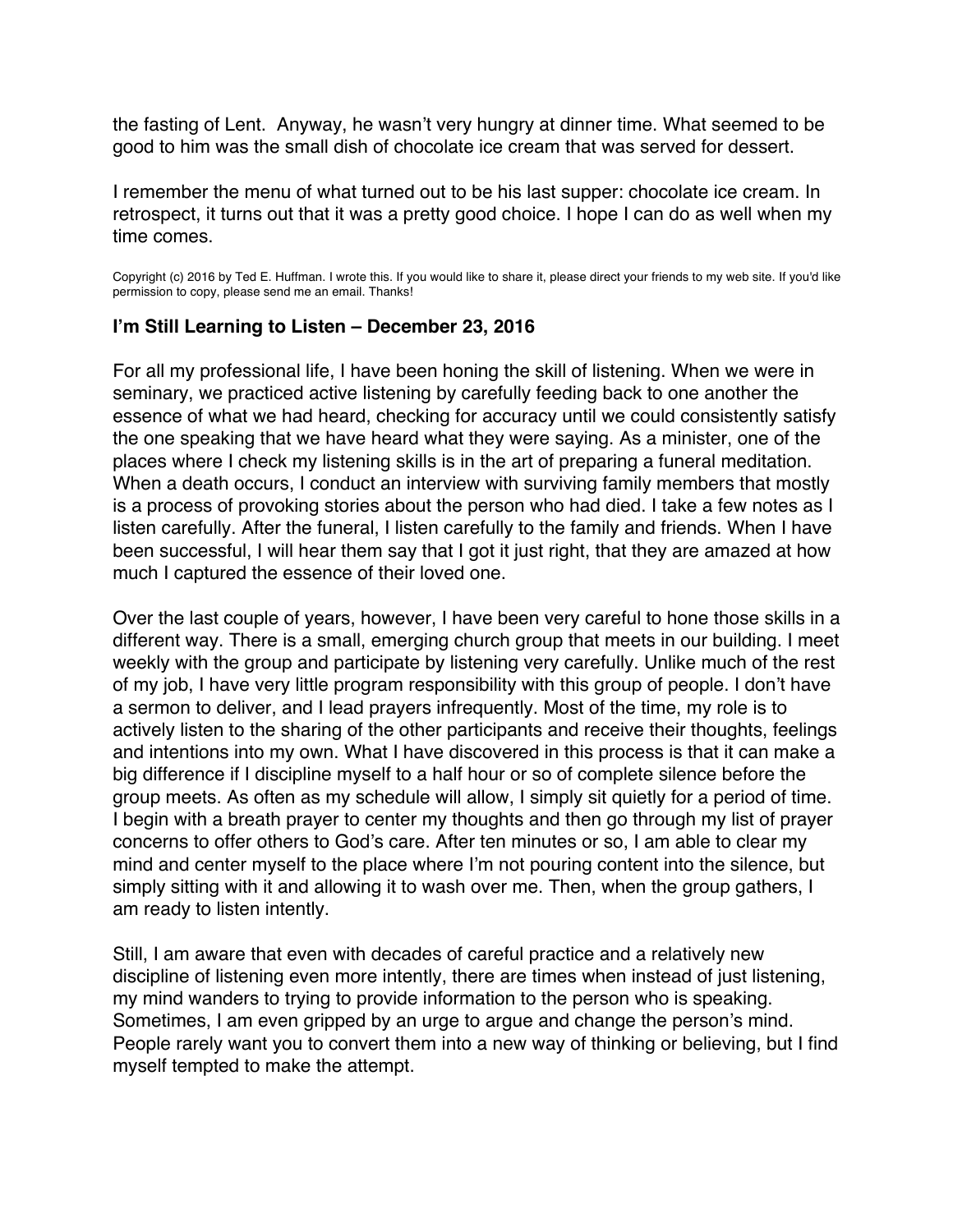the fasting of Lent.  Anyway, he wasn't very hungry at dinner time. What seemed to be good to him was the small dish of chocolate ice cream that was served for dessert.

I remember the menu of what turned out to be his last supper: chocolate ice cream. In retrospect, it turns out that it was a pretty good choice. I hope I can do as well when my time comes.

Copyright (c) 2016 by Ted E. Huffman. I wrote this. If you would like to share it, please direct your friends to my web site. If you'd like permission to copy, please send me an email. Thanks!

### I'm Still Learning to Listen – December 23, 2016

For all my professional life, I have been honing the skill of listening. When we were in seminary, we practiced active listening by carefully feeding back to one another the essence of what we had heard, checking for accuracy until we could consistently satisfy the one speaking that we have heard what they were saying. As a minister, one of the places where I check my listening skills is in the art of preparing a funeral meditation. When a death occurs, I conduct an interview with surviving family members that mostly is a process of provoking stories about the person who had died. I take a few notes as I listen carefully. After the funeral, I listen carefully to the family and friends. When I have been successful, I will hear them say that I got it just right, that they are amazed at how much I captured the essence of their loved one.

Over the last couple of years, however, I have been very careful to hone those skills in a different way. There is a small, emerging church group that meets in our building. I meet weekly with the group and participate by listening very carefully. Unlike much of the rest of my job, I have very little program responsibility with this group of people. I don't have a sermon to deliver, and I lead prayers infrequently. Most of the time, my role is to actively listen to the sharing of the other participants and receive their thoughts, feelings and intentions into my own. What I have discovered in this process is that it can make a big difference if I discipline myself to a half hour or so of complete silence before the group meets. As often as my schedule will allow, I simply sit quietly for a period of time. I begin with a breath prayer to center my thoughts and then go through my list of prayer concerns to offer others to God's care. After ten minutes or so, I am able to clear my mind and center myself to the place where I'm not pouring content into the silence, but simply sitting with it and allowing it to wash over me. Then, when the group gathers, I am ready to listen intently.

Still, I am aware that even with decades of careful practice and a relatively new discipline of listening even more intently, there are times when instead of just listening, my mind wanders to trying to provide information to the person who is speaking. Sometimes, I am even gripped by an urge to argue and change the person's mind. People rarely want you to convert them into a new way of thinking or believing, but I find myself tempted to make the attempt.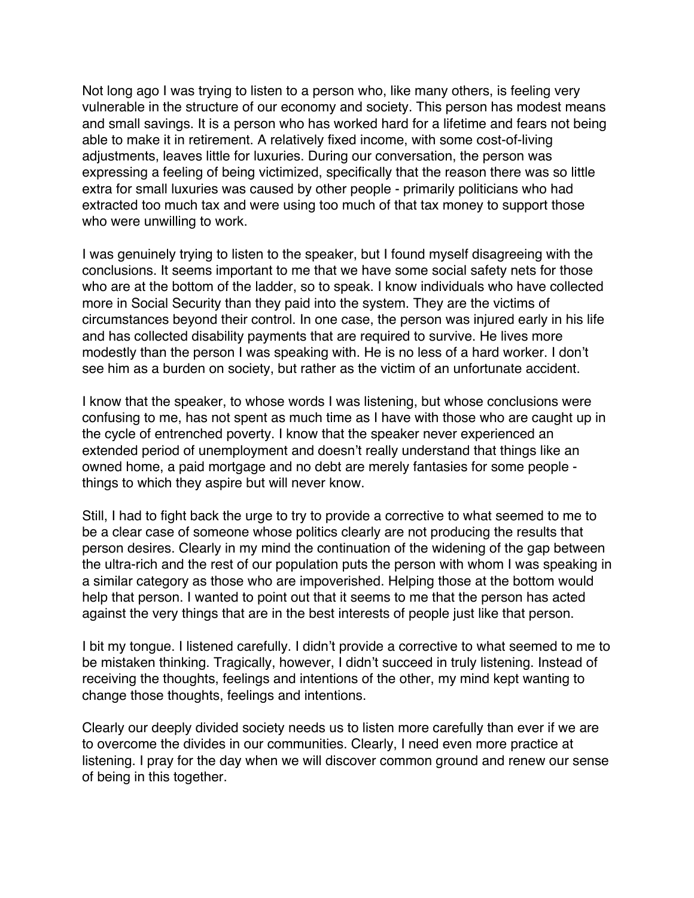Not long ago I was trying to listen to a person who, like many others, is feeling very vulnerable in the structure of our economy and society. This person has modest means and small savings. It is a person who has worked hard for a lifetime and fears not being able to make it in retirement. A relatively fixed income, with some cost-of-living adjustments, leaves little for luxuries. During our conversation, the person was expressing a feeling of being victimized, specifically that the reason there was so little extra for small luxuries was caused by other people - primarily politicians who had extracted too much tax and were using too much of that tax money to support those who were unwilling to work.

I was genuinely trying to listen to the speaker, but I found myself disagreeing with the conclusions. It seems important to me that we have some social safety nets for those who are at the bottom of the ladder, so to speak. I know individuals who have collected more in Social Security than they paid into the system. They are the victims of circumstances beyond their control. In one case, the person was injured early in his life and has collected disability payments that are required to survive. He lives more modestly than the person I was speaking with. He is no less of a hard worker. I don't see him as a burden on society, but rather as the victim of an unfortunate accident.

I know that the speaker, to whose words I was listening, but whose conclusions were confusing to me, has not spent as much time as I have with those who are caught up in the cycle of entrenched poverty. I know that the speaker never experienced an extended period of unemployment and doesn't really understand that things like an owned home, a paid mortgage and no debt are merely fantasies for some people - things to which they aspire but will never know.

Still, I had to fight back the urge to try to provide a corrective to what seemed to me to be a clear case of someone whose politics clearly are not producing the results that person desires. Clearly in my mind the continuation of the widening of the gap between the ultra-rich and the rest of our population puts the person with whom I was speaking in a similar category as those who are impoverished. Helping those at the bottom would help that person. I wanted to point out that it seems to me that the person has acted against the very things that are in the best interests of people just like that person.

I bit my tongue. I listened carefully. I didn't provide a corrective to what seemed to me to be mistaken thinking. Tragically, however, I didn't succeed in truly listening. Instead of receiving the thoughts, feelings and intentions of the other, my mind kept wanting to change those thoughts, feelings and intentions.

Clearly our deeply divided society needs us to listen more carefully than ever if we are to overcome the divides in our communities. Clearly, I need even more practice at listening. I pray for the day when we will discover common ground and renew our sense of being in this together.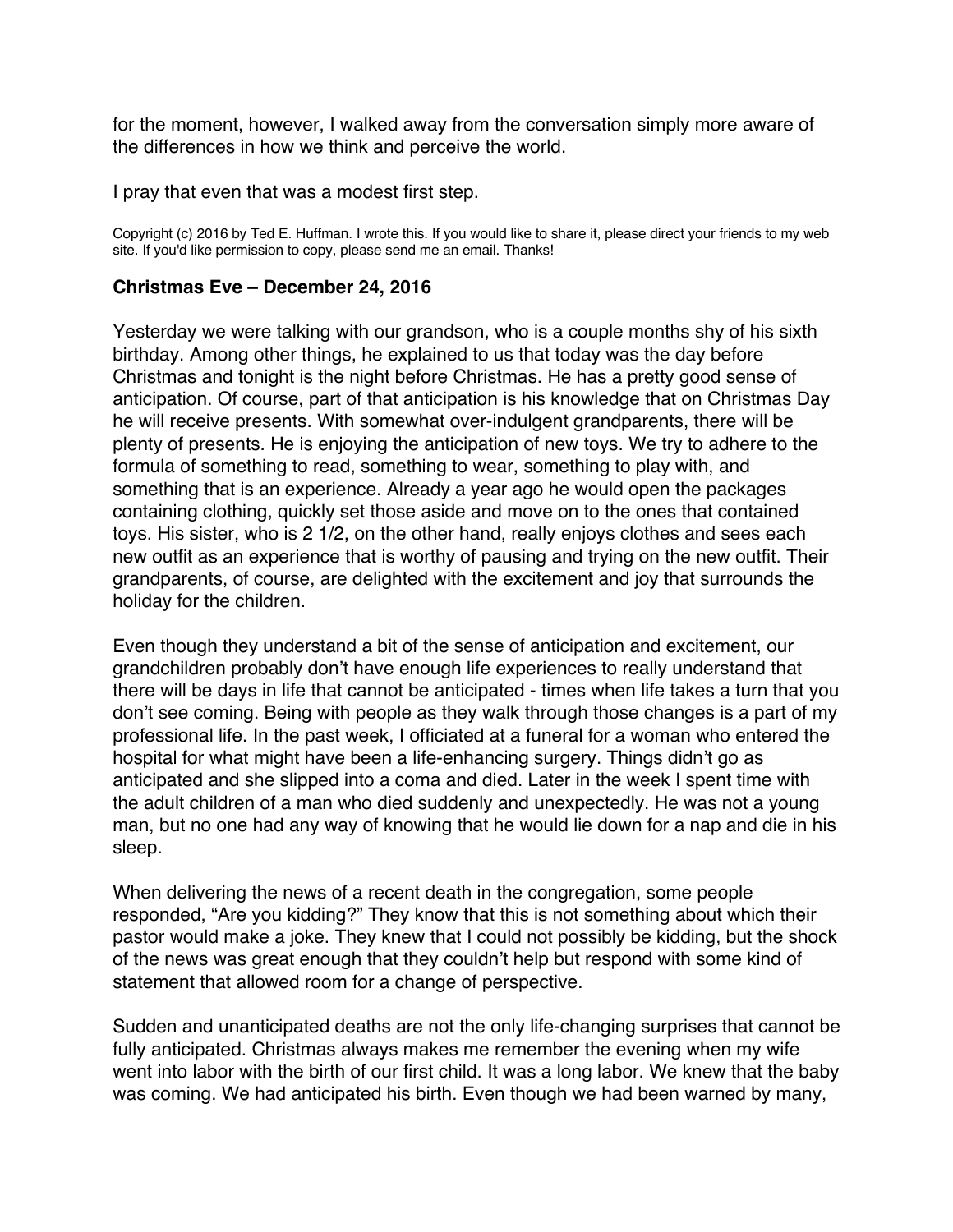for the moment, however, I walked away from the conversation simply more aware of the differences in how we think and perceive the world.

I pray that even that was a modest first step.

Copyright (c) 2016 by Ted E. Huffman. I wrote this. If you would like to share it, please direct your friends to my web site. If you'd like permission to copy, please send me an email. Thanks!

## Christmas Eve – December 24, 2016

Yesterday we were talking with our grandson, who is a couple months shy of his sixth birthday. Among other things, he explained to us that today was the day before Christmas and tonight is the night before Christmas. He has a pretty good sense of anticipation. Of course, part of that anticipation is his knowledge that on Christmas Day he will receive presents. With somewhat over-indulgent grandparents, there will be plenty of presents. He is enjoying the anticipation of new toys. We try to adhere to the formula of something to read, something to wear, something to play with, and something that is an experience. Already a year ago he would open the packages containing clothing, quickly set those aside and move on to the ones that contained toys. His sister, who is 2 1/2, on the other hand, really enjoys clothes and sees each new outfit as an experience that is worthy of pausing and trying on the new outfit. Their grandparents, of course, are delighted with the excitement and joy that surrounds the holiday for the children.

Even though they understand a bit of the sense of anticipation and excitement, our grandchildren probably don't have enough life experiences to really understand that there will be days in life that cannot be anticipated - times when life takes a turn that you don't see coming. Being with people as they walk through those changes is a part of my professional life. In the past week, I officiated at a funeral for a woman who entered the hospital for what might have been a life-enhancing surgery. Things didn't go as anticipated and she slipped into a coma and died. Later in the week I spent time with the adult children of a man who died suddenly and unexpectedly. He was not a young man, but no one had any way of knowing that he would lie down for a nap and die in his sleep.

When delivering the news of a recent death in the congregation, some people responded, "Are you kidding?" They know that this is not something about which their pastor would make a joke. They knew that I could not possibly be kidding, but the shock of the news was great enough that they couldn't help but respond with some kind of statement that allowed room for a change of perspective.

Sudden and unanticipated deaths are not the only life-changing surprises that cannot be fully anticipated. Christmas always makes me remember the evening when my wife went into labor with the birth of our first child. It was a long labor. We knew that the baby was coming. We had anticipated his birth. Even though we had been warned by many,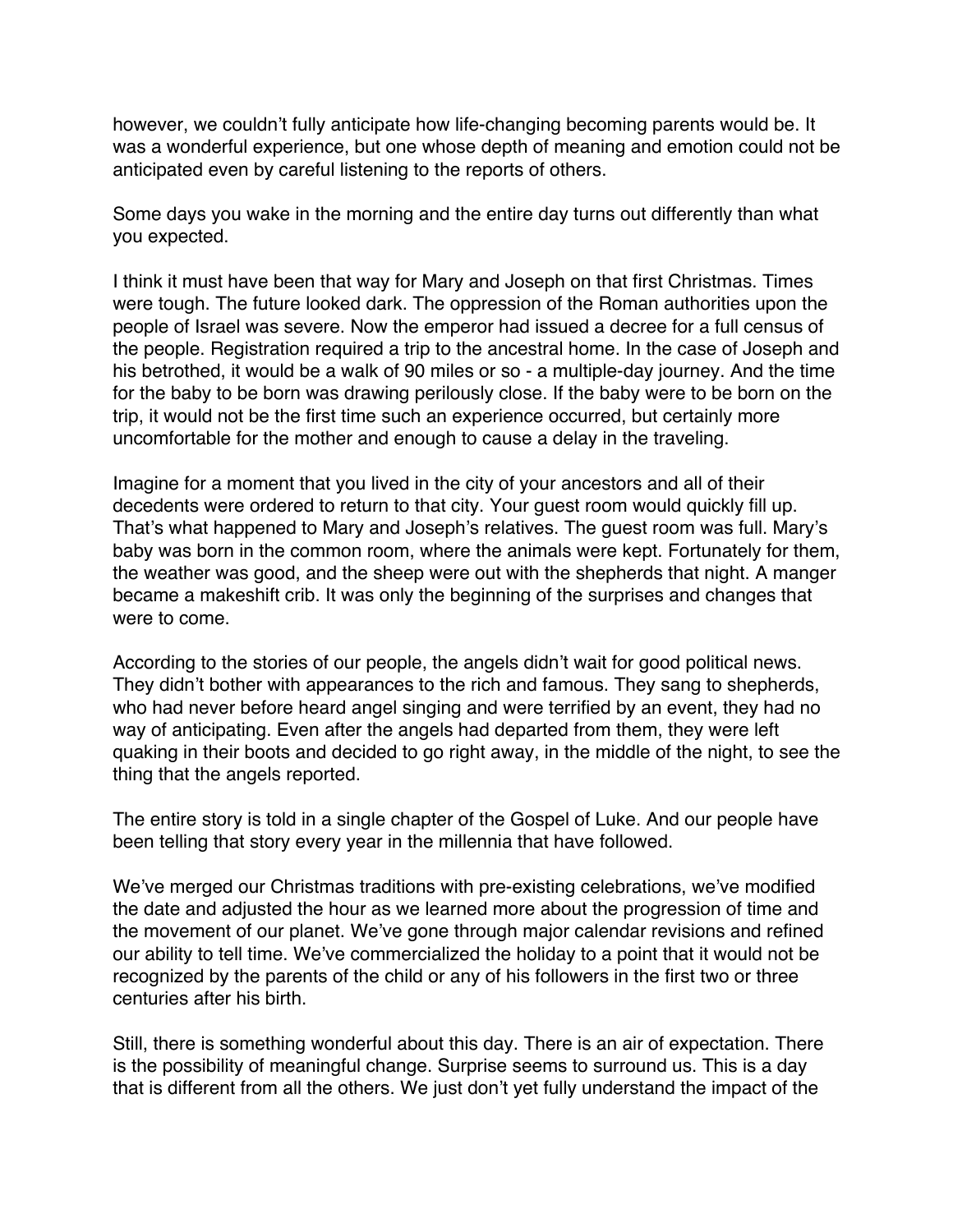however, we couldn't fully anticipate how life-changing becoming parents would be. It was a wonderful experience, but one whose depth of meaning and emotion could not be anticipated even by careful listening to the reports of others.

Some days you wake in the morning and the entire day turns out differently than what you expected.

I think it must have been that way for Mary and Joseph on that first Christmas. Times were tough. The future looked dark. The oppression of the Roman authorities upon the people of Israel was severe. Now the emperor had issued a decree for a full census of the people. Registration required a trip to the ancestral home. In the case of Joseph and his betrothed, it would be a walk of 90 miles or so - a multiple-day journey. And the time for the baby to be born was drawing perilously close. If the baby were to be born on the trip, it would not be the first time such an experience occurred, but certainly more uncomfortable for the mother and enough to cause a delay in the traveling.

Imagine for a moment that you lived in the city of your ancestors and all of their decedents were ordered to return to that city. Your guest room would quickly fill up. That's what happened to Mary and Joseph's relatives. The guest room was full. Mary's baby was born in the common room, where the animals were kept. Fortunately for them, the weather was good, and the sheep were out with the shepherds that night. A manger became a makeshift crib. It was only the beginning of the surprises and changes that were to come.

According to the stories of our people, the angels didn't wait for good political news. They didn't bother with appearances to the rich and famous. They sang to shepherds, who had never before heard angel singing and were terrified by an event, they had no way of anticipating. Even after the angels had departed from them, they were left quaking in their boots and decided to go right away, in the middle of the night, to see the thing that the angels reported.

The entire story is told in a single chapter of the Gospel of Luke. And our people have been telling that story every year in the millennia that have followed.

We've merged our Christmas traditions with pre-existing celebrations, we've modified the date and adjusted the hour as we learned more about the progression of time and the movement of our planet. We've gone through major calendar revisions and refined our ability to tell time. We've commercialized the holiday to a point that it would not be recognized by the parents of the child or any of his followers in the first two or three centuries after his birth.

Still, there is something wonderful about this day. There is an air of expectation. There is the possibility of meaningful change. Surprise seems to surround us. This is a day that is different from all the others. We just don't yet fully understand the impact of the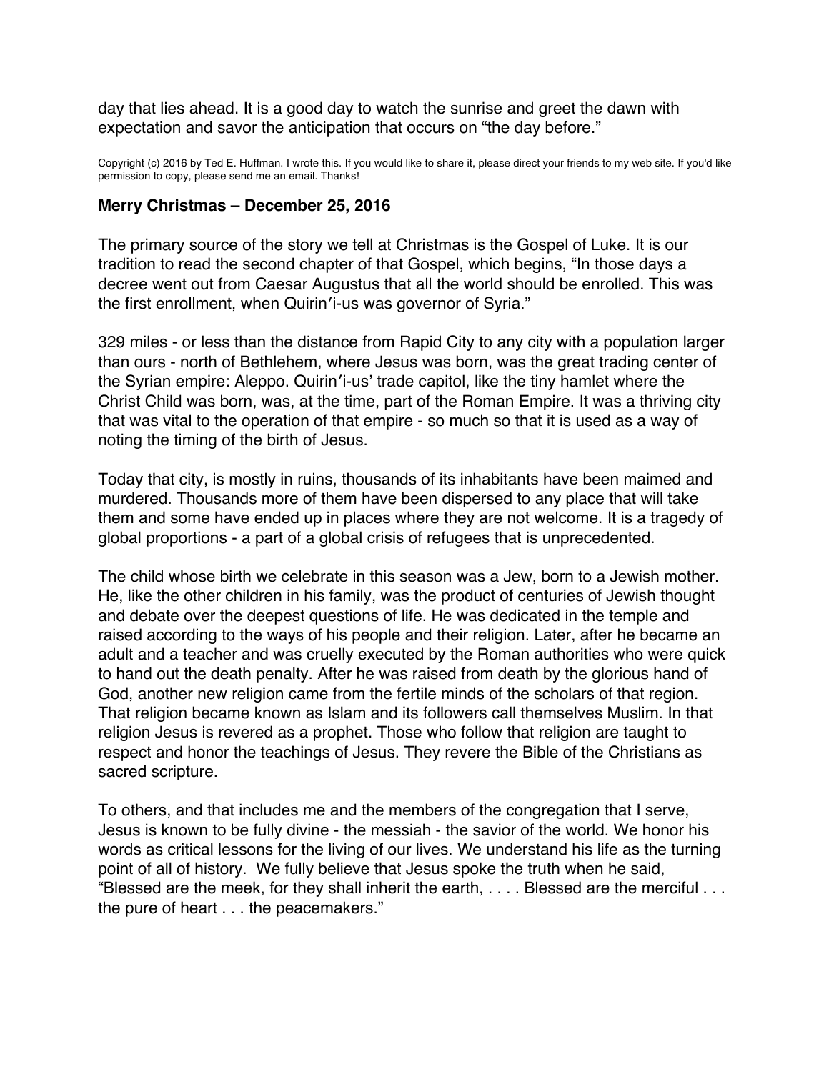day that lies ahead. It is a good day to watch the sunrise and greet the dawn with expectation and savor the anticipation that occurs on "the day before."

Copyright (c) 2016 by Ted E. Huffman. I wrote this. If you would like to share it, please direct your friends to my web site. If you'd like permission to copy, please send me an email. Thanks!

**Merry Christmas – December 25, 2016**

The primary source of the story we tell at Christmas is the Gospel of Luke. It is our tradition to read the second chapter of that Gospel, which begins, "In those days a decree went out from Caesar Augustus that all the world should be enrolled. This was the first enrollment, when Quirin′i-us was governor of Syria."

329 miles - or less than the distance from Rapid City to any city with a population larger than ours - north of Bethlehem, where Jesus was born, was the great trading center of the Syrian empire: Aleppo. Quirin′i-us' trade capitol, like the tiny hamlet where the Christ Child was born, was, at the time, part of the Roman Empire. It was a thriving city that was vital to the operation of that empire - so much so that it is used as a way of noting the timing of the birth of Jesus.

Today that city, is mostly in ruins, thousands of its inhabitants have been maimed and murdered. Thousands more of them have been dispersed to any place that will take them and some have ended up in places where they are not welcome. It is a tragedy of global proportions - a part of a global crisis of refugees that is unprecedented.

The child whose birth we celebrate in this season was a Jew, born to a Jewish mother. He, like the other children in his family, was the product of centuries of Jewish thought and debate over the deepest questions of life. He was dedicated in the temple and raised according to the ways of his people and their religion. Later, after he became an adult and a teacher and was cruelly executed by the Roman authorities who were quick to hand out the death penalty. After he was raised from death by the glorious hand of God, another new religion came from the fertile minds of the scholars of that region. That religion became known as Islam and its followers call themselves Muslim. In that religion Jesus is revered as a prophet. Those who follow that religion are taught to respect and honor the teachings of Jesus. They revere the Bible of the Christians as sacred scripture.

To others, and that includes me and the members of the congregation that I serve, Jesus is known to be fully divine - the messiah - the savior of the world. We honor his words as critical lessons for the living of our lives. We understand his life as the turning point of all of history. We fully believe that Jesus spoke the truth when he said, "Blessed are the meek, for they shall inherit the earth, . . . . Blessed are the merciful . . . the pure of heart . . . the peacemakers."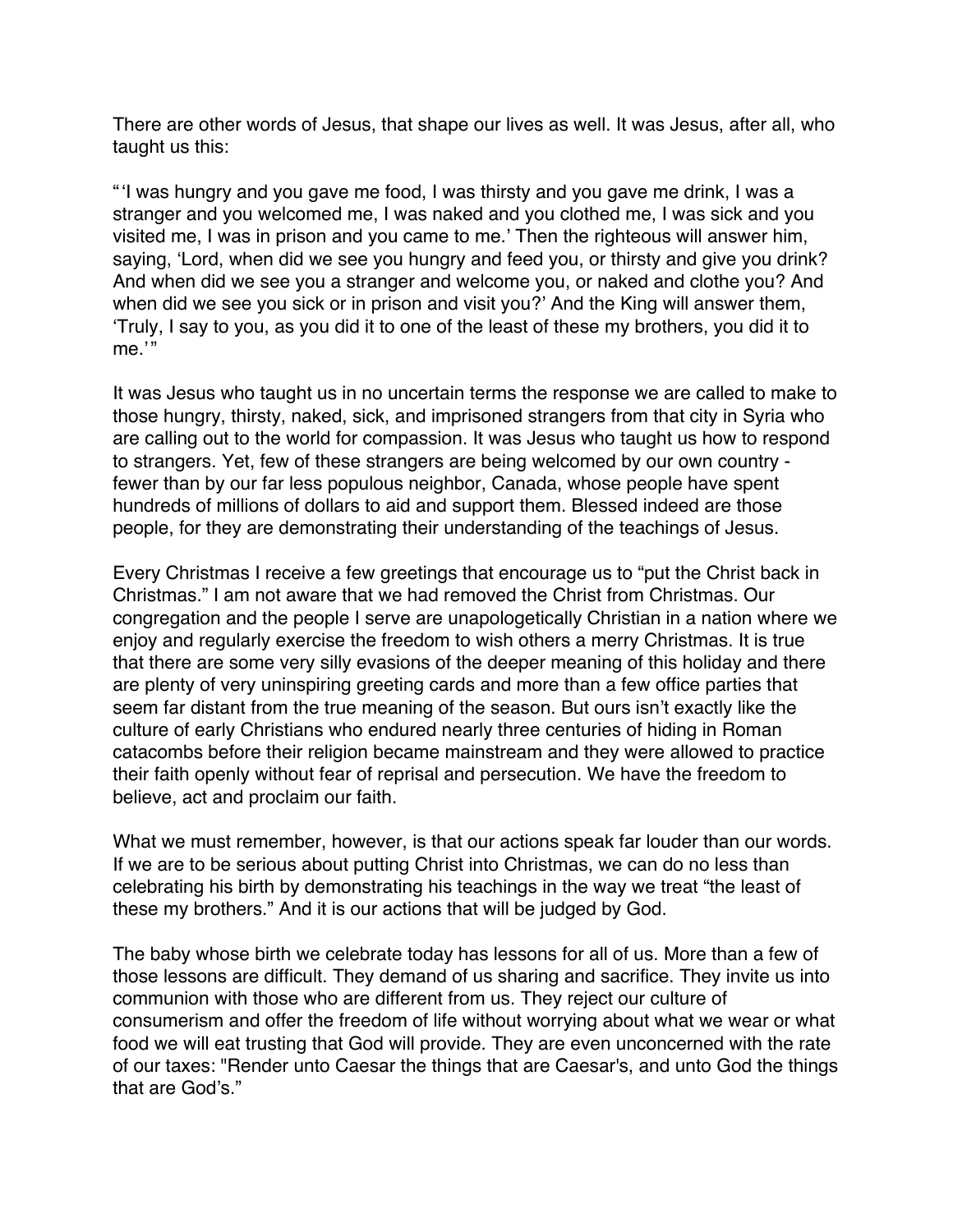There are other words of Jesus, that shape our lives as well. It was Jesus, after all, who taught us this:

"'I was hungry and you gave me food, I was thirsty and you gave me drink, I was a stranger and you welcomed me, I was naked and you clothed me, I was sick and you visited me, I was in prison and you came to me.' Then the righteous will answer him, saying, 'Lord, when did we see you hungry and feed you, or thirsty and give you drink? And when did we see you a stranger and welcome you, or naked and clothe you? And when did we see you sick or in prison and visit you?' And the King will answer them, 'Truly, I say to you, as you did it to one of the least of these my brothers, you did it to me.'"

It was Jesus who taught us in no uncertain terms the response we are called to make to those hungry, thirsty, naked, sick, and imprisoned strangers from that city in Syria who are calling out to the world for compassion. It was Jesus who taught us how to respond to strangers. Yet, few of these strangers are being welcomed by our own country - fewer than by our far less populous neighbor, Canada, whose people have spent hundreds of millions of dollars to aid and support them. Blessed indeed are those people, for they are demonstrating their understanding of the teachings of Jesus.

Every Christmas I receive a few greetings that encourage us to "put the Christ back in Christmas." I am not aware that we had removed the Christ from Christmas. Our congregation and the people I serve are unapologetically Christian in a nation where we enjoy and regularly exercise the freedom to wish others a merry Christmas. It is true that there are some very silly evasions of the deeper meaning of this holiday and there are plenty of very uninspiring greeting cards and more than a few office parties that seem far distant from the true meaning of the season. But ours isn't exactly like the culture of early Christians who endured nearly three centuries of hiding in Roman catacombs before their religion became mainstream and they were allowed to practice their faith openly without fear of reprisal and persecution. We have the freedom to believe, act and proclaim our faith.

What we must remember, however, is that our actions speak far louder than our words. If we are to be serious about putting Christ into Christmas, we can do no less than celebrating his birth by demonstrating his teachings in the way we treat "the least of these my brothers." And it is our actions that will be judged by God.

The baby whose birth we celebrate today has lessons for all of us. More than a few of those lessons are difficult. They demand of us sharing and sacrifice. They invite us into communion with those who are different from us. They reject our culture of consumerism and offer the freedom of life without worrying about what we wear or what food we will eat trusting that God will provide. They are even unconcerned with the rate of our taxes: "Render unto Caesar the things that are Caesar's, and unto God the things that are God's."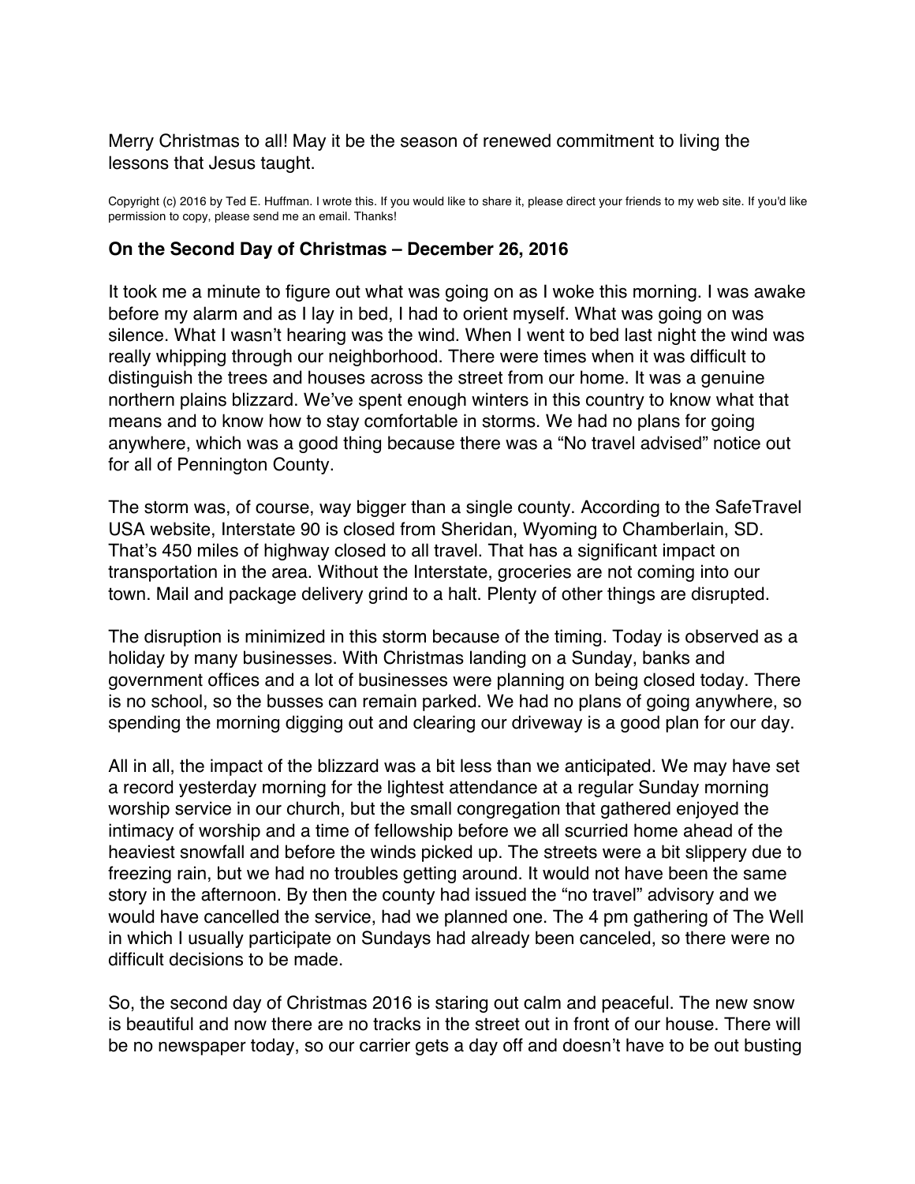Merry Christmas to all! May it be the season of renewed commitment to living the lessons that Jesus taught.

Copyright (c) 2016 by Ted E. Huffman. I wrote this. If you would like to share it, please direct your friends to my web site. If you'd like permission to copy, please send me an email. Thanks!

### On the Second Day of Christmas – December 26, 2016

It took me a minute to figure out what was going on as I woke this morning. I was awake before my alarm and as I lay in bed, I had to orient myself. What was going on was silence. What I wasn't hearing was the wind. When I went to bed last night the wind was really whipping through our neighborhood. There were times when it was difficult to distinguish the trees and houses across the street from our home. It was a genuine northern plains blizzard. We've spent enough winters in this country to know what that means and to know how to stay comfortable in storms. We had no plans for going anywhere, which was a good thing because there was a "No travel advised" notice out for all of Pennington County.

The storm was, of course, way bigger than a single county. According to the SafeTravel USA website, Interstate 90 is closed from Sheridan, Wyoming to Chamberlain, SD. That's 450 miles of highway closed to all travel. That has a significant impact on transportation in the area. Without the Interstate, groceries are not coming into our town. Mail and package delivery grind to a halt. Plenty of other things are disrupted.

The disruption is minimized in this storm because of the timing. Today is observed as a holiday by many businesses. With Christmas landing on a Sunday, banks and government offices and a lot of businesses were planning on being closed today. There is no school, so the busses can remain parked. We had no plans of going anywhere, so spending the morning digging out and clearing our driveway is a good plan for our day.

All in all, the impact of the blizzard was a bit less than we anticipated. We may have set a record yesterday morning for the lightest attendance at a regular Sunday morning worship service in our church, but the small congregation that gathered enjoyed the intimacy of worship and a time of fellowship before we all scurried home ahead of the heaviest snowfall and before the winds picked up. The streets were a bit slippery due to freezing rain, but we had no troubles getting around. It would not have been the same story in the afternoon. By then the county had issued the "no travel" advisory and we would have cancelled the service, had we planned one. The 4 pm gathering of The Well in which I usually participate on Sundays had already been canceled, so there were no difficult decisions to be made.

So, the second day of Christmas 2016 is staring out calm and peaceful. The new snow is beautiful and now there are no tracks in the street out in front of our house. There will be no newspaper today, so our carrier gets a day off and doesn't have to be out busting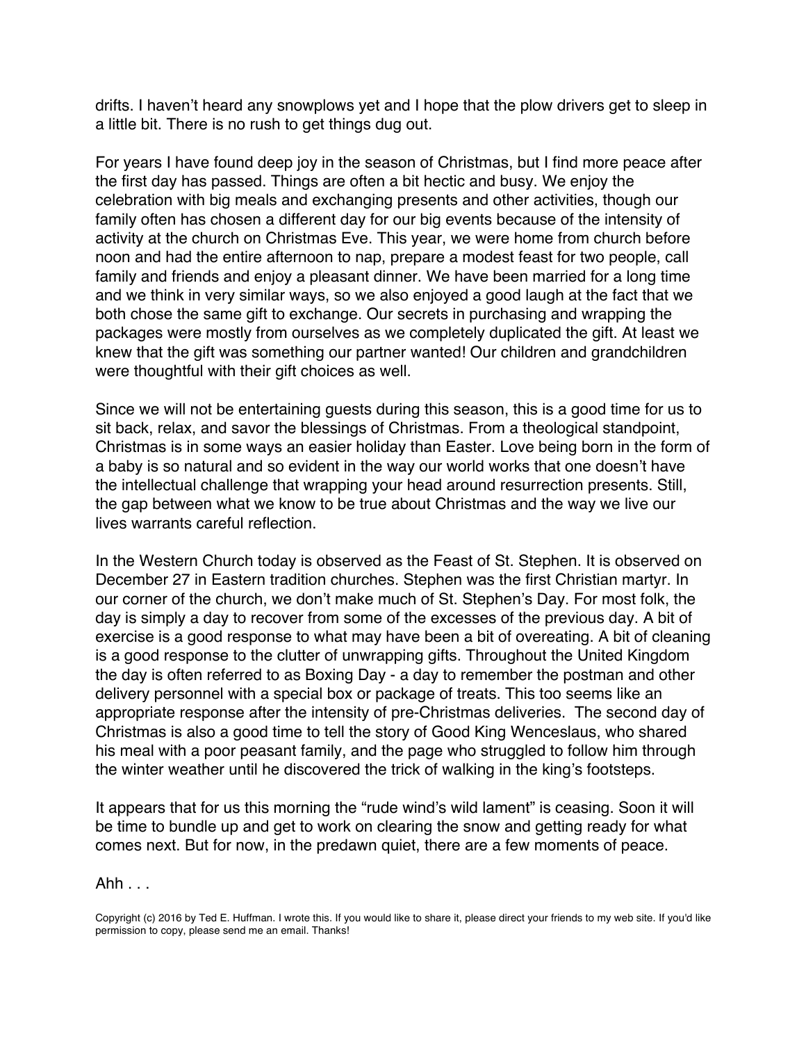drifts. I haven't heard any snowplows yet and I hope that the plow drivers get to sleep in a little bit. There is no rush to get things dug out.

For years I have found deep joy in the season of Christmas, but I find more peace after the first day has passed. Things are often a bit hectic and busy. We enjoy the celebration with big meals and exchanging presents and other activities, though our family often has chosen a different day for our big events because of the intensity of activity at the church on Christmas Eve. This year, we were home from church before noon and had the entire afternoon to nap, prepare a modest feast for two people, call family and friends and enjoy a pleasant dinner. We have been married for a long time and we think in very similar ways, so we also enjoyed a good laugh at the fact that we both chose the same gift to exchange. Our secrets in purchasing and wrapping the packages were mostly from ourselves as we completely duplicated the gift. At least we knew that the gift was something our partner wanted! Our children and grandchildren were thoughtful with their gift choices as well.

Since we will not be entertaining guests during this season, this is a good time for us to sit back, relax, and savor the blessings of Christmas. From a theological standpoint, Christmas is in some ways an easier holiday than Easter. Love being born in the form of a baby is so natural and so evident in the way our world works that one doesn't have the intellectual challenge that wrapping your head around resurrection presents. Still, the gap between what we know to be true about Christmas and the way we live our lives warrants careful reflection.

In the Western Church today is observed as the Feast of St. Stephen. It is observed on December 27 in Eastern tradition churches. Stephen was the first Christian martyr. In our corner of the church, we don't make much of St. Stephen's Day. For most folk, the day is simply a day to recover from some of the excesses of the previous day. A bit of exercise is a good response to what may have been a bit of overeating. A bit of cleaning is a good response to the clutter of unwrapping gifts. Throughout the United Kingdom the day is often referred to as Boxing Day - a day to remember the postman and other delivery personnel with a special box or package of treats. This too seems like an appropriate response after the intensity of pre-Christmas deliveries. The second day of Christmas is also a good time to tell the story of Good King Wenceslaus, who shared his meal with a poor peasant family, and the page who struggled to follow him through the winter weather until he discovered the trick of walking in the king's footsteps.

It appears that for us this morning the "rude wind's wild lament" is ceasing. Soon it will be time to bundle up and get to work on clearing the snow and getting ready for what comes next. But for now, in the predawn quiet, there are a few moments of peace.

Ahh . . .

Copyright (c) 2016 by Ted E. Huffman. I wrote this. If you would like to share it, please direct your friends to my web site. If you'd like permission to copy, please send me an email. Thanks!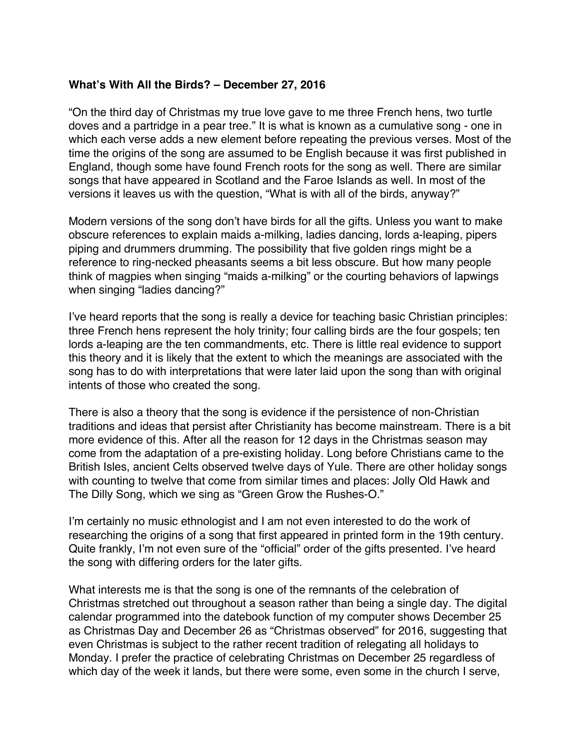**What's With All the Birds? – December 27, 2016**

"On the third day of Christmas my true love gave to me three French hens, two turtle doves and a partridge in a pear tree." It is what is known as a cumulative song - one in which each verse adds a new element before repeating the previous verses. Most of the time the origins of the song are assumed to be English because it was first published in England, though some have found French roots for the song as well. There are similar songs that have appeared in Scotland and the Faroe Islands as well. In most of the versions it leaves us with the question, "What is with all of the birds, anyway?"

Modern versions of the song don't have birds for all the gifts. Unless you want to make obscure references to explain maids a-milking, ladies dancing, lords a-leaping, pipers piping and drummers drumming. The possibility that five golden rings might be a reference to ring-necked pheasants seems a bit less obscure. But how many people think of magpies when singing "maids a-milking" or the courting behaviors of lapwings when singing "ladies dancing?"

I've heard reports that the song is really a device for teaching basic Christian principles: three French hens represent the holy trinity; four calling birds are the four gospels; ten lords a-leaping are the ten commandments, etc. There is little real evidence to support this theory and it is likely that the extent to which the meanings are associated with the song has to do with interpretations that were later laid upon the song than with original intents of those who created the song.

There is also a theory that the song is evidence if the persistence of non-Christian traditions and ideas that persist after Christianity has become mainstream. There is a bit more evidence of this. After all the reason for 12 days in the Christmas season may come from the adaptation of a pre-existing holiday. Long before Christians came to the British Isles, ancient Celts observed twelve days of Yule. There are other holiday songs with counting to twelve that come from similar times and places: Jolly Old Hawk and The Dilly Song, which we sing as "Green Grow the Rushes-O."

I'm certainly no music ethnologist and I am not even interested to do the work of researching the origins of a song that first appeared in printed form in the 19th century. Quite frankly, I'm not even sure of the "official" order of the gifts presented. I've heard the song with differing orders for the later gifts.

What interests me is that the song is one of the remnants of the celebration of Christmas stretched out throughout a season rather than being a single day. The digital calendar programmed into the datebook function of my computer shows December 25 as Christmas Day and December 26 as "Christmas observed" for 2016, suggesting that even Christmas is subject to the rather recent tradition of relegating all holidays to Monday. I prefer the practice of celebrating Christmas on December 25 regardless of which day of the week it lands, but there were some, even some in the church I serve,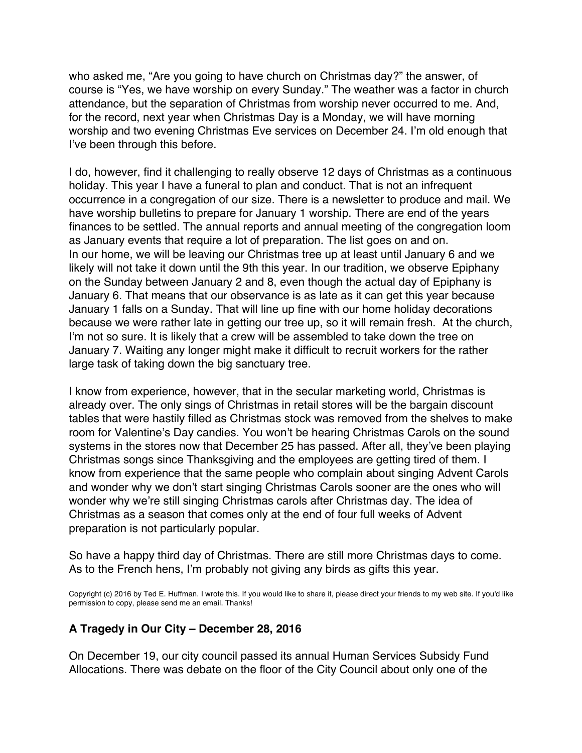who asked me, "Are you going to have church on Christmas day?" the answer, of course is "Yes, we have worship on every Sunday." The weather was a factor in church attendance, but the separation of Christmas from worship never occurred to me. And, for the record, next year when Christmas Day is a Monday, we will have morning worship and two evening Christmas Eve services on December 24. I'm old enough that I've been through this before.

I do, however, find it challenging to really observe 12 days of Christmas as a continuous holiday. This year I have a funeral to plan and conduct. That is not an infrequent occurrence in a congregation of our size. There is a newsletter to produce and mail. We have worship bulletins to prepare for January 1 worship. There are end of the years finances to be settled. The annual reports and annual meeting of the congregation loom as January events that require a lot of preparation. The list goes on and on.
In our home, we will be leaving our Christmas tree up at least until January 6 and we likely will not take it down until the 9th this year. In our tradition, we observe Epiphany on the Sunday between January 2 and 8, even though the actual day of Epiphany is January 6. That means that our observance is as late as it can get this year because January 1 falls on a Sunday. That will line up fine with our home holiday decorations because we were rather late in getting our tree up, so it will remain fresh.  At the church, I'm not so sure. It is likely that a crew will be assembled to take down the tree on January 7. Waiting any longer might make it difficult to recruit workers for the rather large task of taking down the big sanctuary tree.

I know from experience, however, that in the secular marketing world, Christmas is already over. The only sings of Christmas in retail stores will be the bargain discount tables that were hastily filled as Christmas stock was removed from the shelves to make room for Valentine's Day candies. You won't be hearing Christmas Carols on the sound systems in the stores now that December 25 has passed. After all, they've been playing Christmas songs since Thanksgiving and the employees are getting tired of them. I know from experience that the same people who complain about singing Advent Carols and wonder why we don't start singing Christmas Carols sooner are the ones who will wonder why we're still singing Christmas carols after Christmas day. The idea of Christmas as a season that comes only at the end of four full weeks of Advent preparation is not particularly popular.

So have a happy third day of Christmas. There are still more Christmas days to come. As to the French hens, I'm probably not giving any birds as gifts this year.

Copyright (c) 2016 by Ted E. Huffman. I wrote this. If you would like to share it, please direct your friends to my web site. If you'd like permission to copy, please send me an email. Thanks!

## A Tragedy in Our City – December 28, 2016

On December 19, our city council passed its annual Human Services Subsidy Fund Allocations. There was debate on the floor of the City Council about only one of the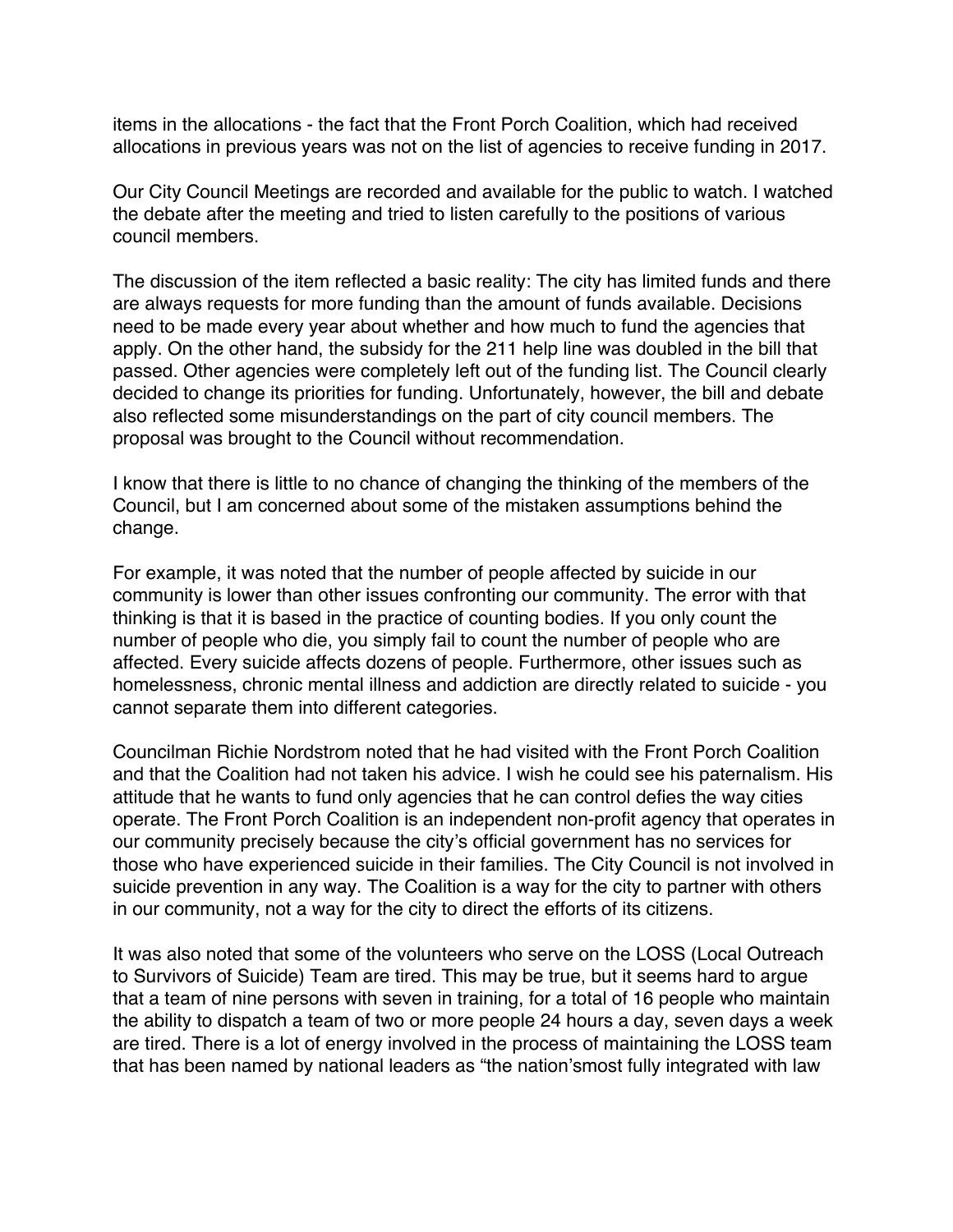items in the allocations - the fact that the Front Porch Coalition, which had received allocations in previous years was not on the list of agencies to receive funding in 2017.

Our City Council Meetings are recorded and available for the public to watch. I watched the debate after the meeting and tried to listen carefully to the positions of various council members.

The discussion of the item reflected a basic reality: The city has limited funds and there are always requests for more funding than the amount of funds available. Decisions need to be made every year about whether and how much to fund the agencies that apply. On the other hand, the subsidy for the 211 help line was doubled in the bill that passed. Other agencies were completely left out of the funding list. The Council clearly decided to change its priorities for funding. Unfortunately, however, the bill and debate also reflected some misunderstandings on the part of city council members. The proposal was brought to the Council without recommendation.

I know that there is little to no chance of changing the thinking of the members of the Council, but I am concerned about some of the mistaken assumptions behind the change.

For example, it was noted that the number of people affected by suicide in our community is lower than other issues confronting our community. The error with that thinking is that it is based in the practice of counting bodies. If you only count the number of people who die, you simply fail to count the number of people who are affected. Every suicide affects dozens of people. Furthermore, other issues such as homelessness, chronic mental illness and addiction are directly related to suicide - you cannot separate them into different categories.

Councilman Richie Nordstrom noted that he had visited with the Front Porch Coalition and that the Coalition had not taken his advice. I wish he could see his paternalism. His attitude that he wants to fund only agencies that he can control defies the way cities operate. The Front Porch Coalition is an independent non-profit agency that operates in our community precisely because the city's official government has no services for those who have experienced suicide in their families. The City Council is not involved in suicide prevention in any way. The Coalition is a way for the city to partner with others in our community, not a way for the city to direct the efforts of its citizens.

It was also noted that some of the volunteers who serve on the LOSS (Local Outreach to Survivors of Suicide) Team are tired. This may be true, but it seems hard to argue that a team of nine persons with seven in training, for a total of 16 people who maintain the ability to dispatch a team of two or more people 24 hours a day, seven days a week are tired. There is a lot of energy involved in the process of maintaining the LOSS team that has been named by national leaders as "the nation'smost fully integrated with law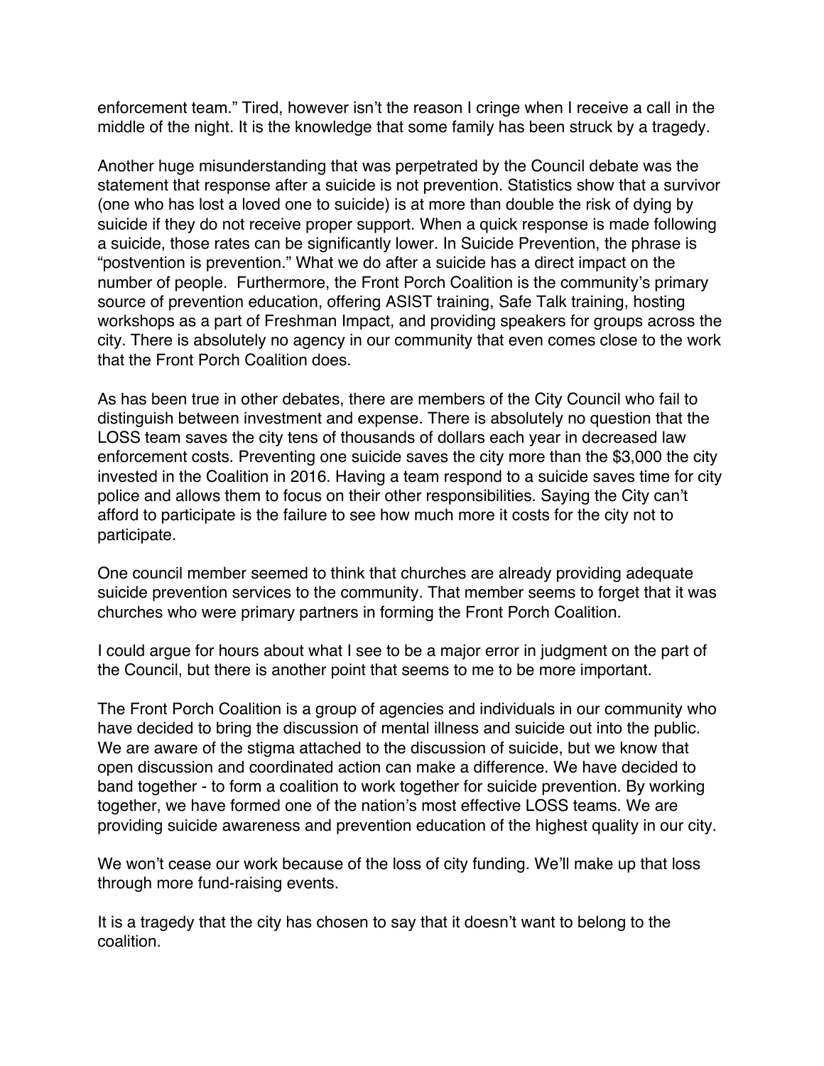enforcement team." Tired, however isn't the reason I cringe when I receive a call in the middle of the night. It is the knowledge that some family has been struck by a tragedy.

Another huge misunderstanding that was perpetrated by the Council debate was the statement that response after a suicide is not prevention. Statistics show that a survivor (one who has lost a loved one to suicide) is at more than double the risk of dying by suicide if they do not receive proper support. When a quick response is made following a suicide, those rates can be significantly lower. In Suicide Prevention, the phrase is "postvention is prevention." What we do after a suicide has a direct impact on the number of people.  Furthermore, the Front Porch Coalition is the community's primary source of prevention education, offering ASIST training, Safe Talk training, hosting workshops as a part of Freshman Impact, and providing speakers for groups across the city. There is absolutely no agency in our community that even comes close to the work that the Front Porch Coalition does.

As has been true in other debates, there are members of the City Council who fail to distinguish between investment and expense. There is absolutely no question that the LOSS team saves the city tens of thousands of dollars each year in decreased law enforcement costs. Preventing one suicide saves the city more than the $3,000 the city invested in the Coalition in 2016. Having a team respond to a suicide saves time for city police and allows them to focus on their other responsibilities. Saying the City can't afford to participate is the failure to see how much more it costs for the city not to participate.

One council member seemed to think that churches are already providing adequate suicide prevention services to the community. That member seems to forget that it was churches who were primary partners in forming the Front Porch Coalition.

I could argue for hours about what I see to be a major error in judgment on the part of the Council, but there is another point that seems to me to be more important.

The Front Porch Coalition is a group of agencies and individuals in our community who have decided to bring the discussion of mental illness and suicide out into the public. We are aware of the stigma attached to the discussion of suicide, but we know that open discussion and coordinated action can make a difference. We have decided to band together - to form a coalition to work together for suicide prevention. By working together, we have formed one of the nation's most effective LOSS teams. We are providing suicide awareness and prevention education of the highest quality in our city.

We won't cease our work because of the loss of city funding. We'll make up that loss through more fund-raising events.

It is a tragedy that the city has chosen to say that it doesn't want to belong to the coalition.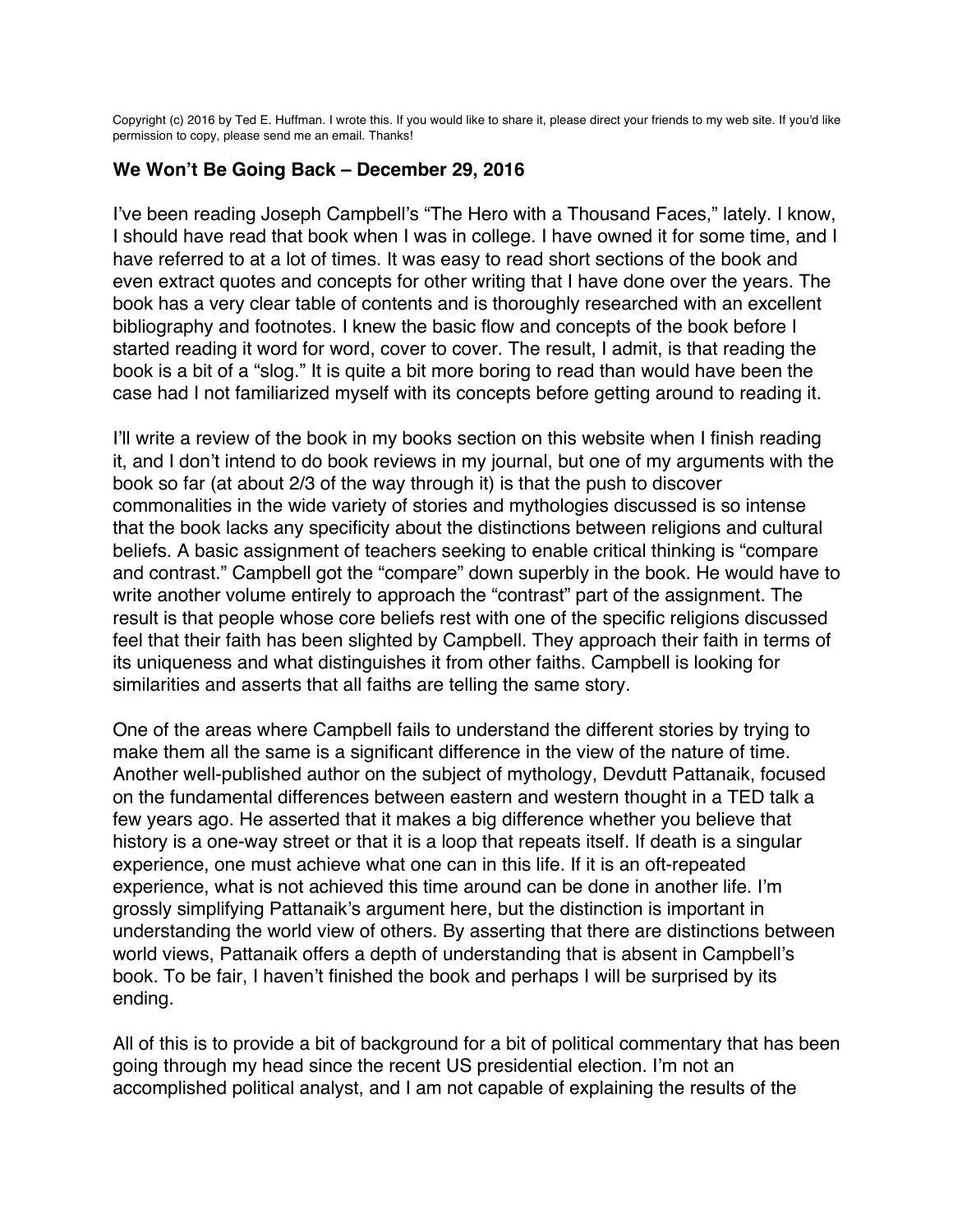Copyright (c) 2016 by Ted E. Huffman. I wrote this. If you would like to share it, please direct your friends to my web site. If you'd like permission to copy, please send me an email. Thanks!

## We Won't Be Going Back – December 29, 2016

I've been reading Joseph Campbell's "The Hero with a Thousand Faces," lately. I know, I should have read that book when I was in college. I have owned it for some time, and I have referred to at a lot of times. It was easy to read short sections of the book and even extract quotes and concepts for other writing that I have done over the years. The book has a very clear table of contents and is thoroughly researched with an excellent bibliography and footnotes. I knew the basic flow and concepts of the book before I started reading it word for word, cover to cover. The result, I admit, is that reading the book is a bit of a "slog." It is quite a bit more boring to read than would have been the case had I not familiarized myself with its concepts before getting around to reading it.

I'll write a review of the book in my books section on this website when I finish reading it, and I don't intend to do book reviews in my journal, but one of my arguments with the book so far (at about 2/3 of the way through it) is that the push to discover commonalities in the wide variety of stories and mythologies discussed is so intense that the book lacks any specificity about the distinctions between religions and cultural beliefs. A basic assignment of teachers seeking to enable critical thinking is "compare and contrast." Campbell got the "compare" down superbly in the book. He would have to write another volume entirely to approach the "contrast" part of the assignment. The result is that people whose core beliefs rest with one of the specific religions discussed feel that their faith has been slighted by Campbell. They approach their faith in terms of its uniqueness and what distinguishes it from other faiths. Campbell is looking for similarities and asserts that all faiths are telling the same story.

One of the areas where Campbell fails to understand the different stories by trying to make them all the same is a significant difference in the view of the nature of time. Another well-published author on the subject of mythology, Devdutt Pattanaik, focused on the fundamental differences between eastern and western thought in a TED talk a few years ago. He asserted that it makes a big difference whether you believe that history is a one-way street or that it is a loop that repeats itself. If death is a singular experience, one must achieve what one can in this life. If it is an oft-repeated experience, what is not achieved this time around can be done in another life. I'm grossly simplifying Pattanaik's argument here, but the distinction is important in understanding the world view of others. By asserting that there are distinctions between world views, Pattanaik offers a depth of understanding that is absent in Campbell's book. To be fair, I haven't finished the book and perhaps I will be surprised by its ending.

All of this is to provide a bit of background for a bit of political commentary that has been going through my head since the recent US presidential election. I'm not an accomplished political analyst, and I am not capable of explaining the results of the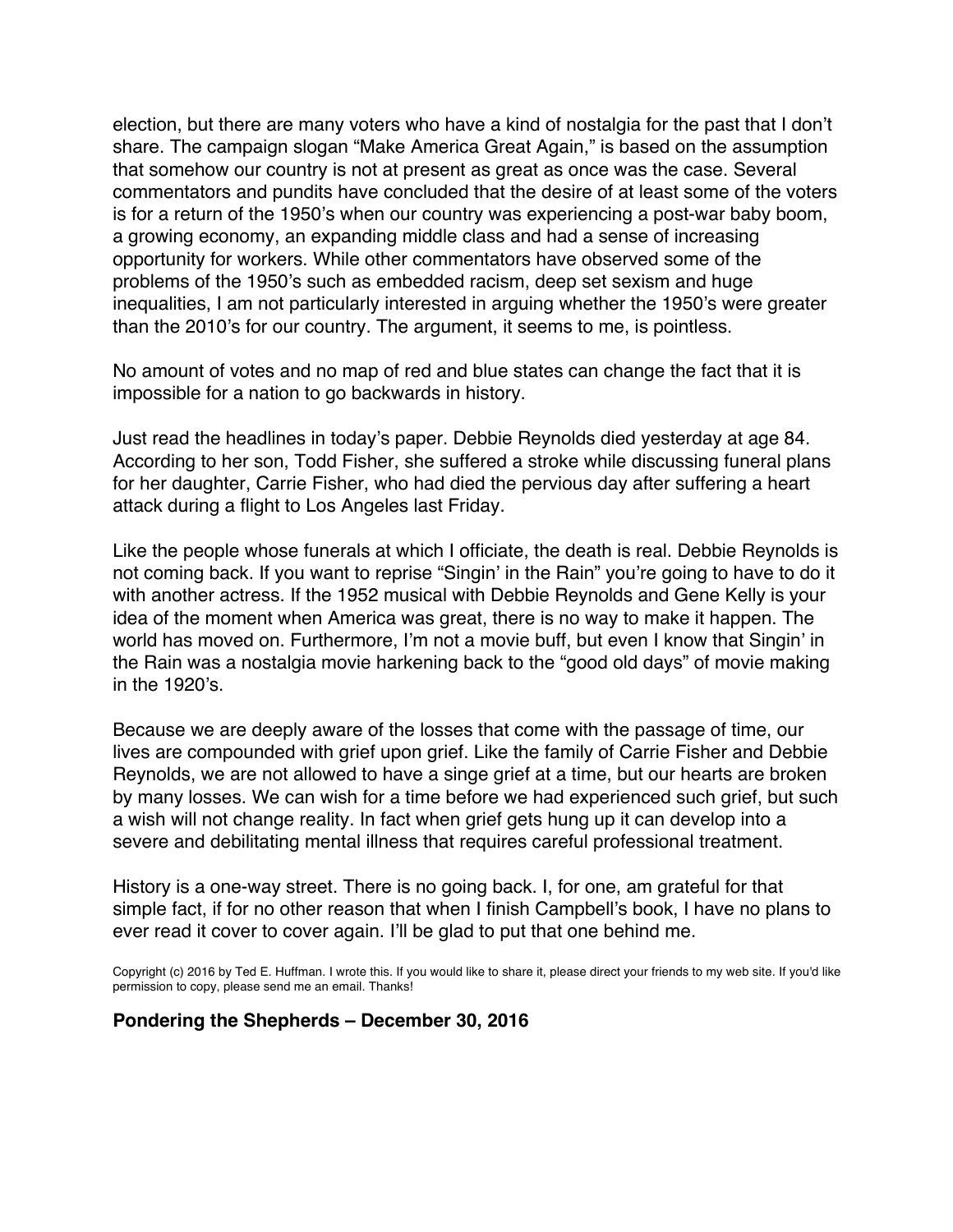election, but there are many voters who have a kind of nostalgia for the past that I don't share. The campaign slogan "Make America Great Again," is based on the assumption that somehow our country is not at present as great as once was the case. Several commentators and pundits have concluded that the desire of at least some of the voters is for a return of the 1950's when our country was experiencing a post-war baby boom, a growing economy, an expanding middle class and had a sense of increasing opportunity for workers. While other commentators have observed some of the problems of the 1950's such as embedded racism, deep set sexism and huge inequalities, I am not particularly interested in arguing whether the 1950's were greater than the 2010's for our country. The argument, it seems to me, is pointless.

No amount of votes and no map of red and blue states can change the fact that it is impossible for a nation to go backwards in history.

Just read the headlines in today's paper. Debbie Reynolds died yesterday at age 84. According to her son, Todd Fisher, she suffered a stroke while discussing funeral plans for her daughter, Carrie Fisher, who had died the pervious day after suffering a heart attack during a flight to Los Angeles last Friday.

Like the people whose funerals at which I officiate, the death is real. Debbie Reynolds is not coming back. If you want to reprise "Singin' in the Rain" you're going to have to do it with another actress. If the 1952 musical with Debbie Reynolds and Gene Kelly is your idea of the moment when America was great, there is no way to make it happen. The world has moved on. Furthermore, I'm not a movie buff, but even I know that Singin' in the Rain was a nostalgia movie harkening back to the "good old days" of movie making in the 1920's.

Because we are deeply aware of the losses that come with the passage of time, our lives are compounded with grief upon grief. Like the family of Carrie Fisher and Debbie Reynolds, we are not allowed to have a singe grief at a time, but our hearts are broken by many losses. We can wish for a time before we had experienced such grief, but such a wish will not change reality. In fact when grief gets hung up it can develop into a severe and debilitating mental illness that requires careful professional treatment.

History is a one-way street. There is no going back. I, for one, am grateful for that simple fact, if for no other reason that when I finish Campbell's book, I have no plans to ever read it cover to cover again. I'll be glad to put that one behind me.

Copyright (c) 2016 by Ted E. Huffman. I wrote this. If you would like to share it, please direct your friends to my web site. If you'd like permission to copy, please send me an email. Thanks!

## Pondering the Shepherds – December 30, 2016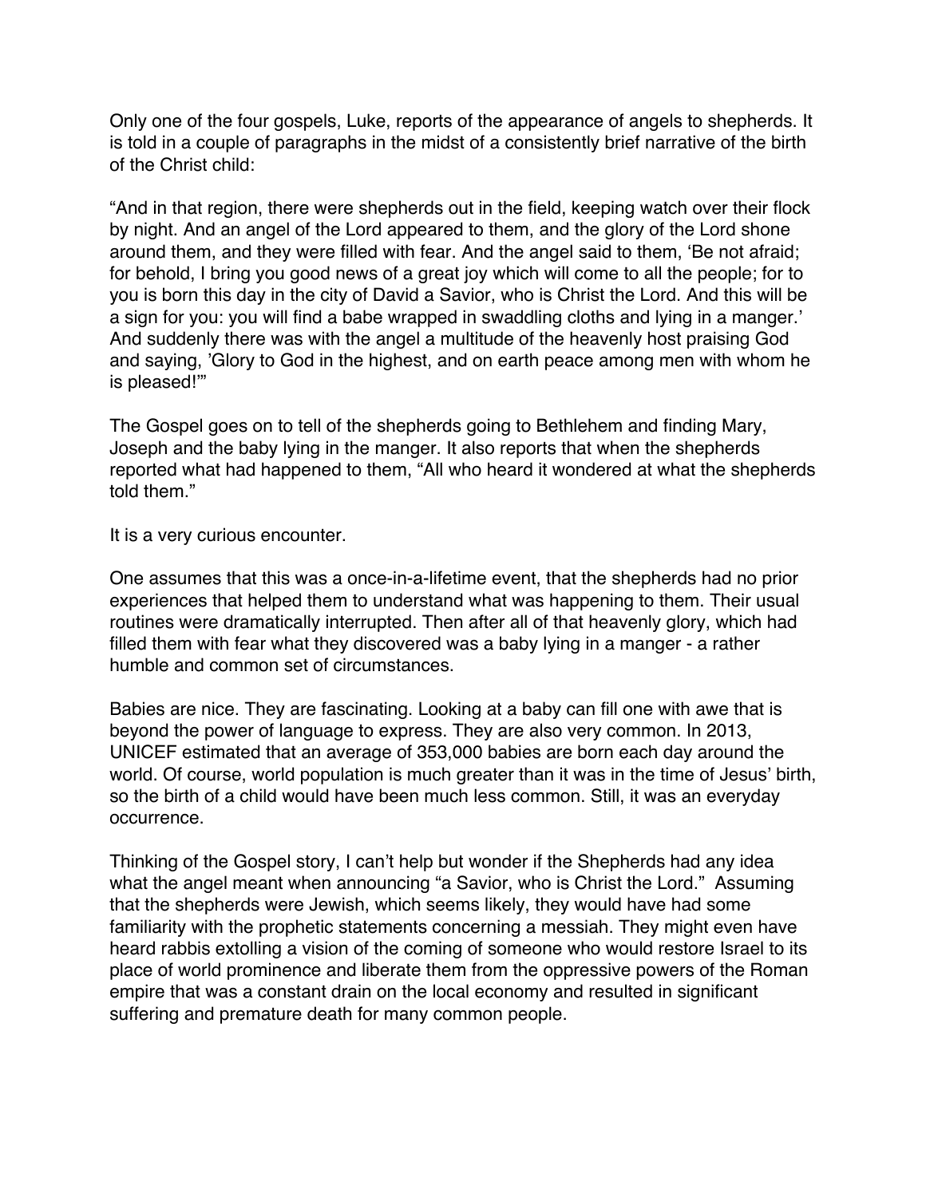Only one of the four gospels, Luke, reports of the appearance of angels to shepherds. It is told in a couple of paragraphs in the midst of a consistently brief narrative of the birth of the Christ child:

"And in that region, there were shepherds out in the field, keeping watch over their flock by night. And an angel of the Lord appeared to them, and the glory of the Lord shone around them, and they were filled with fear. And the angel said to them, 'Be not afraid; for behold, I bring you good news of a great joy which will come to all the people; for to you is born this day in the city of David a Savior, who is Christ the Lord. And this will be a sign for you: you will find a babe wrapped in swaddling cloths and lying in a manger.' And suddenly there was with the angel a multitude of the heavenly host praising God and saying, 'Glory to God in the highest, and on earth peace among men with whom he is pleased!'"

The Gospel goes on to tell of the shepherds going to Bethlehem and finding Mary, Joseph and the baby lying in the manger. It also reports that when the shepherds reported what had happened to them, "All who heard it wondered at what the shepherds told them."

It is a very curious encounter.

One assumes that this was a once-in-a-lifetime event, that the shepherds had no prior experiences that helped them to understand what was happening to them. Their usual routines were dramatically interrupted. Then after all of that heavenly glory, which had filled them with fear what they discovered was a baby lying in a manger - a rather humble and common set of circumstances.

Babies are nice. They are fascinating. Looking at a baby can fill one with awe that is beyond the power of language to express. They are also very common. In 2013, UNICEF estimated that an average of 353,000 babies are born each day around the world. Of course, world population is much greater than it was in the time of Jesus' birth, so the birth of a child would have been much less common. Still, it was an everyday occurrence.

Thinking of the Gospel story, I can't help but wonder if the Shepherds had any idea what the angel meant when announcing "a Savior, who is Christ the Lord." Assuming that the shepherds were Jewish, which seems likely, they would have had some familiarity with the prophetic statements concerning a messiah. They might even have heard rabbis extolling a vision of the coming of someone who would restore Israel to its place of world prominence and liberate them from the oppressive powers of the Roman empire that was a constant drain on the local economy and resulted in significant suffering and premature death for many common people.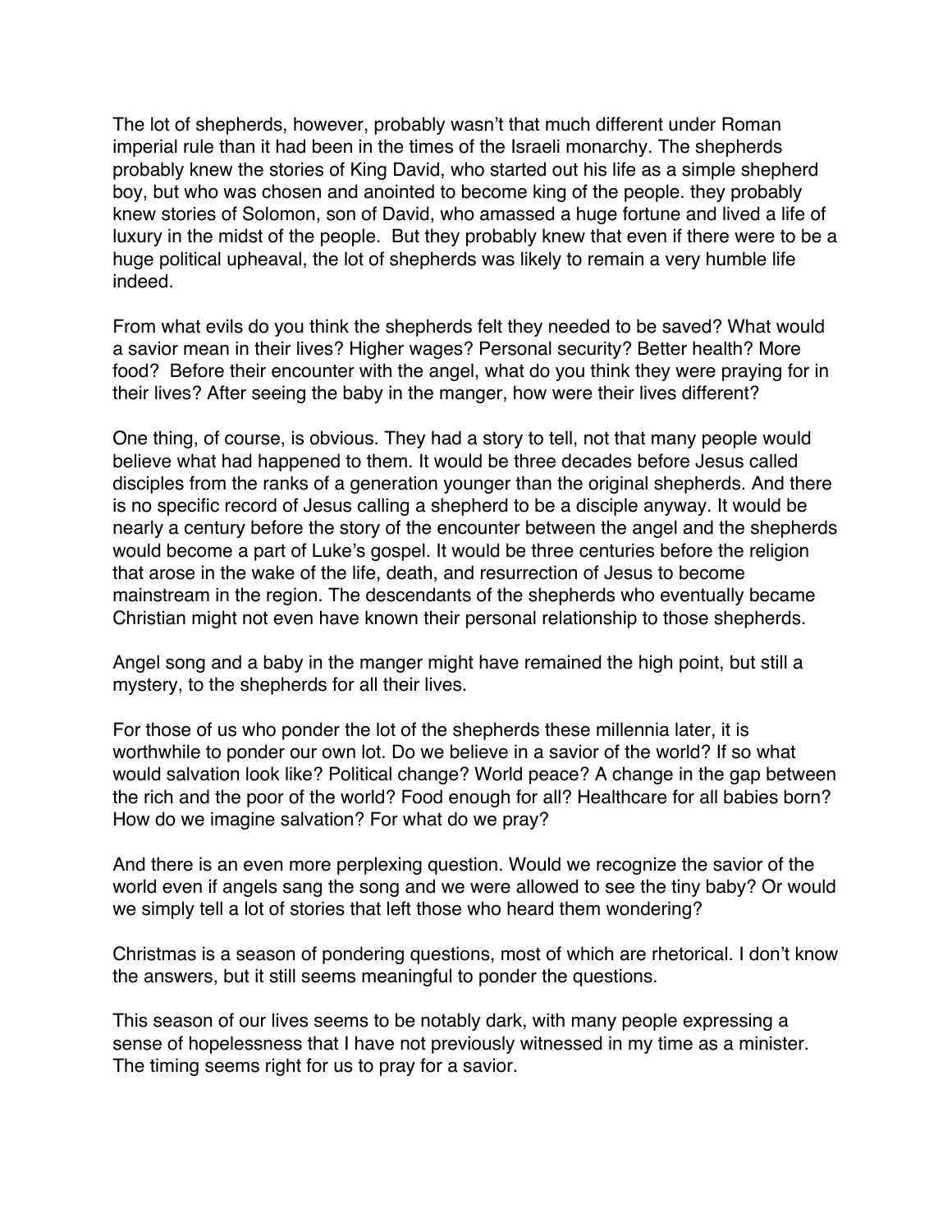The lot of shepherds, however, probably wasn't that much different under Roman imperial rule than it had been in the times of the Israeli monarchy. The shepherds probably knew the stories of King David, who started out his life as a simple shepherd boy, but who was chosen and anointed to become king of the people. they probably knew stories of Solomon, son of David, who amassed a huge fortune and lived a life of luxury in the midst of the people. But they probably knew that even if there were to be a huge political upheaval, the lot of shepherds was likely to remain a very humble life indeed.

From what evils do you think the shepherds felt they needed to be saved? What would a savior mean in their lives? Higher wages? Personal security? Better health? More food? Before their encounter with the angel, what do you think they were praying for in their lives? After seeing the baby in the manger, how were their lives different?

One thing, of course, is obvious. They had a story to tell, not that many people would believe what had happened to them. It would be three decades before Jesus called disciples from the ranks of a generation younger than the original shepherds. And there is no specific record of Jesus calling a shepherd to be a disciple anyway. It would be nearly a century before the story of the encounter between the angel and the shepherds would become a part of Luke's gospel. It would be three centuries before the religion that arose in the wake of the life, death, and resurrection of Jesus to become mainstream in the region. The descendants of the shepherds who eventually became Christian might not even have known their personal relationship to those shepherds.

Angel song and a baby in the manger might have remained the high point, but still a mystery, to the shepherds for all their lives.

For those of us who ponder the lot of the shepherds these millennia later, it is worthwhile to ponder our own lot. Do we believe in a savior of the world? If so what would salvation look like? Political change? World peace? A change in the gap between the rich and the poor of the world? Food enough for all? Healthcare for all babies born? How do we imagine salvation? For what do we pray?

And there is an even more perplexing question. Would we recognize the savior of the world even if angels sang the song and we were allowed to see the tiny baby? Or would we simply tell a lot of stories that left those who heard them wondering?

Christmas is a season of pondering questions, most of which are rhetorical. I don't know the answers, but it still seems meaningful to ponder the questions.

This season of our lives seems to be notably dark, with many people expressing a sense of hopelessness that I have not previously witnessed in my time as a minister. The timing seems right for us to pray for a savior.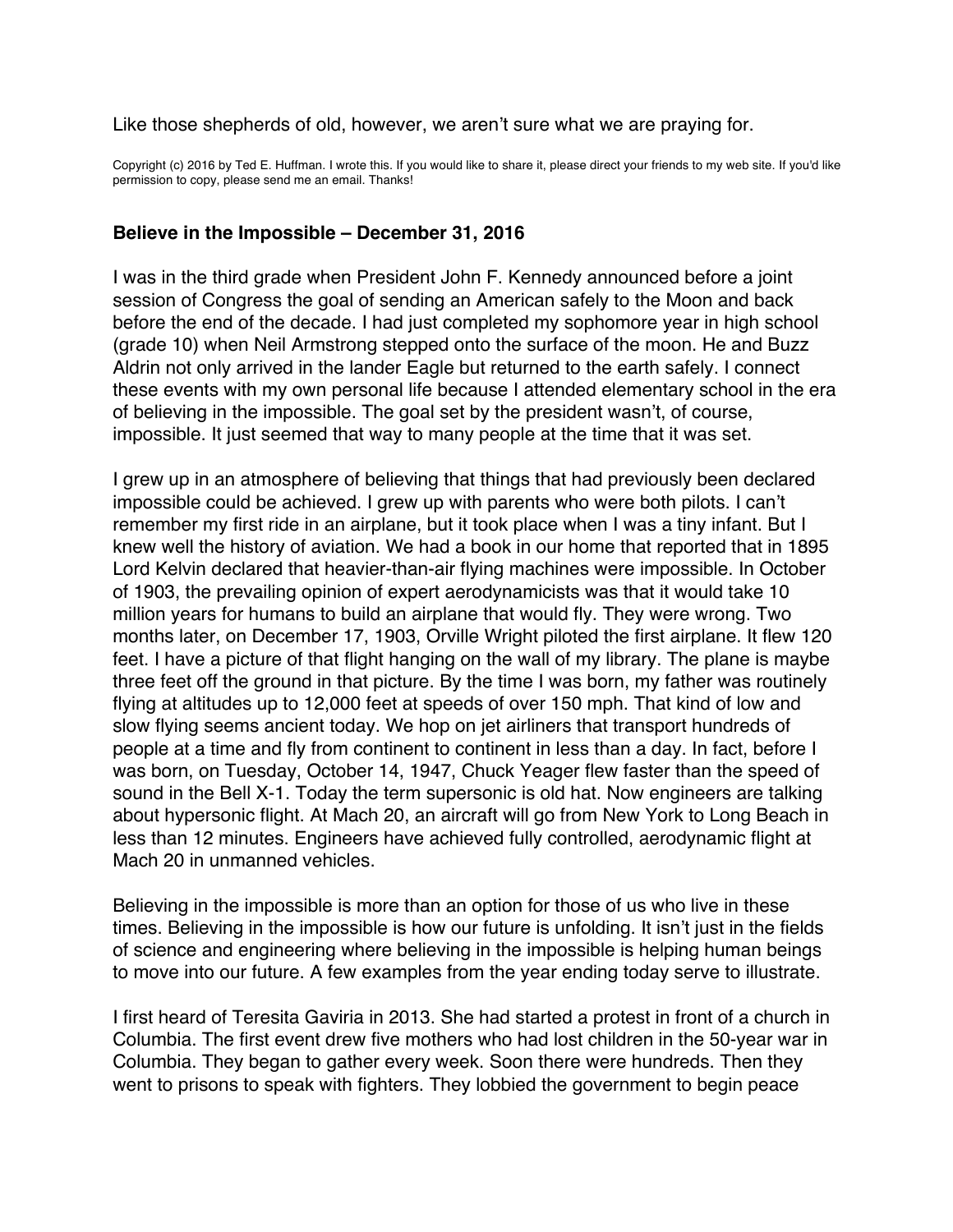Like those shepherds of old, however, we aren't sure what we are praying for.

Copyright (c) 2016 by Ted E. Huffman. I wrote this. If you would like to share it, please direct your friends to my web site. If you'd like permission to copy, please send me an email. Thanks!

### Believe in the Impossible – December 31, 2016

I was in the third grade when President John F. Kennedy announced before a joint session of Congress the goal of sending an American safely to the Moon and back before the end of the decade. I had just completed my sophomore year in high school (grade 10) when Neil Armstrong stepped onto the surface of the moon. He and Buzz Aldrin not only arrived in the lander Eagle but returned to the earth safely. I connect these events with my own personal life because I attended elementary school in the era of believing in the impossible. The goal set by the president wasn't, of course, impossible. It just seemed that way to many people at the time that it was set.

I grew up in an atmosphere of believing that things that had previously been declared impossible could be achieved. I grew up with parents who were both pilots. I can't remember my first ride in an airplane, but it took place when I was a tiny infant. But I knew well the history of aviation. We had a book in our home that reported that in 1895 Lord Kelvin declared that heavier-than-air flying machines were impossible. In October of 1903, the prevailing opinion of expert aerodynamicists was that it would take 10 million years for humans to build an airplane that would fly. They were wrong. Two months later, on December 17, 1903, Orville Wright piloted the first airplane. It flew 120 feet. I have a picture of that flight hanging on the wall of my library. The plane is maybe three feet off the ground in that picture. By the time I was born, my father was routinely flying at altitudes up to 12,000 feet at speeds of over 150 mph. That kind of low and slow flying seems ancient today. We hop on jet airliners that transport hundreds of people at a time and fly from continent to continent in less than a day. In fact, before I was born, on Tuesday, October 14, 1947, Chuck Yeager flew faster than the speed of sound in the Bell X-1. Today the term supersonic is old hat. Now engineers are talking about hypersonic flight. At Mach 20, an aircraft will go from New York to Long Beach in less than 12 minutes. Engineers have achieved fully controlled, aerodynamic flight at Mach 20 in unmanned vehicles.

Believing in the impossible is more than an option for those of us who live in these times. Believing in the impossible is how our future is unfolding. It isn't just in the fields of science and engineering where believing in the impossible is helping human beings to move into our future. A few examples from the year ending today serve to illustrate.

I first heard of Teresita Gaviria in 2013. She had started a protest in front of a church in Columbia. The first event drew five mothers who had lost children in the 50-year war in Columbia. They began to gather every week. Soon there were hundreds. Then they went to prisons to speak with fighters. They lobbied the government to begin peace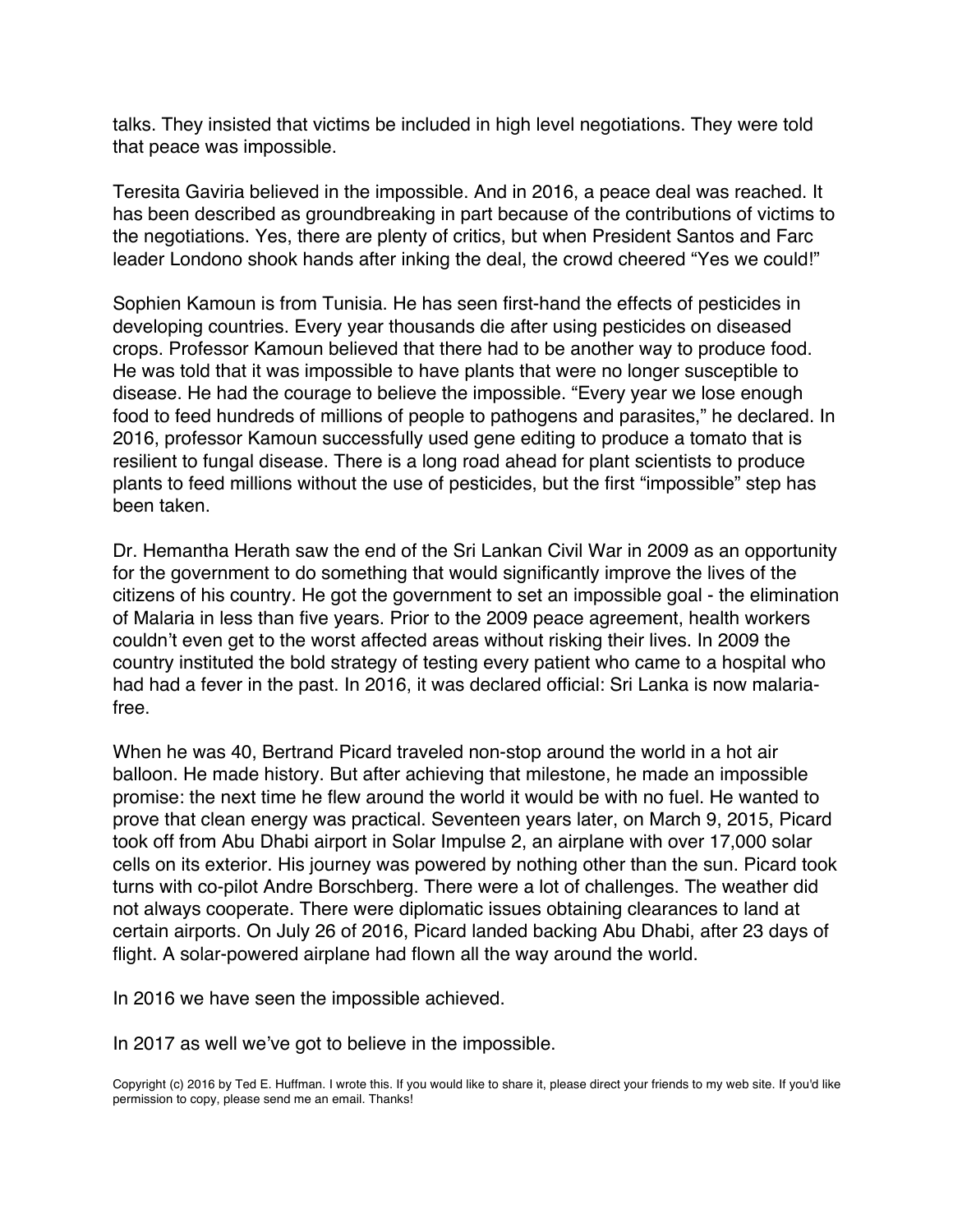talks. They insisted that victims be included in high level negotiations. They were told that peace was impossible.

Teresita Gaviria believed in the impossible. And in 2016, a peace deal was reached. It has been described as groundbreaking in part because of the contributions of victims to the negotiations. Yes, there are plenty of critics, but when President Santos and Farc leader Londono shook hands after inking the deal, the crowd cheered "Yes we could!"

Sophien Kamoun is from Tunisia. He has seen first-hand the effects of pesticides in developing countries. Every year thousands die after using pesticides on diseased crops. Professor Kamoun believed that there had to be another way to produce food. He was told that it was impossible to have plants that were no longer susceptible to disease. He had the courage to believe the impossible. "Every year we lose enough food to feed hundreds of millions of people to pathogens and parasites," he declared. In 2016, professor Kamoun successfully used gene editing to produce a tomato that is resilient to fungal disease. There is a long road ahead for plant scientists to produce plants to feed millions without the use of pesticides, but the first "impossible" step has been taken.

Dr. Hemantha Herath saw the end of the Sri Lankan Civil War in 2009 as an opportunity for the government to do something that would significantly improve the lives of the citizens of his country. He got the government to set an impossible goal - the elimination of Malaria in less than five years. Prior to the 2009 peace agreement, health workers couldn't even get to the worst affected areas without risking their lives. In 2009 the country instituted the bold strategy of testing every patient who came to a hospital who had had a fever in the past. In 2016, it was declared official: Sri Lanka is now malaria-free.

When he was 40, Bertrand Picard traveled non-stop around the world in a hot air balloon. He made history. But after achieving that milestone, he made an impossible promise: the next time he flew around the world it would be with no fuel. He wanted to prove that clean energy was practical. Seventeen years later, on March 9, 2015, Picard took off from Abu Dhabi airport in Solar Impulse 2, an airplane with over 17,000 solar cells on its exterior. His journey was powered by nothing other than the sun. Picard took turns with co-pilot Andre Borschberg. There were a lot of challenges. The weather did not always cooperate. There were diplomatic issues obtaining clearances to land at certain airports. On July 26 of 2016, Picard landed backing Abu Dhabi, after 23 days of flight. A solar-powered airplane had flown all the way around the world.

In 2016 we have seen the impossible achieved.

In 2017 as well we've got to believe in the impossible.

Copyright (c) 2016 by Ted E. Huffman. I wrote this. If you would like to share it, please direct your friends to my web site. If you'd like permission to copy, please send me an email. Thanks!